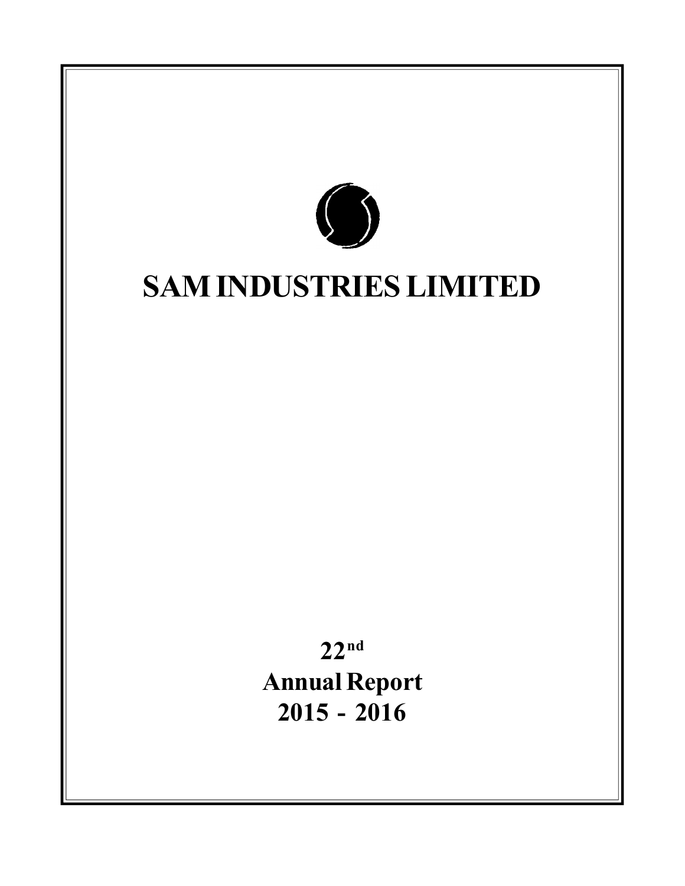# SAM INDUSTRIES LIMITED

**22nd**

**Annual Report**

**2015 - 2016**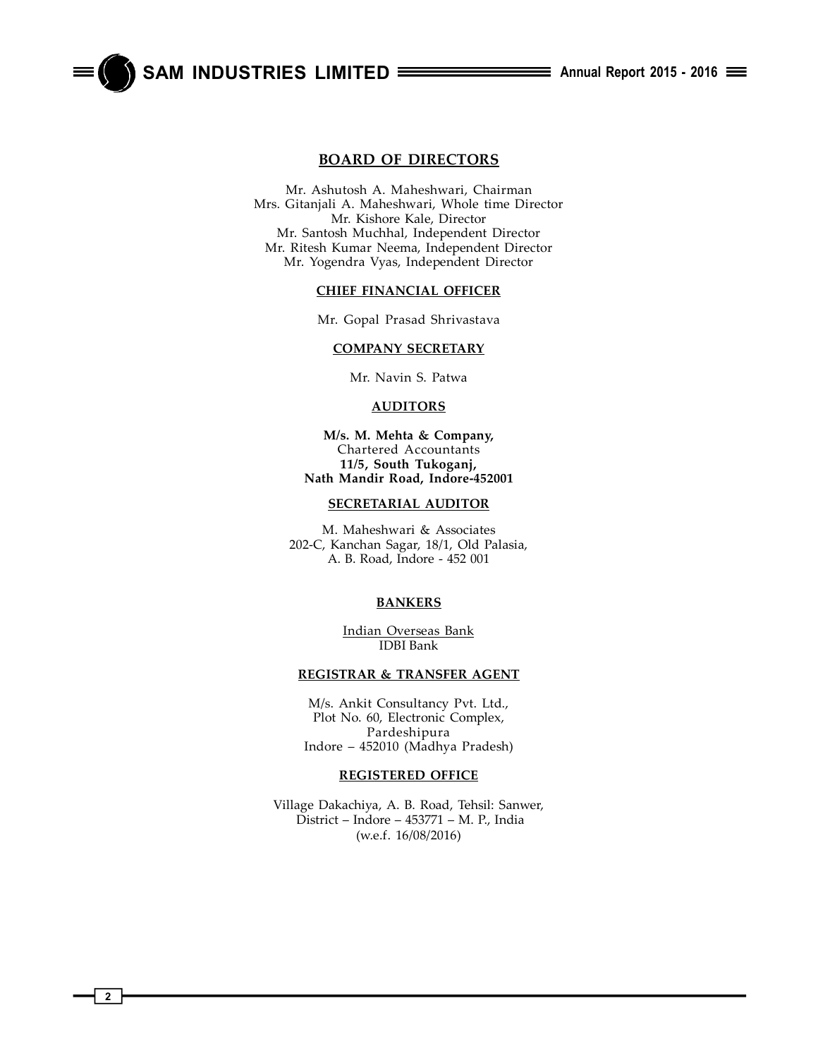## BOARD OF DIRECTORS

Mr. Ashutosh A. Maheshwari, Chairman
Mrs. Gitanjali A. Maheshwari, Whole time Director
Mr. Kishore Kale, Director
Mr. Santosh Muchhal, Independent Director
Mr. Ritesh Kumar Neema, Independent Director
Mr. Yogendra Vyas, Independent Director

### CHIEF FINANCIAL OFFICER

Mr. Gopal Prasad Shrivastava

### COMPANY SECRETARY

Mr. Navin S. Patwa

### AUDITORS

**M/s. M. Mehta & Company,**
Chartered Accountants
**11/5, South Tukoganj,**
**Nath Mandir Road, Indore-452001**

### SECRETARIAL AUDITOR

M. Maheshwari & Associates
202-C, Kanchan Sagar, 18/1, Old Palasia,
A. B. Road, Indore - 452 001

### BANKERS

Indian Overseas Bank
IDBI Bank

### REGISTRAR & TRANSFER AGENT

M/s. Ankit Consultancy Pvt. Ltd.,
Plot No. 60, Electronic Complex,
Pardeshipura
Indore – 452010 (Madhya Pradesh)

### REGISTERED OFFICE

Village Dakachiya, A. B. Road, Tehsil: Sanwer,
District – Indore – 453771 – M. P., India
(w.e.f. 16/08/2016)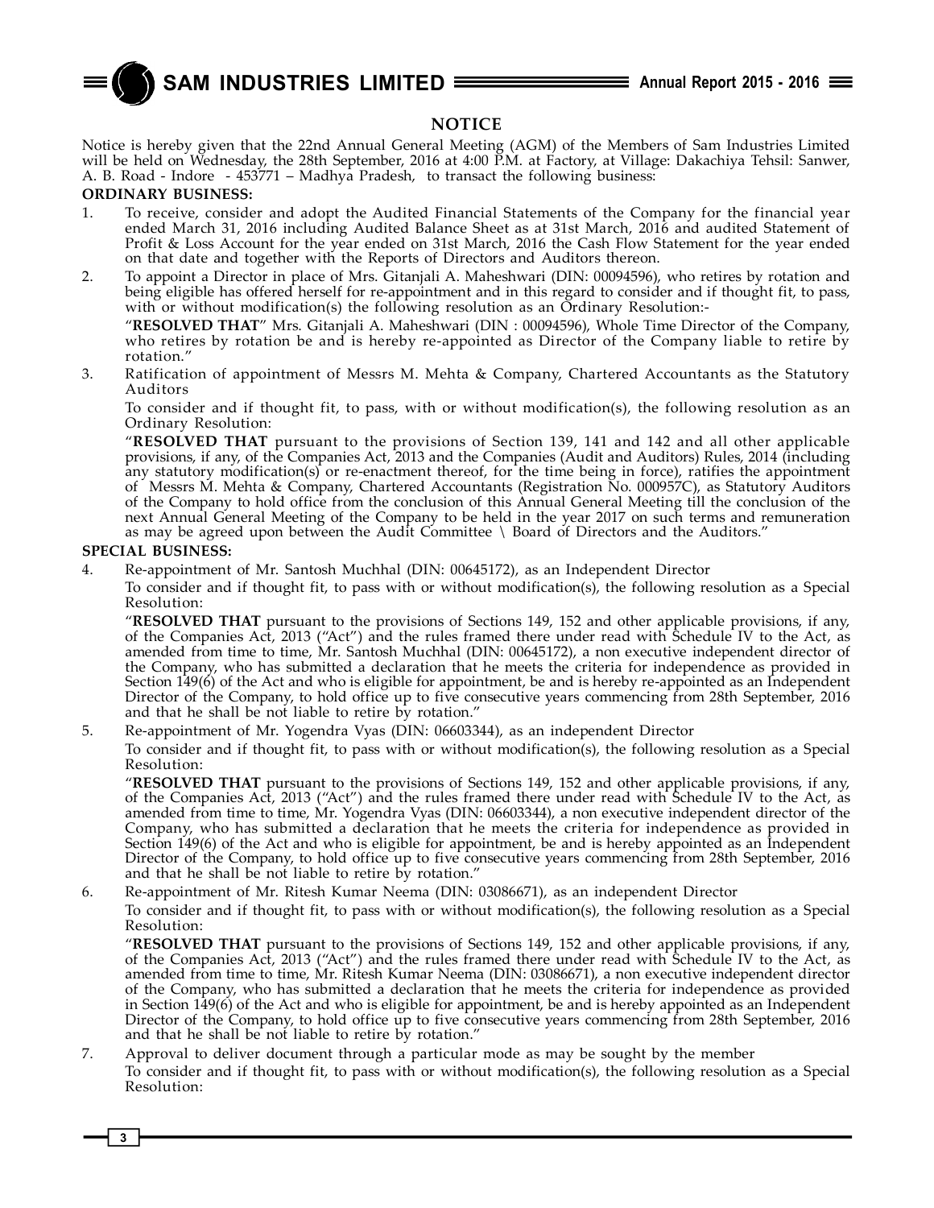## NOTICE

Notice is hereby given that the 22nd Annual General Meeting (AGM) of the Members of Sam Industries Limited will be held on Wednesday, the 28th September, 2016 at 4:00 P.M. at Factory, at Village: Dakachiya Tehsil: Sanwer, A. B. Road - Indore - 453771 – Madhya Pradesh, to transact the following business:

**ORDINARY BUSINESS:**

1. To receive, consider and adopt the Audited Financial Statements of the Company for the financial year ended March 31, 2016 including Audited Balance Sheet as at 31st March, 2016 and audited Statement of Profit & Loss Account for the year ended on 31st March, 2016 the Cash Flow Statement for the year ended on that date and together with the Reports of Directors and Auditors thereon.

2. To appoint a Director in place of Mrs. Gitanjali A. Maheshwari (DIN: 00094596), who retires by rotation and being eligible has offered herself for re-appointment and in this regard to consider and if thought fit, to pass, with or without modification(s) the following resolution as an Ordinary Resolution:-

   "**RESOLVED THAT**" Mrs. Gitanjali A. Maheshwari (DIN : 00094596), Whole Time Director of the Company, who retires by rotation be and is hereby re-appointed as Director of the Company liable to retire by rotation."

3. Ratification of appointment of Messrs M. Mehta & Company, Chartered Accountants as the Statutory Auditors

   To consider and if thought fit, to pass, with or without modification(s), the following resolution as an Ordinary Resolution:

   "**RESOLVED THAT** pursuant to the provisions of Section 139, 141 and 142 and all other applicable provisions, if any, of the Companies Act, 2013 and the Companies (Audit and Auditors) Rules, 2014 (including any statutory modification(s) or re-enactment thereof, for the time being in force), ratifies the appointment of Messrs M. Mehta & Company, Chartered Accountants (Registration No. 000957C), as Statutory Auditors of the Company to hold office from the conclusion of this Annual General Meeting till the conclusion of the next Annual General Meeting of the Company to be held in the year 2017 on such terms and remuneration as may be agreed upon between the Audit Committee \ Board of Directors and the Auditors."

**SPECIAL BUSINESS:**

4. Re-appointment of Mr. Santosh Muchhal (DIN: 00645172), as an Independent Director

   To consider and if thought fit, to pass with or without modification(s), the following resolution as a Special Resolution:

   "**RESOLVED THAT** pursuant to the provisions of Sections 149, 152 and other applicable provisions, if any, of the Companies Act, 2013 ("Act") and the rules framed there under read with Schedule IV to the Act, as amended from time to time, Mr. Santosh Muchhal (DIN: 00645172), a non executive independent director of the Company, who has submitted a declaration that he meets the criteria for independence as provided in Section 149(6) of the Act and who is eligible for appointment, be and is hereby re-appointed as an Independent Director of the Company, to hold office up to five consecutive years commencing from 28th September, 2016 and that he shall be not liable to retire by rotation."

5. Re-appointment of Mr. Yogendra Vyas (DIN: 06603344), as an independent Director

   To consider and if thought fit, to pass with or without modification(s), the following resolution as a Special Resolution:

   "**RESOLVED THAT** pursuant to the provisions of Sections 149, 152 and other applicable provisions, if any, of the Companies Act, 2013 ("Act") and the rules framed there under read with Schedule IV to the Act, as amended from time to time, Mr. Yogendra Vyas (DIN: 06603344), a non executive independent director of the Company, who has submitted a declaration that he meets the criteria for independence as provided in Section 149(6) of the Act and who is eligible for appointment, be and is hereby appointed as an Independent Director of the Company, to hold office up to five consecutive years commencing from 28th September, 2016 and that he shall be not liable to retire by rotation."

6. Re-appointment of Mr. Ritesh Kumar Neema (DIN: 03086671), as an independent Director

   To consider and if thought fit, to pass with or without modification(s), the following resolution as a Special Resolution:

   "**RESOLVED THAT** pursuant to the provisions of Sections 149, 152 and other applicable provisions, if any, of the Companies Act, 2013 ("Act") and the rules framed there under read with Schedule IV to the Act, as amended from time to time, Mr. Ritesh Kumar Neema (DIN: 03086671), a non executive independent director of the Company, who has submitted a declaration that he meets the criteria for independence as provided in Section 149(6) of the Act and who is eligible for appointment, be and is hereby appointed as an Independent Director of the Company, to hold office up to five consecutive years commencing from 28th September, 2016 and that he shall be not liable to retire by rotation."

7. Approval to deliver document through a particular mode as may be sought by the member

   To consider and if thought fit, to pass, with or without modification(s), the following resolution as a Special Resolution: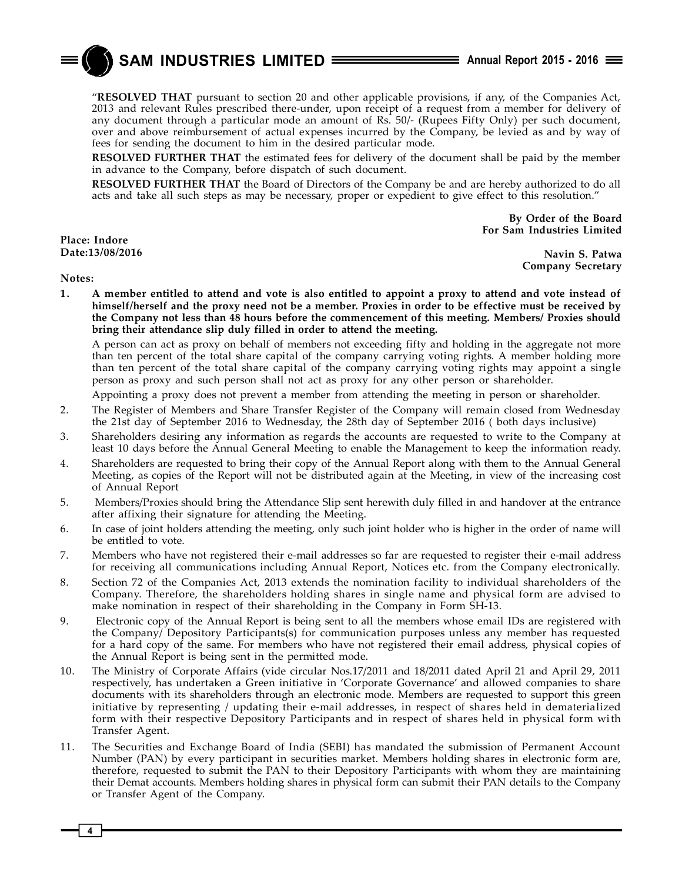"**RESOLVED THAT** pursuant to section 20 and other applicable provisions, if any, of the Companies Act, 2013 and relevant Rules prescribed there-under, upon receipt of a request from a member for delivery of any document through a particular mode an amount of Rs. 50/- (Rupees Fifty Only) per such document, over and above reimbursement of actual expenses incurred by the Company, be levied as and by way of fees for sending the document to him in the desired particular mode.

**RESOLVED FURTHER THAT** the estimated fees for delivery of the document shall be paid by the member in advance to the Company, before dispatch of such document.

**RESOLVED FURTHER THAT** the Board of Directors of the Company be and are hereby authorized to do all acts and take all such steps as may be necessary, proper or expedient to give effect to this resolution."

**By Order of the Board**
**For Sam Industries Limited**

**Place: Indore**
**Date:13/08/2016**

**Navin S. Patwa**
**Company Secretary**

**Notes:**

1. **A member entitled to attend and vote is also entitled to appoint a proxy to attend and vote instead of himself/herself and the proxy need not be a member. Proxies in order to be effective must be received by the Company not less than 48 hours before the commencement of this meeting. Members/ Proxies should bring their attendance slip duly filled in order to attend the meeting.**

   A person can act as proxy on behalf of members not exceeding fifty and holding in the aggregate not more than ten percent of the total share capital of the company carrying voting rights. A member holding more than ten percent of the total share capital of the company carrying voting rights may appoint a single person as proxy and such person shall not act as proxy for any other person or shareholder.

   Appointing a proxy does not prevent a member from attending the meeting in person or shareholder.

2. The Register of Members and Share Transfer Register of the Company will remain closed from Wednesday the 21st day of September 2016 to Wednesday, the 28th day of September 2016 ( both days inclusive)
3. Shareholders desiring any information as regards the accounts are requested to write to the Company at least 10 days before the Annual General Meeting to enable the Management to keep the information ready.
4. Shareholders are requested to bring their copy of the Annual Report along with them to the Annual General Meeting, as copies of the Report will not be distributed again at the Meeting, in view of the increasing cost of Annual Report
5. Members/Proxies should bring the Attendance Slip sent herewith duly filled in and handover at the entrance after affixing their signature for attending the Meeting.
6. In case of joint holders attending the meeting, only such joint holder who is higher in the order of name will be entitled to vote.
7. Members who have not registered their e-mail addresses so far are requested to register their e-mail address for receiving all communications including Annual Report, Notices etc. from the Company electronically.
8. Section 72 of the Companies Act, 2013 extends the nomination facility to individual shareholders of the Company. Therefore, the shareholders holding shares in single name and physical form are advised to make nomination in respect of their shareholding in the Company in Form SH-13.
9. Electronic copy of the Annual Report is being sent to all the members whose email IDs are registered with the Company/ Depository Participants(s) for communication purposes unless any member has requested for a hard copy of the same. For members who have not registered their email address, physical copies of the Annual Report is being sent in the permitted mode.
10. The Ministry of Corporate Affairs (vide circular Nos.17/2011 and 18/2011 dated April 21 and April 29, 2011 respectively, has undertaken a Green initiative in 'Corporate Governance' and allowed companies to share documents with its shareholders through an electronic mode. Members are requested to support this green initiative by representing / updating their e-mail addresses, in respect of shares held in dematerialized form with their respective Depository Participants and in respect of shares held in physical form with Transfer Agent.
11. The Securities and Exchange Board of India (SEBI) has mandated the submission of Permanent Account Number (PAN) by every participant in securities market. Members holding shares in electronic form are, therefore, requested to submit the PAN to their Depository Participants with whom they are maintaining their Demat accounts. Members holding shares in physical form can submit their PAN details to the Company or Transfer Agent of the Company.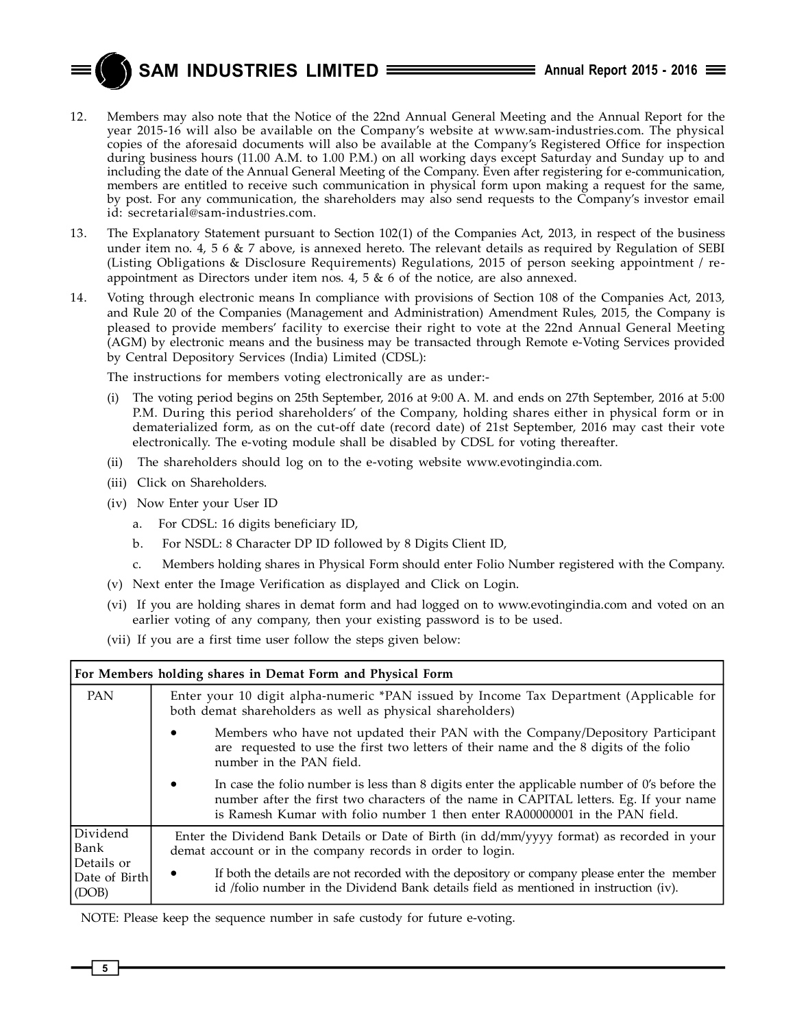12. Members may also note that the Notice of the 22nd Annual General Meeting and the Annual Report for the year 2015-16 will also be available on the Company's website at www.sam-industries.com. The physical copies of the aforesaid documents will also be available at the Company's Registered Office for inspection during business hours (11.00 A.M. to 1.00 P.M.) on all working days except Saturday and Sunday up to and including the date of the Annual General Meeting of the Company. Even after registering for e-communication, members are entitled to receive such communication in physical form upon making a request for the same, by post. For any communication, the shareholders may also send requests to the Company's investor email id: secretarial@sam-industries.com.

13. The Explanatory Statement pursuant to Section 102(1) of the Companies Act, 2013, in respect of the business under item no. 4, 5 6 & 7 above, is annexed hereto. The relevant details as required by Regulation of SEBI (Listing Obligations & Disclosure Requirements) Regulations, 2015 of person seeking appointment / re-appointment as Directors under item nos. 4, 5 & 6 of the notice, are also annexed.

14. Voting through electronic means In compliance with provisions of Section 108 of the Companies Act, 2013, and Rule 20 of the Companies (Management and Administration) Amendment Rules, 2015, the Company is pleased to provide members' facility to exercise their right to vote at the 22nd Annual General Meeting (AGM) by electronic means and the business may be transacted through Remote e-Voting Services provided by Central Depository Services (India) Limited (CDSL):

    The instructions for members voting electronically are as under:-

    (i) The voting period begins on 25th September, 2016 at 9:00 A. M. and ends on 27th September, 2016 at 5:00 P.M. During this period shareholders' of the Company, holding shares either in physical form or in dematerialized form, as on the cut-off date (record date) of 21st September, 2016 may cast their vote electronically. The e-voting module shall be disabled by CDSL for voting thereafter.

    (ii) The shareholders should log on to the e-voting website www.evotingindia.com.

    (iii) Click on Shareholders.

    (iv) Now Enter your User ID

    a. For CDSL: 16 digits beneficiary ID,

    b. For NSDL: 8 Character DP ID followed by 8 Digits Client ID,

    c. Members holding shares in Physical Form should enter Folio Number registered with the Company.

    (v) Next enter the Image Verification as displayed and Click on Login.

    (vi) If you are holding shares in demat form and had logged on to www.evotingindia.com and voted on an earlier voting of any company, then your existing password is to be used.

    (vii) If you are a first time user follow the steps given below:

| For Members holding shares in Demat Form and Physical Form | |
|---|---|
| PAN | Enter your 10 digit alpha-numeric *PAN issued by Income Tax Department (Applicable for both demat shareholders as well as physical shareholders)<br>• Members who have not updated their PAN with the Company/Depository Participant are requested to use the first two letters of their name and the 8 digits of the folio number in the PAN field.<br>• In case the folio number is less than 8 digits enter the applicable number of 0's before the number after the first two characters of the name in CAPITAL letters. Eg. If your name is Ramesh Kumar with folio number 1 then enter RA00000001 in the PAN field. |
| Dividend Bank Details or Date of Birth (DOB) | Enter the Dividend Bank Details or Date of Birth (in dd/mm/yyyy format) as recorded in your demat account or in the company records in order to login.<br>• If both the details are not recorded with the depository or company please enter the member id /folio number in the Dividend Bank details field as mentioned in instruction (iv). |

NOTE: Please keep the sequence number in safe custody for future e-voting.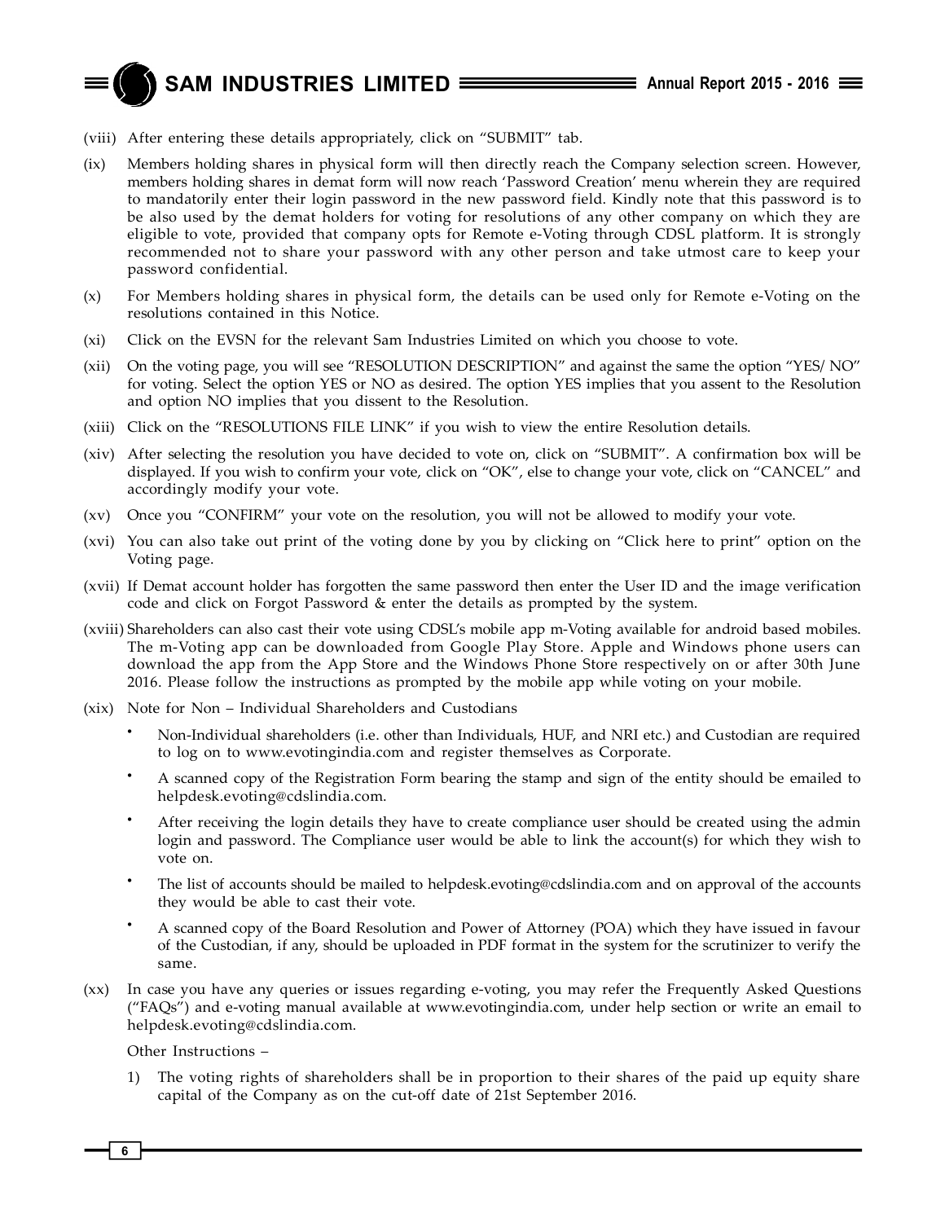(viii) After entering these details appropriately, click on "SUBMIT" tab.

(ix) Members holding shares in physical form will then directly reach the Company selection screen. However, members holding shares in demat form will now reach 'Password Creation' menu wherein they are required to mandatorily enter their login password in the new password field. Kindly note that this password is to be also used by the demat holders for voting for resolutions of any other company on which they are eligible to vote, provided that company opts for Remote e-Voting through CDSL platform. It is strongly recommended not to share your password with any other person and take utmost care to keep your password confidential.

(x) For Members holding shares in physical form, the details can be used only for Remote e-Voting on the resolutions contained in this Notice.

(xi) Click on the EVSN for the relevant Sam Industries Limited on which you choose to vote.

(xii) On the voting page, you will see "RESOLUTION DESCRIPTION" and against the same the option "YES/ NO" for voting. Select the option YES or NO as desired. The option YES implies that you assent to the Resolution and option NO implies that you dissent to the Resolution.

(xiii) Click on the "RESOLUTIONS FILE LINK" if you wish to view the entire Resolution details.

(xiv) After selecting the resolution you have decided to vote on, click on "SUBMIT". A confirmation box will be displayed. If you wish to confirm your vote, click on "OK", else to change your vote, click on "CANCEL" and accordingly modify your vote.

(xv) Once you "CONFIRM" your vote on the resolution, you will not be allowed to modify your vote.

(xvi) You can also take out print of the voting done by you by clicking on "Click here to print" option on the Voting page.

(xvii) If Demat account holder has forgotten the same password then enter the User ID and the image verification code and click on Forgot Password & enter the details as prompted by the system.

(xviii) Shareholders can also cast their vote using CDSL's mobile app m-Voting available for android based mobiles. The m-Voting app can be downloaded from Google Play Store. Apple and Windows phone users can download the app from the App Store and the Windows Phone Store respectively on or after 30th June 2016. Please follow the instructions as prompted by the mobile app while voting on your mobile.

(xix) Note for Non – Individual Shareholders and Custodians

- Non-Individual shareholders (i.e. other than Individuals, HUF, and NRI etc.) and Custodian are required to log on to www.evotingindia.com and register themselves as Corporate.
- A scanned copy of the Registration Form bearing the stamp and sign of the entity should be emailed to helpdesk.evoting@cdslindia.com.
- After receiving the login details they have to create compliance user should be created using the admin login and password. The Compliance user would be able to link the account(s) for which they wish to vote on.
- The list of accounts should be mailed to helpdesk.evoting@cdslindia.com and on approval of the accounts they would be able to cast their vote.
- A scanned copy of the Board Resolution and Power of Attorney (POA) which they have issued in favour of the Custodian, if any, should be uploaded in PDF format in the system for the scrutinizer to verify the same.

(xx) In case you have any queries or issues regarding e-voting, you may refer the Frequently Asked Questions ("FAQs") and e-voting manual available at www.evotingindia.com, under help section or write an email to helpdesk.evoting@cdslindia.com.

Other Instructions –

1) The voting rights of shareholders shall be in proportion to their shares of the paid up equity share capital of the Company as on the cut-off date of 21st September 2016.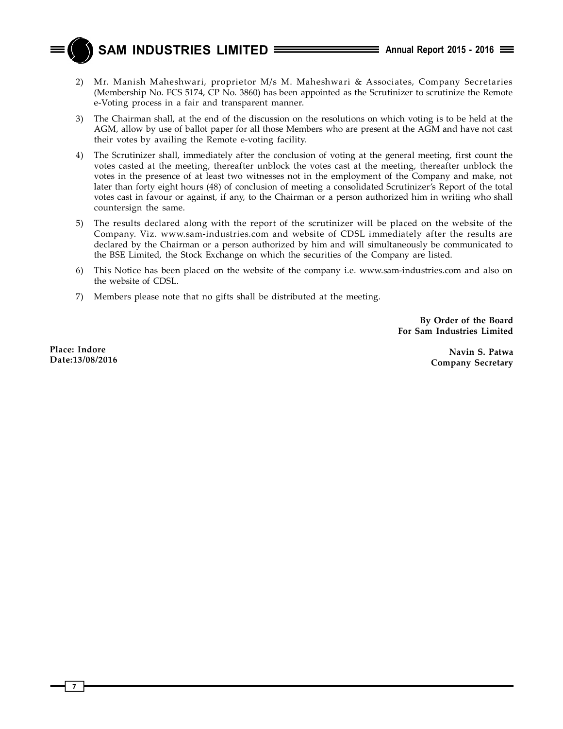2) Mr. Manish Maheshwari, proprietor M/s M. Maheshwari & Associates, Company Secretaries (Membership No. FCS 5174, CP No. 3860) has been appointed as the Scrutinizer to scrutinize the Remote e-Voting process in a fair and transparent manner.

3) The Chairman shall, at the end of the discussion on the resolutions on which voting is to be held at the AGM, allow by use of ballot paper for all those Members who are present at the AGM and have not cast their votes by availing the Remote e-voting facility.

4) The Scrutinizer shall, immediately after the conclusion of voting at the general meeting, first count the votes casted at the meeting, thereafter unblock the votes cast at the meeting, thereafter unblock the votes in the presence of at least two witnesses not in the employment of the Company and make, not later than forty eight hours (48) of conclusion of meeting a consolidated Scrutinizer's Report of the total votes cast in favour or against, if any, to the Chairman or a person authorized him in writing who shall countersign the same.

5) The results declared along with the report of the scrutinizer will be placed on the website of the Company. Viz. www.sam-industries.com and website of CDSL immediately after the results are declared by the Chairman or a person authorized by him and will simultaneously be communicated to the BSE Limited, the Stock Exchange on which the securities of the Company are listed.

6) This Notice has been placed on the website of the company i.e. www.sam-industries.com and also on the website of CDSL.

7) Members please note that no gifts shall be distributed at the meeting.

**By Order of the Board**
**For Sam Industries Limited**

**Place: Indore**
**Date:13/08/2016**

**Navin S. Patwa**
**Company Secretary**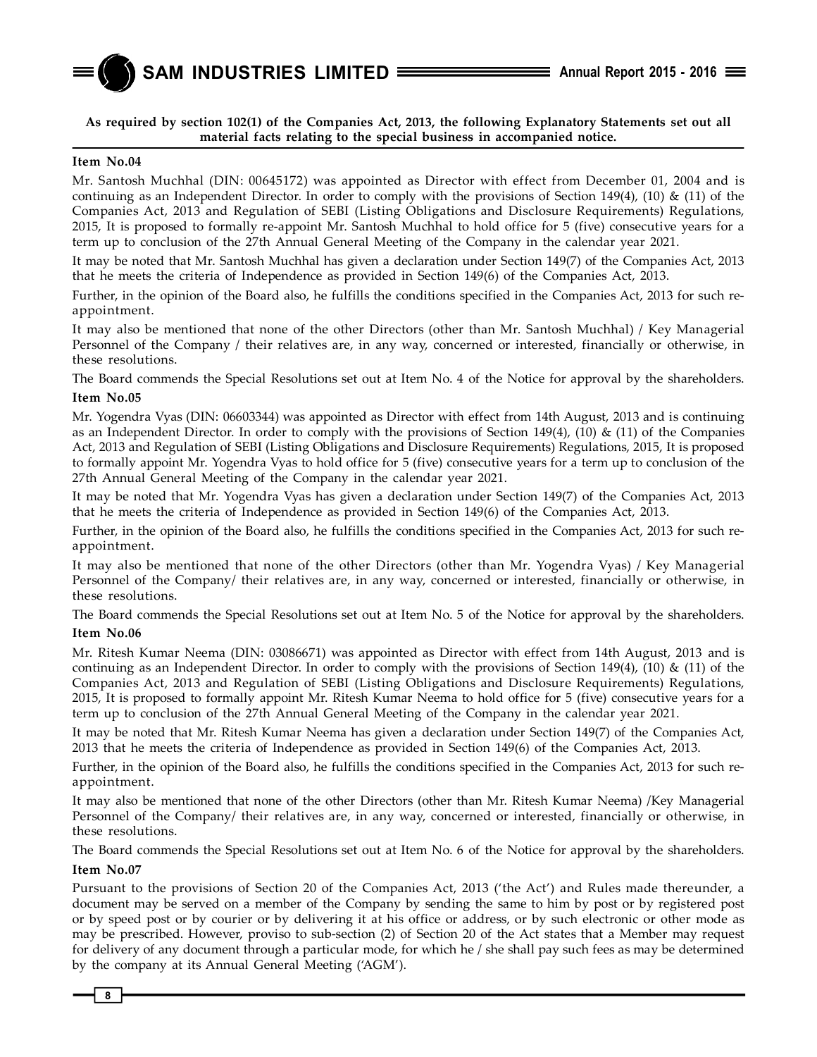**As required by section 102(1) of the Companies Act, 2013, the following Explanatory Statements set out all material facts relating to the special business in accompanied notice.**

**Item No.04**

Mr. Santosh Muchhal (DIN: 00645172) was appointed as Director with effect from December 01, 2004 and is continuing as an Independent Director. In order to comply with the provisions of Section 149(4), (10) & (11) of the Companies Act, 2013 and Regulation of SEBI (Listing Obligations and Disclosure Requirements) Regulations, 2015, It is proposed to formally re-appoint Mr. Santosh Muchhal to hold office for 5 (five) consecutive years for a term up to conclusion of the 27th Annual General Meeting of the Company in the calendar year 2021.

It may be noted that Mr. Santosh Muchhal has given a declaration under Section 149(7) of the Companies Act, 2013 that he meets the criteria of Independence as provided in Section 149(6) of the Companies Act, 2013.

Further, in the opinion of the Board also, he fulfills the conditions specified in the Companies Act, 2013 for such re-appointment.

It may also be mentioned that none of the other Directors (other than Mr. Santosh Muchhal) / Key Managerial Personnel of the Company / their relatives are, in any way, concerned or interested, financially or otherwise, in these resolutions.

The Board commends the Special Resolutions set out at Item No. 4 of the Notice for approval by the shareholders.

**Item No.05**

Mr. Yogendra Vyas (DIN: 06603344) was appointed as Director with effect from 14th August, 2013 and is continuing as an Independent Director. In order to comply with the provisions of Section 149(4), (10) & (11) of the Companies Act, 2013 and Regulation of SEBI (Listing Obligations and Disclosure Requirements) Regulations, 2015, It is proposed to formally appoint Mr. Yogendra Vyas to hold office for 5 (five) consecutive years for a term up to conclusion of the 27th Annual General Meeting of the Company in the calendar year 2021.

It may be noted that Mr. Yogendra Vyas has given a declaration under Section 149(7) of the Companies Act, 2013 that he meets the criteria of Independence as provided in Section 149(6) of the Companies Act, 2013.

Further, in the opinion of the Board also, he fulfills the conditions specified in the Companies Act, 2013 for such re-appointment.

It may also be mentioned that none of the other Directors (other than Mr. Yogendra Vyas) / Key Managerial Personnel of the Company/ their relatives are, in any way, concerned or interested, financially or otherwise, in these resolutions.

The Board commends the Special Resolutions set out at Item No. 5 of the Notice for approval by the shareholders.

**Item No.06**

Mr. Ritesh Kumar Neema (DIN: 03086671) was appointed as Director with effect from 14th August, 2013 and is continuing as an Independent Director. In order to comply with the provisions of Section 149(4), (10) & (11) of the Companies Act, 2013 and Regulation of SEBI (Listing Obligations and Disclosure Requirements) Regulations, 2015, It is proposed to formally appoint Mr. Ritesh Kumar Neema to hold office for 5 (five) consecutive years for a term up to conclusion of the 27th Annual General Meeting of the Company in the calendar year 2021.

It may be noted that Mr. Ritesh Kumar Neema has given a declaration under Section 149(7) of the Companies Act, 2013 that he meets the criteria of Independence as provided in Section 149(6) of the Companies Act, 2013.

Further, in the opinion of the Board also, he fulfills the conditions specified in the Companies Act, 2013 for such re-appointment.

It may also be mentioned that none of the other Directors (other than Mr. Ritesh Kumar Neema) /Key Managerial Personnel of the Company/ their relatives are, in any way, concerned or interested, financially or otherwise, in these resolutions.

The Board commends the Special Resolutions set out at Item No. 6 of the Notice for approval by the shareholders.

**Item No.07**

Pursuant to the provisions of Section 20 of the Companies Act, 2013 ('the Act') and Rules made thereunder, a document may be served on a member of the Company by sending the same to him by post or by registered post or by speed post or by courier or by delivering it at his office or address, or by such electronic or other mode as may be prescribed. However, proviso to sub-section (2) of Section 20 of the Act states that a Member may request for delivery of any document through a particular mode, for which he / she shall pay such fees as may be determined by the company at its Annual General Meeting ('AGM').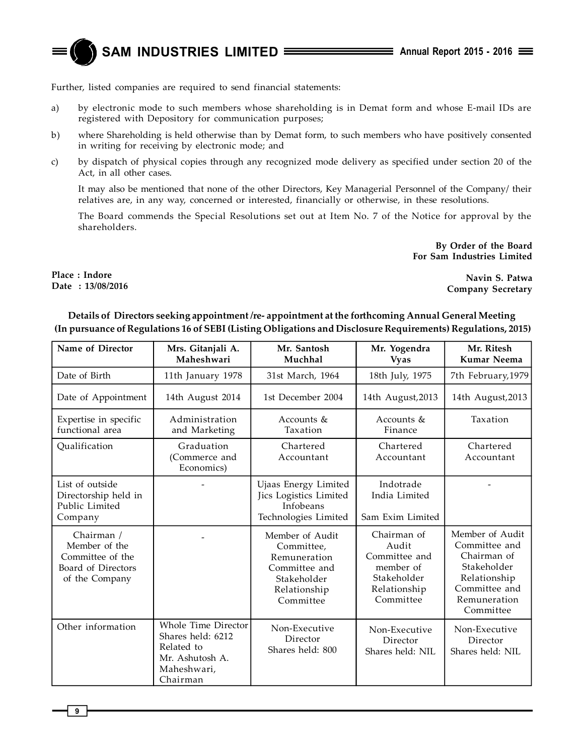Further, listed companies are required to send financial statements:

a) by electronic mode to such members whose shareholding is in Demat form and whose E-mail IDs are registered with Depository for communication purposes;

b) where Shareholding is held otherwise than by Demat form, to such members who have positively consented in writing for receiving by electronic mode; and

c) by dispatch of physical copies through any recognized mode delivery as specified under section 20 of the Act, in all other cases.

It may also be mentioned that none of the other Directors, Key Managerial Personnel of the Company/ their relatives are, in any way, concerned or interested, financially or otherwise, in these resolutions.

The Board commends the Special Resolutions set out at Item No. 7 of the Notice for approval by the shareholders.

**By Order of the Board**
**For Sam Industries Limited**

**Place : Indore**
**Date : 13/08/2016**

**Navin S. Patwa**
**Company Secretary**

**Details of Directors seeking appointment /re- appointment at the forthcoming Annual General Meeting (In pursuance of Regulations 16 of SEBI (Listing Obligations and Disclosure Requirements) Regulations, 2015)**

| Name of Director | Mrs. Gitanjali A. Maheshwari | Mr. Santosh Muchhal | Mr. Yogendra Vyas | Mr. Ritesh Kumar Neema |
|---|---|---|---|---|
| Date of Birth | 11th January 1978 | 31st March, 1964 | 18th July, 1975 | 7th February,1979 |
| Date of Appointment | 14th August 2014 | 1st December 2004 | 14th August,2013 | 14th August,2013 |
| Expertise in specific functional area | Administration and Marketing | Accounts & Taxation | Accounts & Finance | Taxation |
| Qualification | Graduation (Commerce and Economics) | Chartered Accountant | Chartered Accountant | Chartered Accountant |
| List of outside Directorship held in Public Limited Company | - | Ujaas Energy Limited<br>Jics Logistics Limited<br>Infobeans Technologies Limited | Indotrade India Limited<br>Sam Exim Limited | - |
| Chairman / Member of the Committee of the Board of Directors of the Company | - | Member of Audit Committee, Remuneration Committee and Stakeholder Relationship Committee | Chairman of Audit Committee and member of Stakeholder Relationship Committee | Member of Audit Committee and Chairman of Stakeholder Relationship Committee and Remuneration Committee |
| Other information | Whole Time Director<br>Shares held: 6212<br>Related to Mr. Ashutosh A. Maheshwari, Chairman | Non-Executive Director<br>Shares held: 800 | Non-Executive Director<br>Shares held: NIL | Non-Executive Director<br>Shares held: NIL |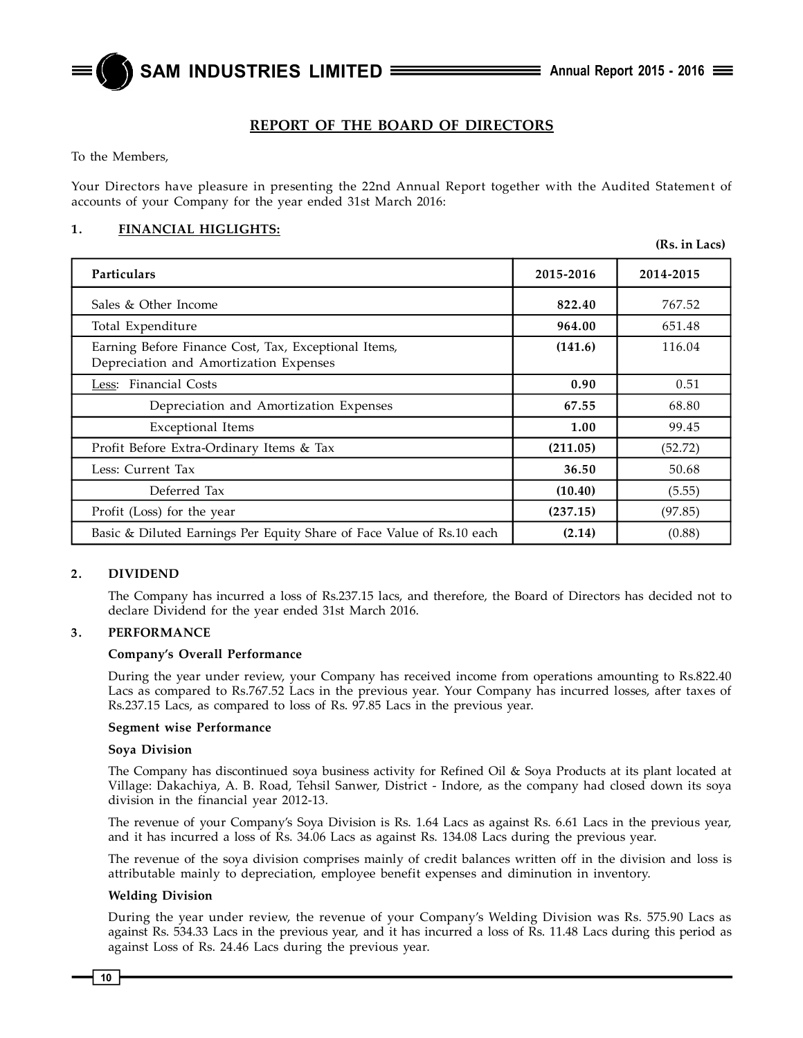## REPORT OF THE BOARD OF DIRECTORS

To the Members,

Your Directors have pleasure in presenting the 22nd Annual Report together with the Audited Statement of accounts of your Company for the year ended 31st March 2016:

### 1. FINANCIAL HIGLIGHTS:

(Rs. in Lacs)

| Particulars | 2015-2016 | 2014-2015 |
|---|---|---|
| Sales & Other Income | **822.40** | 767.52 |
| Total Expenditure | **964.00** | 651.48 |
| Earning Before Finance Cost, Tax, Exceptional Items, Depreciation and Amortization Expenses | **(141.6)** | 116.04 |
| Less: Financial Costs | **0.90** | 0.51 |
| Depreciation and Amortization Expenses | **67.55** | 68.80 |
| Exceptional Items | **1.00** | 99.45 |
| Profit Before Extra-Ordinary Items & Tax | **(211.05)** | (52.72) |
| Less: Current Tax | **36.50** | 50.68 |
| Deferred Tax | **(10.40)** | (5.55) |
| Profit (Loss) for the year | **(237.15)** | (97.85) |
| Basic & Diluted Earnings Per Equity Share of Face Value of Rs.10 each | **(2.14)** | (0.88) |

### 2. DIVIDEND

The Company has incurred a loss of Rs.237.15 lacs, and therefore, the Board of Directors has decided not to declare Dividend for the year ended 31st March 2016.

### 3. PERFORMANCE

**Company's Overall Performance**

During the year under review, your Company has received income from operations amounting to Rs.822.40 Lacs as compared to Rs.767.52 Lacs in the previous year. Your Company has incurred losses, after taxes of Rs.237.15 Lacs, as compared to loss of Rs. 97.85 Lacs in the previous year.

**Segment wise Performance**

**Soya Division**

The Company has discontinued soya business activity for Refined Oil & Soya Products at its plant located at Village: Dakachiya, A. B. Road, Tehsil Sanwer, District - Indore, as the company had closed down its soya division in the financial year 2012-13.

The revenue of your Company's Soya Division is Rs. 1.64 Lacs as against Rs. 6.61 Lacs in the previous year, and it has incurred a loss of Rs. 34.06 Lacs as against Rs. 134.08 Lacs during the previous year.

The revenue of the soya division comprises mainly of credit balances written off in the division and loss is attributable mainly to depreciation, employee benefit expenses and diminution in inventory.

**Welding Division**

During the year under review, the revenue of your Company's Welding Division was Rs. 575.90 Lacs as against Rs. 534.33 Lacs in the previous year, and it has incurred a loss of Rs. 11.48 Lacs during this period as against Loss of Rs. 24.46 Lacs during the previous year.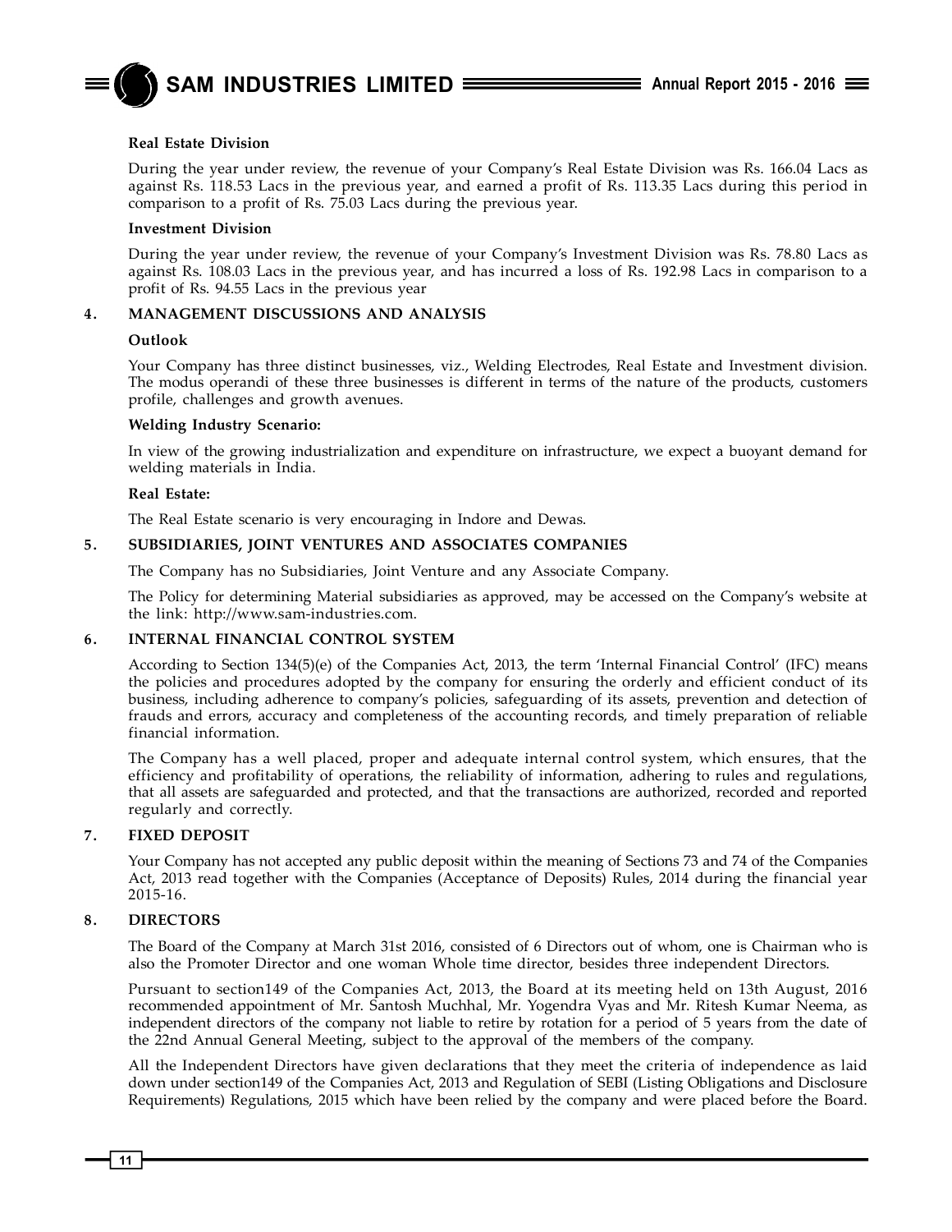**Real Estate Division**

During the year under review, the revenue of your Company's Real Estate Division was Rs. 166.04 Lacs as against Rs. 118.53 Lacs in the previous year, and earned a profit of Rs. 113.35 Lacs during this period in comparison to a profit of Rs. 75.03 Lacs during the previous year.

**Investment Division**

During the year under review, the revenue of your Company's Investment Division was Rs. 78.80 Lacs as against Rs. 108.03 Lacs in the previous year, and has incurred a loss of Rs. 192.98 Lacs in comparison to a profit of Rs. 94.55 Lacs in the previous year

## 4. MANAGEMENT DISCUSSIONS AND ANALYSIS

**Outlook**

Your Company has three distinct businesses, viz., Welding Electrodes, Real Estate and Investment division. The modus operandi of these three businesses is different in terms of the nature of the products, customers profile, challenges and growth avenues.

**Welding Industry Scenario:**

In view of the growing industrialization and expenditure on infrastructure, we expect a buoyant demand for welding materials in India.

**Real Estate:**

The Real Estate scenario is very encouraging in Indore and Dewas.

## 5. SUBSIDIARIES, JOINT VENTURES AND ASSOCIATES COMPANIES

The Company has no Subsidiaries, Joint Venture and any Associate Company.

The Policy for determining Material subsidiaries as approved, may be accessed on the Company's website at the link: http://www.sam-industries.com.

## 6. INTERNAL FINANCIAL CONTROL SYSTEM

According to Section 134(5)(e) of the Companies Act, 2013, the term 'Internal Financial Control' (IFC) means the policies and procedures adopted by the company for ensuring the orderly and efficient conduct of its business, including adherence to company's policies, safeguarding of its assets, prevention and detection of frauds and errors, accuracy and completeness of the accounting records, and timely preparation of reliable financial information.

The Company has a well placed, proper and adequate internal control system, which ensures, that the efficiency and profitability of operations, the reliability of information, adhering to rules and regulations, that all assets are safeguarded and protected, and that the transactions are authorized, recorded and reported regularly and correctly.

## 7. FIXED DEPOSIT

Your Company has not accepted any public deposit within the meaning of Sections 73 and 74 of the Companies Act, 2013 read together with the Companies (Acceptance of Deposits) Rules, 2014 during the financial year 2015-16.

## 8. DIRECTORS

The Board of the Company at March 31st 2016, consisted of 6 Directors out of whom, one is Chairman who is also the Promoter Director and one woman Whole time director, besides three independent Directors.

Pursuant to section149 of the Companies Act, 2013, the Board at its meeting held on 13th August, 2016 recommended appointment of Mr. Santosh Muchhal, Mr. Yogendra Vyas and Mr. Ritesh Kumar Neema, as independent directors of the company not liable to retire by rotation for a period of 5 years from the date of the 22nd Annual General Meeting, subject to the approval of the members of the company.

All the Independent Directors have given declarations that they meet the criteria of independence as laid down under section149 of the Companies Act, 2013 and Regulation of SEBI (Listing Obligations and Disclosure Requirements) Regulations, 2015 which have been relied by the company and were placed before the Board.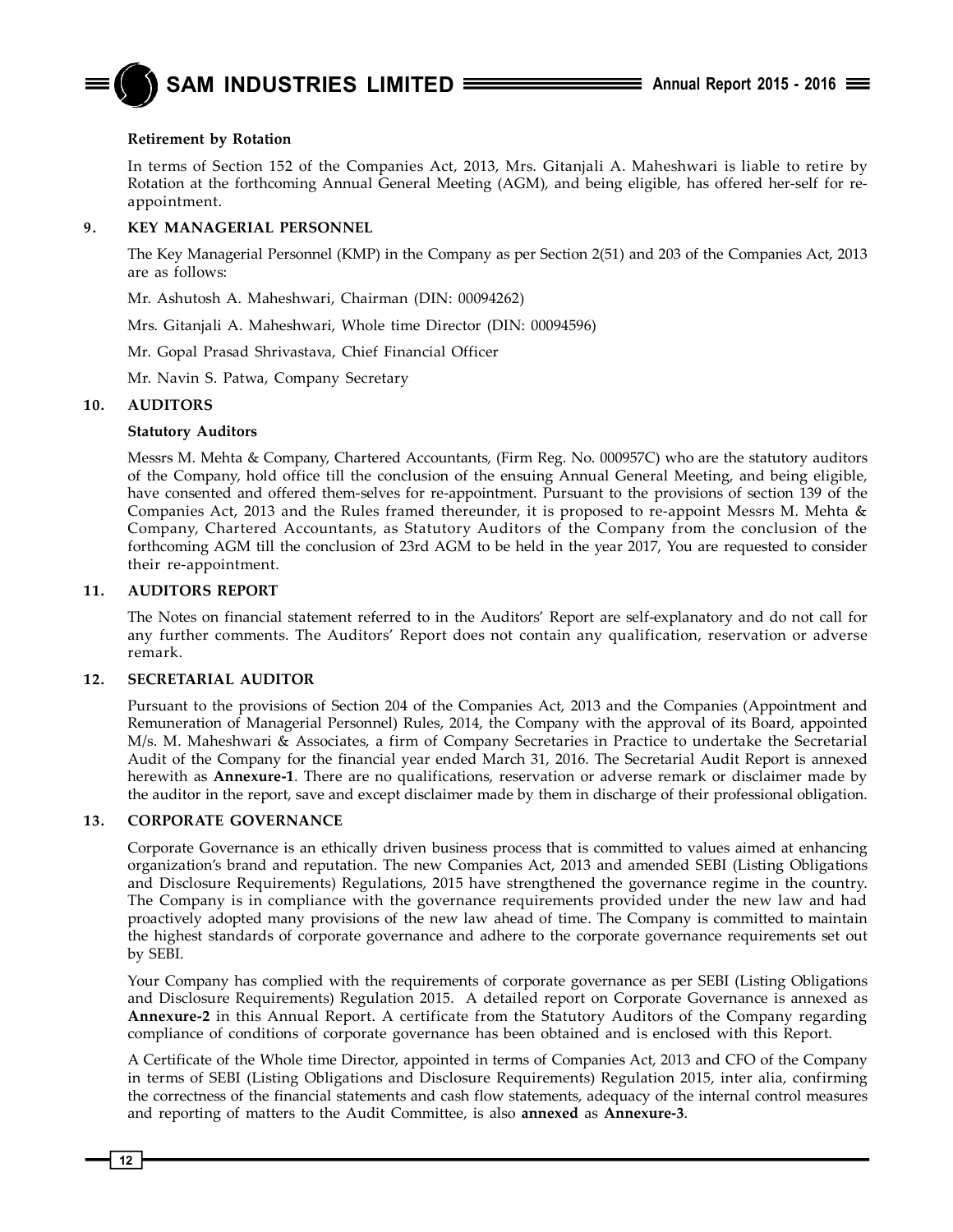### Retirement by Rotation

In terms of Section 152 of the Companies Act, 2013, Mrs. Gitanjali A. Maheshwari is liable to retire by Rotation at the forthcoming Annual General Meeting (AGM), and being eligible, has offered her-self for re-appointment.

## 9. KEY MANAGERIAL PERSONNEL

The Key Managerial Personnel (KMP) in the Company as per Section 2(51) and 203 of the Companies Act, 2013 are as follows:

Mr. Ashutosh A. Maheshwari, Chairman (DIN: 00094262)

Mrs. Gitanjali A. Maheshwari, Whole time Director (DIN: 00094596)

Mr. Gopal Prasad Shrivastava, Chief Financial Officer

Mr. Navin S. Patwa, Company Secretary

## 10. AUDITORS

### Statutory Auditors

Messrs M. Mehta & Company, Chartered Accountants, (Firm Reg. No. 000957C) who are the statutory auditors of the Company, hold office till the conclusion of the ensuing Annual General Meeting, and being eligible, have consented and offered them-selves for re-appointment. Pursuant to the provisions of section 139 of the Companies Act, 2013 and the Rules framed thereunder, it is proposed to re-appoint Messrs M. Mehta & Company, Chartered Accountants, as Statutory Auditors of the Company from the conclusion of the forthcoming AGM till the conclusion of 23rd AGM to be held in the year 2017, You are requested to consider their re-appointment.

## 11. AUDITORS REPORT

The Notes on financial statement referred to in the Auditors' Report are self-explanatory and do not call for any further comments. The Auditors' Report does not contain any qualification, reservation or adverse remark.

## 12. SECRETARIAL AUDITOR

Pursuant to the provisions of Section 204 of the Companies Act, 2013 and the Companies (Appointment and Remuneration of Managerial Personnel) Rules, 2014, the Company with the approval of its Board, appointed M/s. M. Maheshwari & Associates, a firm of Company Secretaries in Practice to undertake the Secretarial Audit of the Company for the financial year ended March 31, 2016. The Secretarial Audit Report is annexed herewith as **Annexure-1**. There are no qualifications, reservation or adverse remark or disclaimer made by the auditor in the report, save and except disclaimer made by them in discharge of their professional obligation.

## 13. CORPORATE GOVERNANCE

Corporate Governance is an ethically driven business process that is committed to values aimed at enhancing organization's brand and reputation. The new Companies Act, 2013 and amended SEBI (Listing Obligations and Disclosure Requirements) Regulations, 2015 have strengthened the governance regime in the country. The Company is in compliance with the governance requirements provided under the new law and had proactively adopted many provisions of the new law ahead of time. The Company is committed to maintain the highest standards of corporate governance and adhere to the corporate governance requirements set out by SEBI.

Your Company has complied with the requirements of corporate governance as per SEBI (Listing Obligations and Disclosure Requirements) Regulation 2015. A detailed report on Corporate Governance is annexed as **Annexure-2** in this Annual Report. A certificate from the Statutory Auditors of the Company regarding compliance of conditions of corporate governance has been obtained and is enclosed with this Report.

A Certificate of the Whole time Director, appointed in terms of Companies Act, 2013 and CFO of the Company in terms of SEBI (Listing Obligations and Disclosure Requirements) Regulation 2015, inter alia, confirming the correctness of the financial statements and cash flow statements, adequacy of the internal control measures and reporting of matters to the Audit Committee, is also **annexed** as **Annexure-3**.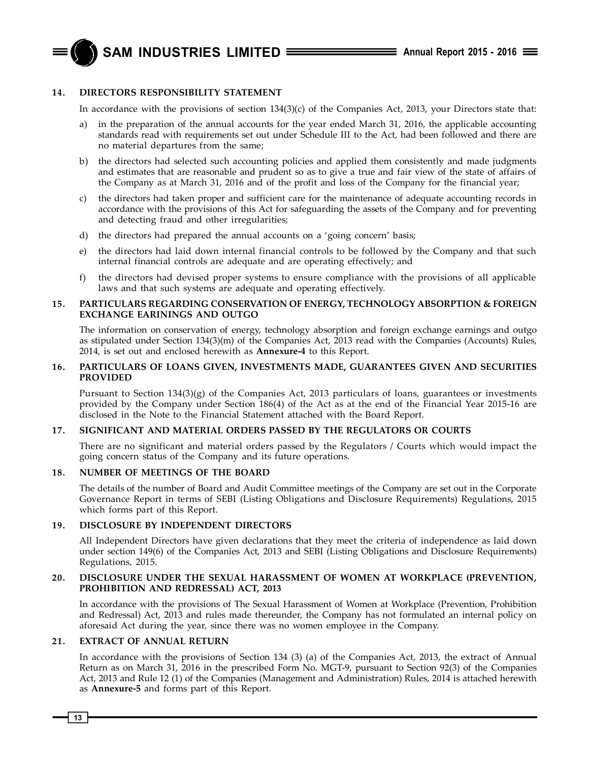## 14. DIRECTORS RESPONSIBILITY STATEMENT

In accordance with the provisions of section 134(3)(c) of the Companies Act, 2013, your Directors state that:

a) in the preparation of the annual accounts for the year ended March 31, 2016, the applicable accounting standards read with requirements set out under Schedule III to the Act, had been followed and there are no material departures from the same;

b) the directors had selected such accounting policies and applied them consistently and made judgments and estimates that are reasonable and prudent so as to give a true and fair view of the state of affairs of the Company as at March 31, 2016 and of the profit and loss of the Company for the financial year;

c) the directors had taken proper and sufficient care for the maintenance of adequate accounting records in accordance with the provisions of this Act for safeguarding the assets of the Company and for preventing and detecting fraud and other irregularities;

d) the directors had prepared the annual accounts on a 'going concern' basis;

e) the directors had laid down internal financial controls to be followed by the Company and that such internal financial controls are adequate and are operating effectively; and

f) the directors had devised proper systems to ensure compliance with the provisions of all applicable laws and that such systems are adequate and operating effectively.

## 15. PARTICULARS REGARDING CONSERVATION OF ENERGY, TECHNOLOGY ABSORPTION & FOREIGN EXCHANGE EARININGS AND OUTGO

The information on conservation of energy, technology absorption and foreign exchange earnings and outgo as stipulated under Section 134(3)(m) of the Companies Act, 2013 read with the Companies (Accounts) Rules, 2014, is set out and enclosed herewith as **Annexure-4** to this Report.

## 16. PARTICULARS OF LOANS GIVEN, INVESTMENTS MADE, GUARANTEES GIVEN AND SECURITIES PROVIDED

Pursuant to Section 134(3)(g) of the Companies Act, 2013 particulars of loans, guarantees or investments provided by the Company under Section 186(4) of the Act as at the end of the Financial Year 2015-16 are disclosed in the Note to the Financial Statement attached with the Board Report.

## 17. SIGNIFICANT AND MATERIAL ORDERS PASSED BY THE REGULATORS OR COURTS

There are no significant and material orders passed by the Regulators / Courts which would impact the going concern status of the Company and its future operations.

## 18. NUMBER OF MEETINGS OF THE BOARD

The details of the number of Board and Audit Committee meetings of the Company are set out in the Corporate Governance Report in terms of SEBI (Listing Obligations and Disclosure Requirements) Regulations, 2015 which forms part of this Report.

## 19. DISCLOSURE BY INDEPENDENT DIRECTORS

All Independent Directors have given declarations that they meet the criteria of independence as laid down under section 149(6) of the Companies Act, 2013 and SEBI (Listing Obligations and Disclosure Requirements) Regulations, 2015.

## 20. DISCLOSURE UNDER THE SEXUAL HARASSMENT OF WOMEN AT WORKPLACE (PREVENTION, PROHIBITION AND REDRESSAL) ACT, 2013

In accordance with the provisions of The Sexual Harassment of Women at Workplace (Prevention, Prohibition and Redressal) Act, 2013 and rules made thereunder, the Company has not formulated an internal policy on aforesaid Act during the year, since there was no women employee in the Company.

## 21. EXTRACT OF ANNUAL RETURN

In accordance with the provisions of Section 134 (3) (a) of the Companies Act, 2013, the extract of Annual Return as on March 31, 2016 in the prescribed Form No. MGT-9, pursuant to Section 92(3) of the Companies Act, 2013 and Rule 12 (1) of the Companies (Management and Administration) Rules, 2014 is attached herewith as **Annexure-5** and forms part of this Report.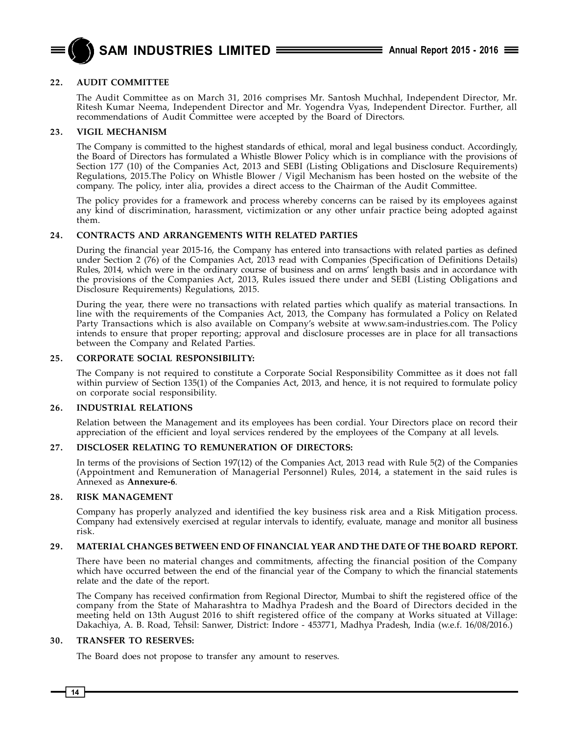## 22. AUDIT COMMITTEE

The Audit Committee as on March 31, 2016 comprises Mr. Santosh Muchhal, Independent Director, Mr. Ritesh Kumar Neema, Independent Director and Mr. Yogendra Vyas, Independent Director. Further, all recommendations of Audit Committee were accepted by the Board of Directors.

## 23. VIGIL MECHANISM

The Company is committed to the highest standards of ethical, moral and legal business conduct. Accordingly, the Board of Directors has formulated a Whistle Blower Policy which is in compliance with the provisions of Section 177 (10) of the Companies Act, 2013 and SEBI (Listing Obligations and Disclosure Requirements) Regulations, 2015.The Policy on Whistle Blower / Vigil Mechanism has been hosted on the website of the company. The policy, inter alia, provides a direct access to the Chairman of the Audit Committee.

The policy provides for a framework and process whereby concerns can be raised by its employees against any kind of discrimination, harassment, victimization or any other unfair practice being adopted against them.

## 24. CONTRACTS AND ARRANGEMENTS WITH RELATED PARTIES

During the financial year 2015-16, the Company has entered into transactions with related parties as defined under Section 2 (76) of the Companies Act, 2013 read with Companies (Specification of Definitions Details) Rules, 2014, which were in the ordinary course of business and on arms' length basis and in accordance with the provisions of the Companies Act, 2013, Rules issued there under and SEBI (Listing Obligations and Disclosure Requirements) Regulations, 2015.

During the year, there were no transactions with related parties which qualify as material transactions. In line with the requirements of the Companies Act, 2013, the Company has formulated a Policy on Related Party Transactions which is also available on Company's website at www.sam-industries.com. The Policy intends to ensure that proper reporting; approval and disclosure processes are in place for all transactions between the Company and Related Parties.

## 25. CORPORATE SOCIAL RESPONSIBILITY:

The Company is not required to constitute a Corporate Social Responsibility Committee as it does not fall within purview of Section 135(1) of the Companies Act, 2013, and hence, it is not required to formulate policy on corporate social responsibility.

## 26. INDUSTRIAL RELATIONS

Relation between the Management and its employees has been cordial. Your Directors place on record their appreciation of the efficient and loyal services rendered by the employees of the Company at all levels.

## 27. DISCLOSER RELATING TO REMUNERATION OF DIRECTORS:

In terms of the provisions of Section 197(12) of the Companies Act, 2013 read with Rule 5(2) of the Companies (Appointment and Remuneration of Managerial Personnel) Rules, 2014, a statement in the said rules is Annexed as **Annexure-6**.

## 28. RISK MANAGEMENT

Company has properly analyzed and identified the key business risk area and a Risk Mitigation process. Company had extensively exercised at regular intervals to identify, evaluate, manage and monitor all business risk.

## 29. MATERIAL CHANGES BETWEEN END OF FINANCIAL YEAR AND THE DATE OF THE BOARD REPORT.

There have been no material changes and commitments, affecting the financial position of the Company which have occurred between the end of the financial year of the Company to which the financial statements relate and the date of the report.

The Company has received confirmation from Regional Director, Mumbai to shift the registered office of the company from the State of Maharashtra to Madhya Pradesh and the Board of Directors decided in the meeting held on 13th August 2016 to shift registered office of the company at Works situated at Village: Dakachiya, A. B. Road, Tehsil: Sanwer, District: Indore - 453771, Madhya Pradesh, India (w.e.f. 16/08/2016.)

## 30. TRANSFER TO RESERVES:

The Board does not propose to transfer any amount to reserves.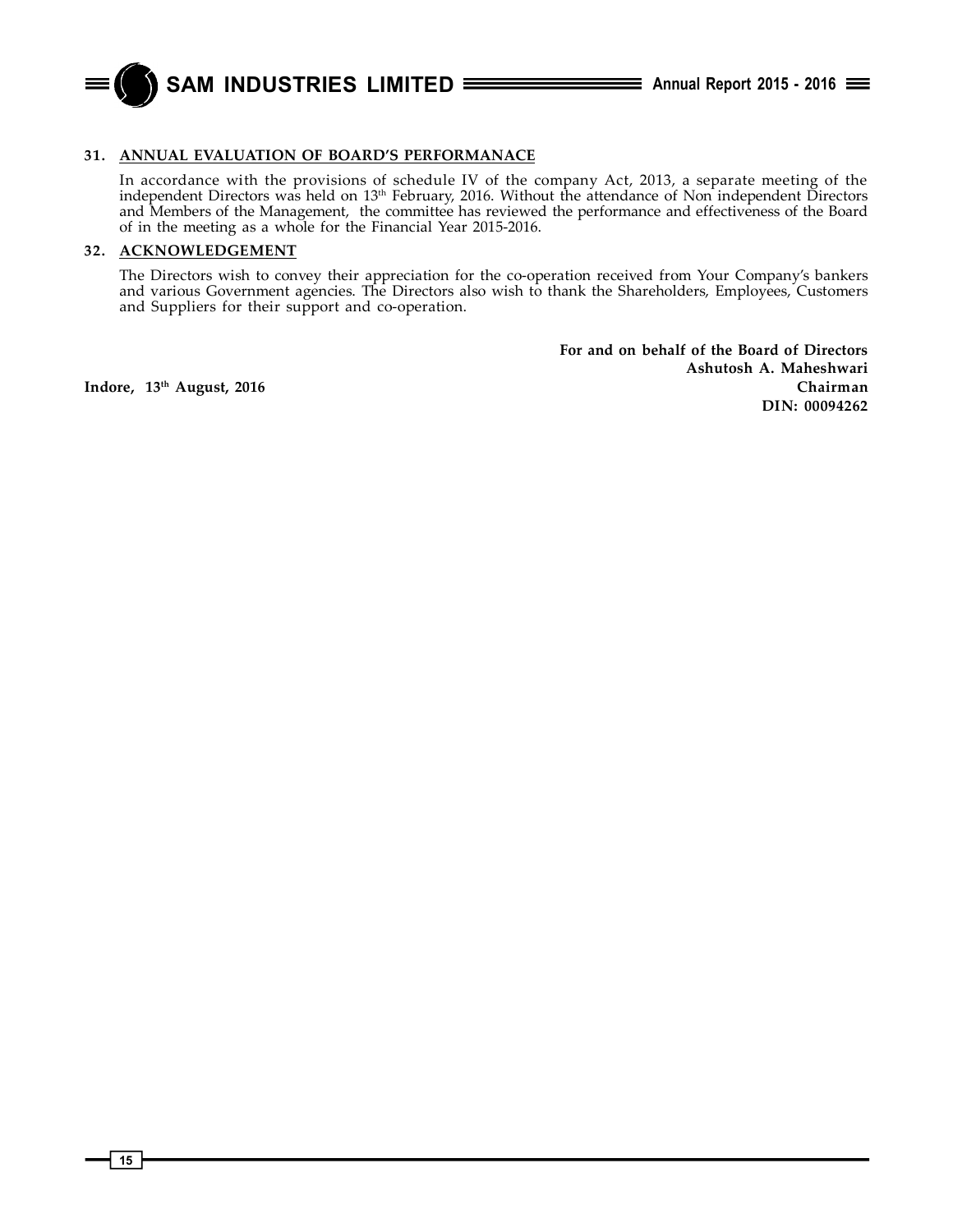### 31. ANNUAL EVALUATION OF BOARD'S PERFORMANACE

In accordance with the provisions of schedule IV of the company Act, 2013, a separate meeting of the independent Directors was held on 13th February, 2016. Without the attendance of Non independent Directors and Members of the Management, the committee has reviewed the performance and effectiveness of the Board of in the meeting as a whole for the Financial Year 2015-2016.

### 32. ACKNOWLEDGEMENT

The Directors wish to convey their appreciation for the co-operation received from Your Company's bankers and various Government agencies. The Directors also wish to thank the Shareholders, Employees, Customers and Suppliers for their support and co-operation.

**For and on behalf of the Board of Directors**
**Ashutosh A. Maheshwari**
**Chairman**
**DIN: 00094262**

**Indore, 13th August, 2016**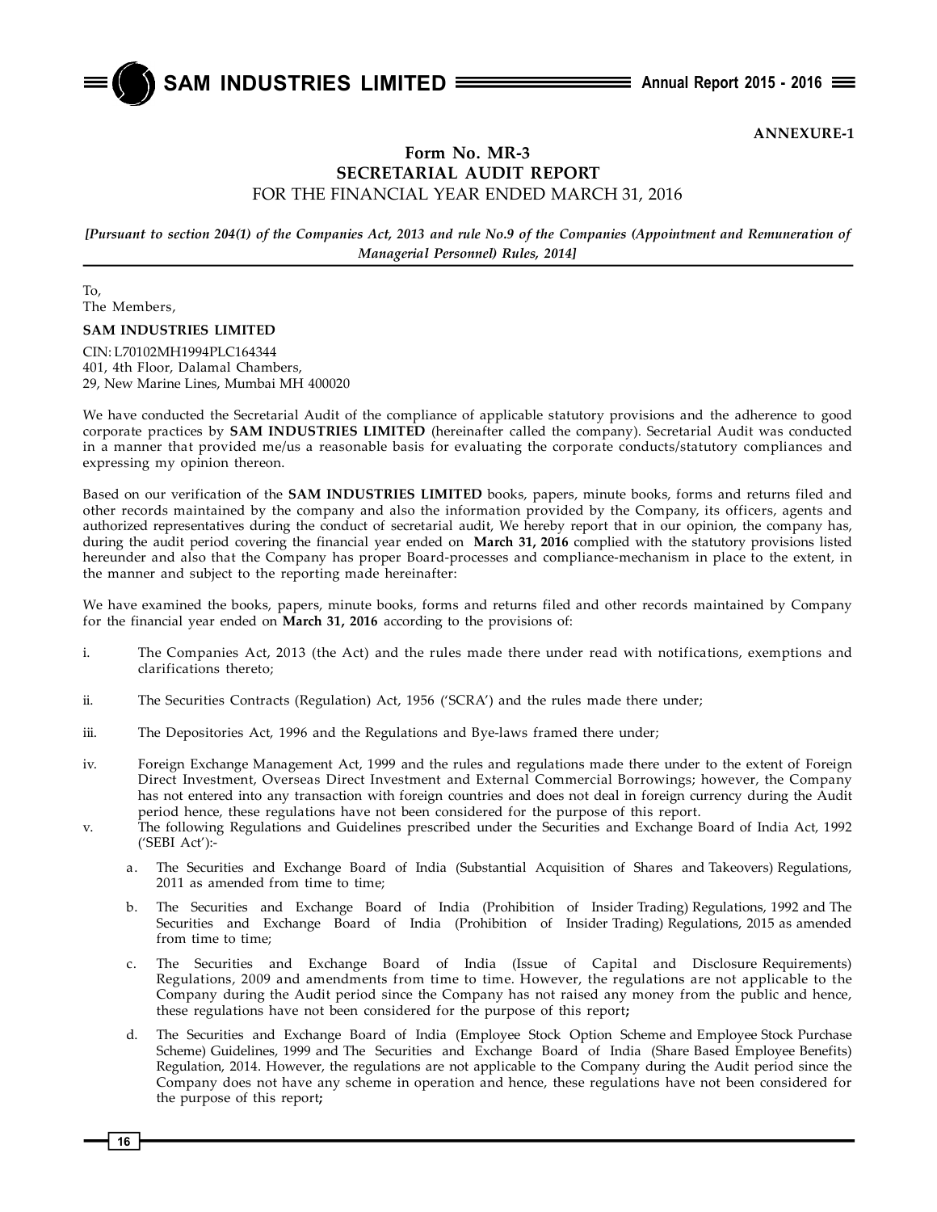**ANNEXURE-1**

## Form No. MR-3
## SECRETARIAL AUDIT REPORT
### FOR THE FINANCIAL YEAR ENDED MARCH 31, 2016

*[Pursuant to section 204(1) of the Companies Act, 2013 and rule No.9 of the Companies (Appointment and Remuneration of Managerial Personnel) Rules, 2014]*

To,
The Members,

**SAM INDUSTRIES LIMITED**

CIN: L70102MH1994PLC164344
401, 4th Floor, Dalamal Chambers,
29, New Marine Lines, Mumbai MH 400020

We have conducted the Secretarial Audit of the compliance of applicable statutory provisions and the adherence to good corporate practices by **SAM INDUSTRIES LIMITED** (hereinafter called the company). Secretarial Audit was conducted in a manner that provided me/us a reasonable basis for evaluating the corporate conducts/statutory compliances and expressing my opinion thereon.

Based on our verification of the **SAM INDUSTRIES LIMITED** books, papers, minute books, forms and returns filed and other records maintained by the company and also the information provided by the Company, its officers, agents and authorized representatives during the conduct of secretarial audit, We hereby report that in our opinion, the company has, during the audit period covering the financial year ended on **March 31, 2016** complied with the statutory provisions listed hereunder and also that the Company has proper Board-processes and compliance-mechanism in place to the extent, in the manner and subject to the reporting made hereinafter:

We have examined the books, papers, minute books, forms and returns filed and other records maintained by Company for the financial year ended on **March 31, 2016** according to the provisions of:

i. The Companies Act, 2013 (the Act) and the rules made there under read with notifications, exemptions and clarifications thereto;

ii. The Securities Contracts (Regulation) Act, 1956 ('SCRA') and the rules made there under;

iii. The Depositories Act, 1996 and the Regulations and Bye-laws framed there under;

iv. Foreign Exchange Management Act, 1999 and the rules and regulations made there under to the extent of Foreign Direct Investment, Overseas Direct Investment and External Commercial Borrowings; however, the Company has not entered into any transaction with foreign countries and does not deal in foreign currency during the Audit period hence, these regulations have not been considered for the purpose of this report.

v. The following Regulations and Guidelines prescribed under the Securities and Exchange Board of India Act, 1992 ('SEBI Act'):-

   a. The Securities and Exchange Board of India (Substantial Acquisition of Shares and Takeovers) Regulations, 2011 as amended from time to time;

   b. The Securities and Exchange Board of India (Prohibition of Insider Trading) Regulations, 1992 and The Securities and Exchange Board of India (Prohibition of Insider Trading) Regulations, 2015 as amended from time to time;

   c. The Securities and Exchange Board of India (Issue of Capital and Disclosure Requirements) Regulations, 2009 and amendments from time to time. However, the regulations are not applicable to the Company during the Audit period since the Company has not raised any money from the public and hence, these regulations have not been considered for the purpose of this report**;**

   d. The Securities and Exchange Board of India (Employee Stock Option Scheme and Employee Stock Purchase Scheme) Guidelines, 1999 and The Securities and Exchange Board of India (Share Based Employee Benefits) Regulation, 2014. However, the regulations are not applicable to the Company during the Audit period since the Company does not have any scheme in operation and hence, these regulations have not been considered for the purpose of this report**;**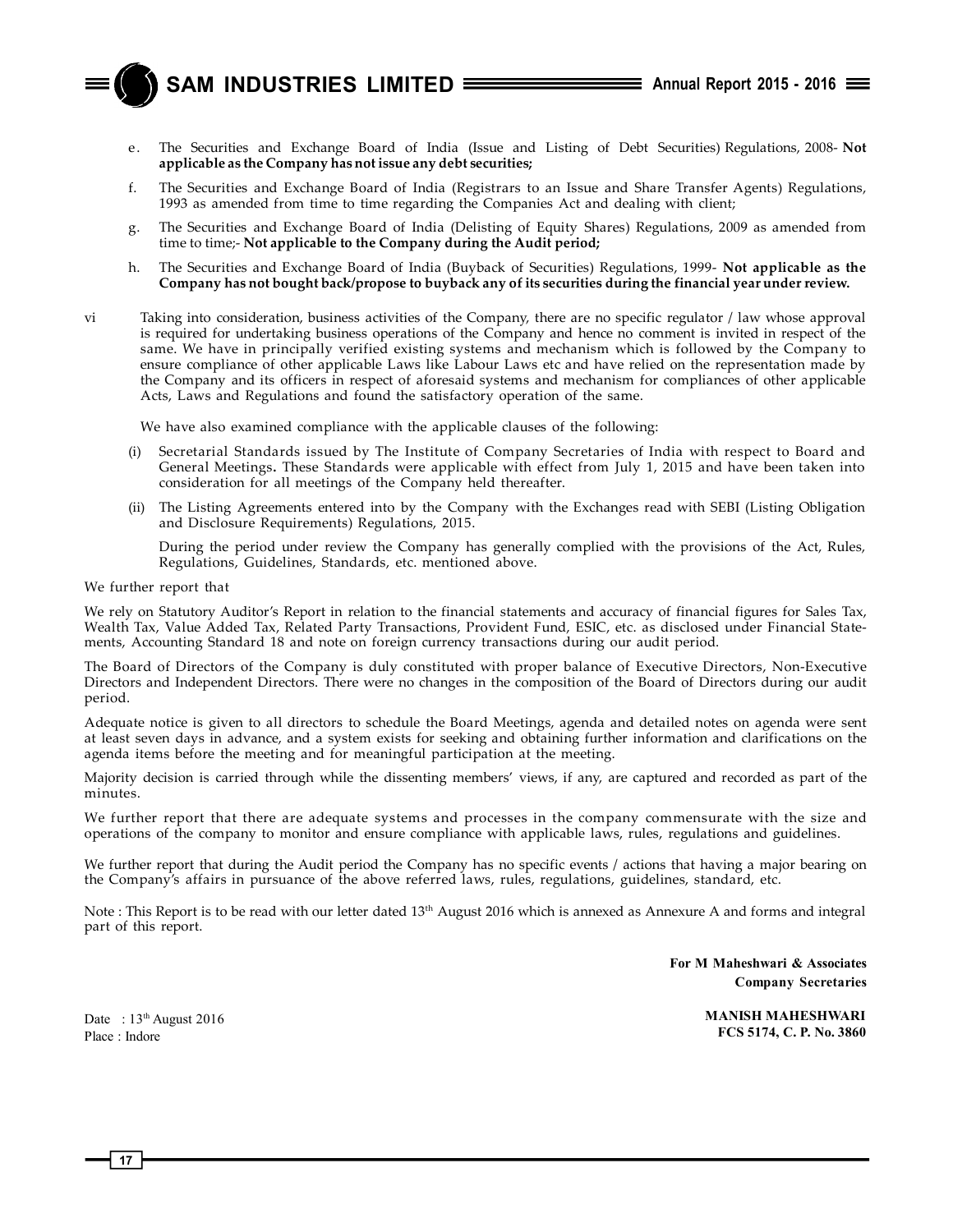e. The Securities and Exchange Board of India (Issue and Listing of Debt Securities) Regulations, 2008- **Not applicable as the Company has not issue any debt securities;**

f. The Securities and Exchange Board of India (Registrars to an Issue and Share Transfer Agents) Regulations, 1993 as amended from time to time regarding the Companies Act and dealing with client;

g. The Securities and Exchange Board of India (Delisting of Equity Shares) Regulations, 2009 as amended from time to time;- **Not applicable to the Company during the Audit period;**

h. The Securities and Exchange Board of India (Buyback of Securities) Regulations, 1999- **Not applicable as the Company has not bought back/propose to buyback any of its securities during the financial year under review.**

vi Taking into consideration, business activities of the Company, there are no specific regulator / law whose approval is required for undertaking business operations of the Company and hence no comment is invited in respect of the same. We have in principally verified existing systems and mechanism which is followed by the Company to ensure compliance of other applicable Laws like Labour Laws etc and have relied on the representation made by the Company and its officers in respect of aforesaid systems and mechanism for compliances of other applicable Acts, Laws and Regulations and found the satisfactory operation of the same.

We have also examined compliance with the applicable clauses of the following:

(i) Secretarial Standards issued by The Institute of Company Secretaries of India with respect to Board and General Meetings**.** These Standards were applicable with effect from July 1, 2015 and have been taken into consideration for all meetings of the Company held thereafter.

(ii) The Listing Agreements entered into by the Company with the Exchanges read with SEBI (Listing Obligation and Disclosure Requirements) Regulations, 2015.

During the period under review the Company has generally complied with the provisions of the Act, Rules, Regulations, Guidelines, Standards, etc. mentioned above.

We further report that

We rely on Statutory Auditor's Report in relation to the financial statements and accuracy of financial figures for Sales Tax, Wealth Tax, Value Added Tax, Related Party Transactions, Provident Fund, ESIC, etc. as disclosed under Financial Statements, Accounting Standard 18 and note on foreign currency transactions during our audit period.

The Board of Directors of the Company is duly constituted with proper balance of Executive Directors, Non-Executive Directors and Independent Directors. There were no changes in the composition of the Board of Directors during our audit period.

Adequate notice is given to all directors to schedule the Board Meetings, agenda and detailed notes on agenda were sent at least seven days in advance, and a system exists for seeking and obtaining further information and clarifications on the agenda items before the meeting and for meaningful participation at the meeting.

Majority decision is carried through while the dissenting members' views, if any, are captured and recorded as part of the minutes.

We further report that there are adequate systems and processes in the company commensurate with the size and operations of the company to monitor and ensure compliance with applicable laws, rules, regulations and guidelines.

We further report that during the Audit period the Company has no specific events / actions that having a major bearing on the Company's affairs in pursuance of the above referred laws, rules, regulations, guidelines, standard, etc.

Note : This Report is to be read with our letter dated 13th August 2016 which is annexed as Annexure A and forms and integral part of this report.

**For M Maheshwari & Associates**
**Company Secretaries**

Date : 13th August 2016
Place : Indore

**MANISH MAHESHWARI**
**FCS 5174, C. P. No. 3860**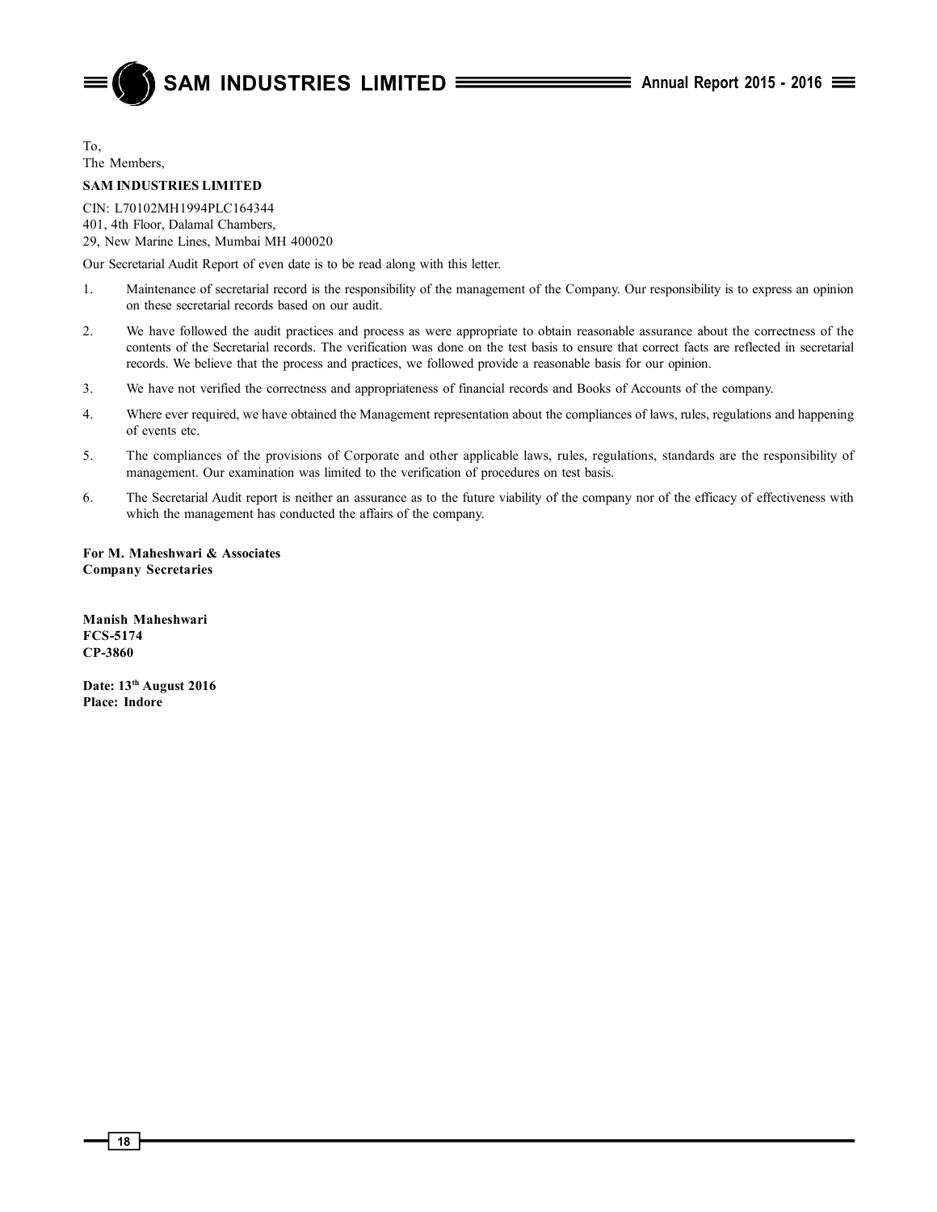To,

The Members,

**SAM INDUSTRIES LIMITED**

CIN: L70102MH1994PLC164344

401, 4th Floor, Dalamal Chambers,

29, New Marine Lines, Mumbai MH 400020

Our Secretarial Audit Report of even date is to be read along with this letter.

1. Maintenance of secretarial record is the responsibility of the management of the Company. Our responsibility is to express an opinion on these secretarial records based on our audit.
2. We have followed the audit practices and process as were appropriate to obtain reasonable assurance about the correctness of the contents of the Secretarial records. The verification was done on the test basis to ensure that correct facts are reflected in secretarial records. We believe that the process and practices, we followed provide a reasonable basis for our opinion.
3. We have not verified the correctness and appropriateness of financial records and Books of Accounts of the company.
4. Where ever required, we have obtained the Management representation about the compliances of laws, rules, regulations and happening of events etc.
5. The compliances of the provisions of Corporate and other applicable laws, rules, regulations, standards are the responsibility of management. Our examination was limited to the verification of procedures on test basis.
6. The Secretarial Audit report is neither an assurance as to the future viability of the company nor of the efficacy of effectiveness with which the management has conducted the affairs of the company.

**For M. Maheshwari & Associates**
**Company Secretaries**

**Manish Maheshwari**
**FCS-5174**
**CP-3860**

**Date: 13th August 2016**
**Place: Indore**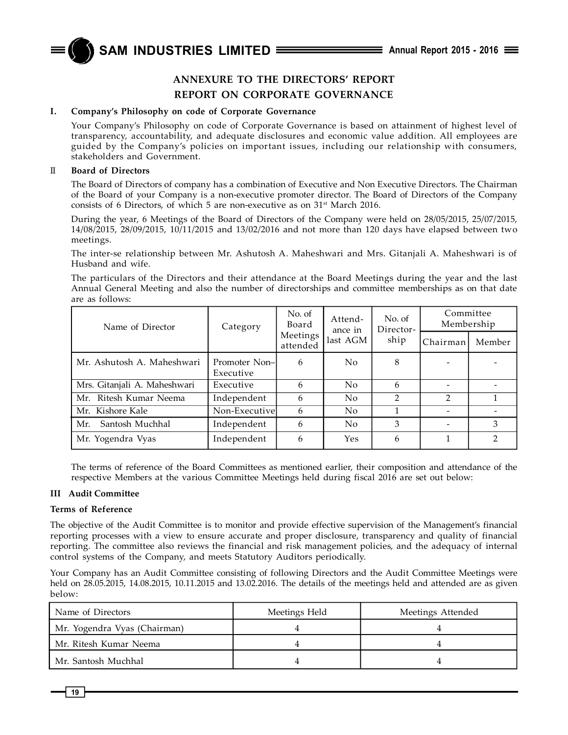## ANNEXURE TO THE DIRECTORS' REPORT

## REPORT ON CORPORATE GOVERNANCE

### I. Company's Philosophy on code of Corporate Governance

Your Company's Philosophy on code of Corporate Governance is based on attainment of highest level of transparency, accountability, and adequate disclosures and economic value addition. All employees are guided by the Company's policies on important issues, including our relationship with consumers, stakeholders and Government.

### II Board of Directors

The Board of Directors of company has a combination of Executive and Non Executive Directors. The Chairman of the Board of your Company is a non-executive promoter director. The Board of Directors of the Company consists of 6 Directors, of which 5 are non-executive as on 31st March 2016.

During the year, 6 Meetings of the Board of Directors of the Company were held on 28/05/2015, 25/07/2015, 14/08/2015, 28/09/2015, 10/11/2015 and 13/02/2016 and not more than 120 days have elapsed between two meetings.

The inter-se relationship between Mr. Ashutosh A. Maheshwari and Mrs. Gitanjali A. Maheshwari is of Husband and wife.

The particulars of the Directors and their attendance at the Board Meetings during the year and the last Annual General Meeting and also the number of directorships and committee memberships as on that date are as follows:

| Name of Director | Category | No. of Board Meetings attended | Attendance in last AGM | No. of Directorship | Committee Membership | |
|---|---|---|---|---|---|---|
| | | | | | Chairman | Member |
| Mr. Ashutosh A. Maheshwari | Promoter Non–Executive | 6 | No | 8 | - | - |
| Mrs. Gitanjali A. Maheshwari | Executive | 6 | No | 6 | - | - |
| Mr. Ritesh Kumar Neema | Independent | 6 | No | 2 | 2 | 1 |
| Mr. Kishore Kale | Non-Executive | 6 | No | 1 | - | - |
| Mr. Santosh Muchhal | Independent | 6 | No | 3 | - | 3 |
| Mr. Yogendra Vyas | Independent | 6 | Yes | 6 | 1 | 2 |

The terms of reference of the Board Committees as mentioned earlier, their composition and attendance of the respective Members at the various Committee Meetings held during fiscal 2016 are set out below:

### III Audit Committee

**Terms of Reference**

The objective of the Audit Committee is to monitor and provide effective supervision of the Management's financial reporting processes with a view to ensure accurate and proper disclosure, transparency and quality of financial reporting. The committee also reviews the financial and risk management policies, and the adequacy of internal control systems of the Company, and meets Statutory Auditors periodically.

Your Company has an Audit Committee consisting of following Directors and the Audit Committee Meetings were held on 28.05.2015, 14.08.2015, 10.11.2015 and 13.02.2016. The details of the meetings held and attended are as given below:

| Name of Directors | Meetings Held | Meetings Attended |
|---|---|---|
| Mr. Yogendra Vyas (Chairman) | 4 | 4 |
| Mr. Ritesh Kumar Neema | 4 | 4 |
| Mr. Santosh Muchhal | 4 | 4 |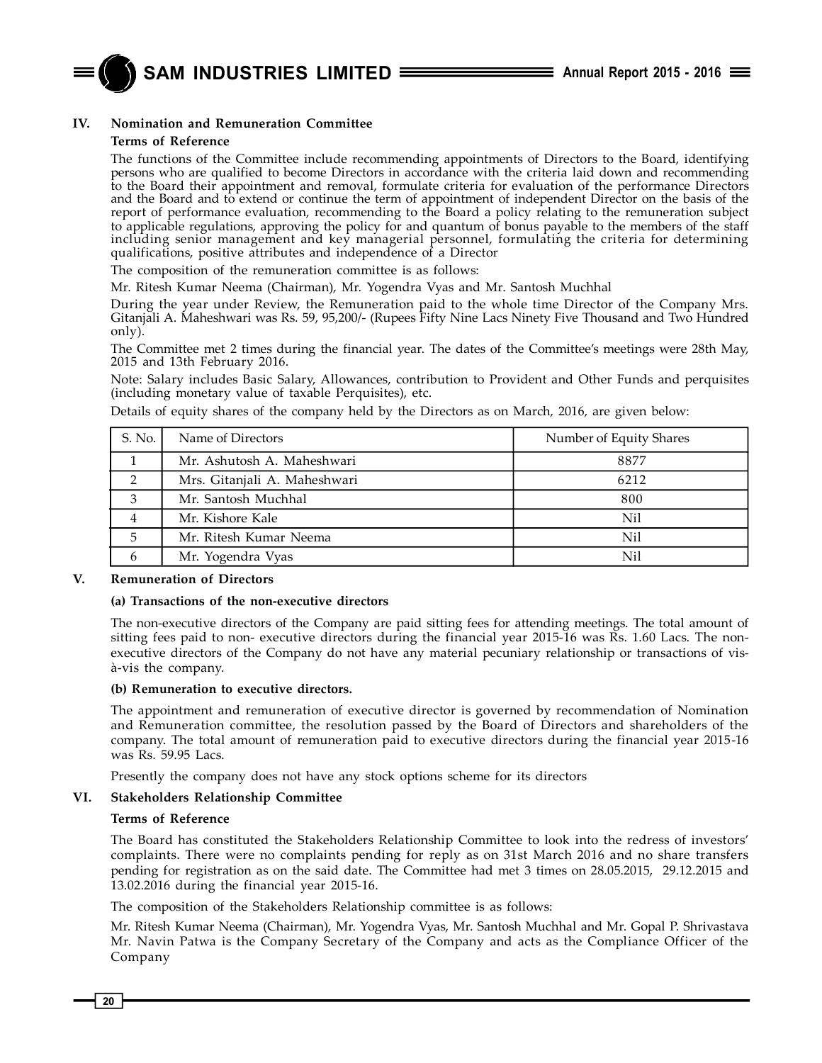## IV. Nomination and Remuneration Committee

**Terms of Reference**

The functions of the Committee include recommending appointments of Directors to the Board, identifying persons who are qualified to become Directors in accordance with the criteria laid down and recommending to the Board their appointment and removal, formulate criteria for evaluation of the performance Directors and the Board and to extend or continue the term of appointment of independent Director on the basis of the report of performance evaluation, recommending to the Board a policy relating to the remuneration subject to applicable regulations, approving the policy for and quantum of bonus payable to the members of the staff including senior management and key managerial personnel, formulating the criteria for determining qualifications, positive attributes and independence of a Director

The composition of the remuneration committee is as follows:

Mr. Ritesh Kumar Neema (Chairman), Mr. Yogendra Vyas and Mr. Santosh Muchhal

During the year under Review, the Remuneration paid to the whole time Director of the Company Mrs. Gitanjali A. Maheshwari was Rs. 59, 95,200/- (Rupees Fifty Nine Lacs Ninety Five Thousand and Two Hundred only).

The Committee met 2 times during the financial year. The dates of the Committee's meetings were 28th May, 2015 and 13th February 2016.

Note: Salary includes Basic Salary, Allowances, contribution to Provident and Other Funds and perquisites (including monetary value of taxable Perquisites), etc.

Details of equity shares of the company held by the Directors as on March, 2016, are given below:

| S. No. | Name of Directors | Number of Equity Shares |
|---|---|---|
| 1 | Mr. Ashutosh A. Maheshwari | 8877 |
| 2 | Mrs. Gitanjali A. Maheshwari | 6212 |
| 3 | Mr. Santosh Muchhal | 800 |
| 4 | Mr. Kishore Kale | Nil |
| 5 | Mr. Ritesh Kumar Neema | Nil |
| 6 | Mr. Yogendra Vyas | Nil |

## V. Remuneration of Directors

**(a) Transactions of the non-executive directors**

The non-executive directors of the Company are paid sitting fees for attending meetings. The total amount of sitting fees paid to non- executive directors during the financial year 2015-16 was Rs. 1.60 Lacs. The non-executive directors of the Company do not have any material pecuniary relationship or transactions of vis-à-vis the company.

**(b) Remuneration to executive directors.**

The appointment and remuneration of executive director is governed by recommendation of Nomination and Remuneration committee, the resolution passed by the Board of Directors and shareholders of the company. The total amount of remuneration paid to executive directors during the financial year 2015-16 was Rs. 59.95 Lacs.

Presently the company does not have any stock options scheme for its directors

## VI. Stakeholders Relationship Committee

**Terms of Reference**

The Board has constituted the Stakeholders Relationship Committee to look into the redress of investors' complaints. There were no complaints pending for reply as on 31st March 2016 and no share transfers pending for registration as on the said date. The Committee had met 3 times on 28.05.2015, 29.12.2015 and 13.02.2016 during the financial year 2015-16.

The composition of the Stakeholders Relationship committee is as follows:

Mr. Ritesh Kumar Neema (Chairman), Mr. Yogendra Vyas, Mr. Santosh Muchhal and Mr. Gopal P. Shrivastava Mr. Navin Patwa is the Company Secretary of the Company and acts as the Compliance Officer of the Company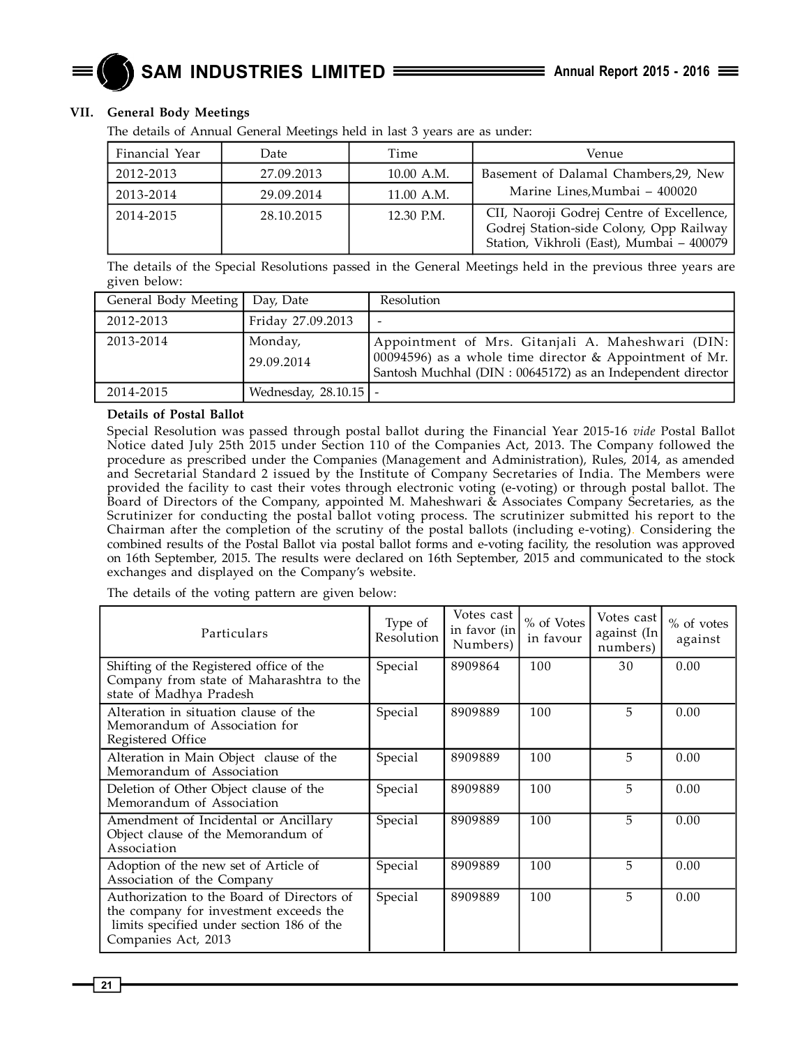## VII. General Body Meetings

The details of Annual General Meetings held in last 3 years are as under:

| Financial Year | Date | Time | Venue |
|---|---|---|---|
| 2012-2013 | 27.09.2013 | 10.00 A.M. | Basement of Dalamal Chambers,29, New Marine Lines,Mumbai – 400020 |
| 2013-2014 | 29.09.2014 | 11.00 A.M. | |
| 2014-2015 | 28.10.2015 | 12.30 P.M. | CII, Naoroji Godrej Centre of Excellence, Godrej Station-side Colony, Opp Railway Station, Vikhroli (East), Mumbai – 400079 |

The details of the Special Resolutions passed in the General Meetings held in the previous three years are given below:

| General Body Meeting | Day, Date | Resolution |
|---|---|---|
| 2012-2013 | Friday 27.09.2013 | - |
| 2013-2014 | Monday, 29.09.2014 | Appointment of Mrs. Gitanjali A. Maheshwari (DIN: 00094596) as a whole time director & Appointment of Mr. Santosh Muchhal (DIN : 00645172) as an Independent director |
| 2014-2015 | Wednesday, 28.10.15 | - |

**Details of Postal Ballot**

Special Resolution was passed through postal ballot during the Financial Year 2015-16 *vide* Postal Ballot Notice dated July 25th 2015 under Section 110 of the Companies Act, 2013. The Company followed the procedure as prescribed under the Companies (Management and Administration), Rules, 2014, as amended and Secretarial Standard 2 issued by the Institute of Company Secretaries of India. The Members were provided the facility to cast their votes through electronic voting (e-voting) or through postal ballot. The Board of Directors of the Company, appointed M. Maheshwari & Associates Company Secretaries, as the Scrutinizer for conducting the postal ballot voting process. The scrutinizer submitted his report to the Chairman after the completion of the scrutiny of the postal ballots (including e-voting). Considering the combined results of the Postal Ballot via postal ballot forms and e-voting facility, the resolution was approved on 16th September, 2015. The results were declared on 16th September, 2015 and communicated to the stock exchanges and displayed on the Company's website.

The details of the voting pattern are given below:

| Particulars | Type of Resolution | Votes cast in favor (in Numbers) | % of Votes in favour | Votes cast against (In numbers) | % of votes against |
|---|---|---|---|---|---|
| Shifting of the Registered office of the Company from state of Maharashtra to the state of Madhya Pradesh | Special | 8909864 | 100 | 30 | 0.00 |
| Alteration in situation clause of the Memorandum of Association for Registered Office | Special | 8909889 | 100 | 5 | 0.00 |
| Alteration in Main Object clause of the Memorandum of Association | Special | 8909889 | 100 | 5 | 0.00 |
| Deletion of Other Object clause of the Memorandum of Association | Special | 8909889 | 100 | 5 | 0.00 |
| Amendment of Incidental or Ancillary Object clause of the Memorandum of Association | Special | 8909889 | 100 | 5 | 0.00 |
| Adoption of the new set of Article of Association of the Company | Special | 8909889 | 100 | 5 | 0.00 |
| Authorization to the Board of Directors of the company for investment exceeds the limits specified under section 186 of the Companies Act, 2013 | Special | 8909889 | 100 | 5 | 0.00 |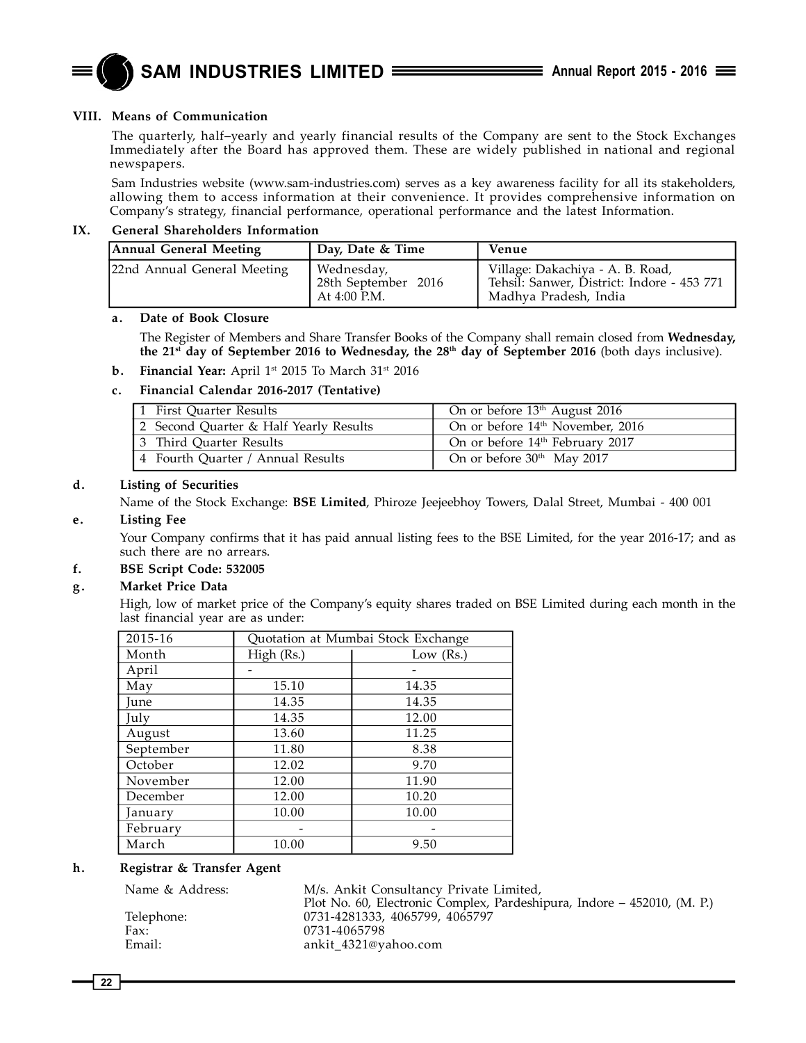## VIII. Means of Communication

The quarterly, half–yearly and yearly financial results of the Company are sent to the Stock Exchanges Immediately after the Board has approved them. These are widely published in national and regional newspapers.

Sam Industries website (www.sam-industries.com) serves as a key awareness facility for all its stakeholders, allowing them to access information at their convenience. It provides comprehensive information on Company's strategy, financial performance, operational performance and the latest Information.

## IX. General Shareholders Information

| Annual General Meeting | Day, Date & Time | Venue |
|---|---|---|
| 22nd Annual General Meeting | Wednesday, 28th September 2016 At 4:00 P.M. | Village: Dakachiya - A. B. Road, Tehsil: Sanwer, District: Indore - 453 771 Madhya Pradesh, India |

**a. Date of Book Closure**

The Register of Members and Share Transfer Books of the Company shall remain closed from **Wednesday, the 21st day of September 2016 to Wednesday, the 28th day of September 2016** (both days inclusive).

**b. Financial Year:** April 1st 2015 To March 31st 2016

**c. Financial Calendar 2016-2017 (Tentative)**

| | |
|---|---|
| 1 First Quarter Results | On or before 13th August 2016 |
| 2 Second Quarter & Half Yearly Results | On or before 14th November, 2016 |
| 3 Third Quarter Results | On or before 14th February 2017 |
| 4 Fourth Quarter / Annual Results | On or before 30th May 2017 |

**d. Listing of Securities**

Name of the Stock Exchange: **BSE Limited**, Phiroze Jeejeebhoy Towers, Dalal Street, Mumbai - 400 001

**e. Listing Fee**

Your Company confirms that it has paid annual listing fees to the BSE Limited, for the year 2016-17; and as such there are no arrears.

**f. BSE Script Code: 532005**

**g. Market Price Data**

High, low of market price of the Company's equity shares traded on BSE Limited during each month in the last financial year are as under:

| 2015-16 | Quotation at Mumbai Stock Exchange | |
|---|---|---|
| Month | High (Rs.) | Low (Rs.) |
| April | - | - |
| May | 15.10 | 14.35 |
| June | 14.35 | 14.35 |
| July | 14.35 | 12.00 |
| August | 13.60 | 11.25 |
| September | 11.80 | 8.38 |
| October | 12.02 | 9.70 |
| November | 12.00 | 11.90 |
| December | 12.00 | 10.20 |
| January | 10.00 | 10.00 |
| February | - | - |
| March | 10.00 | 9.50 |

**h. Registrar & Transfer Agent**

| | |
|---|---|
| Name & Address: | M/s. Ankit Consultancy Private Limited, Plot No. 60, Electronic Complex, Pardeshipura, Indore – 452010, (M. P.) |
| Telephone: | 0731-4281333, 4065799, 4065797 |
| Fax: | 0731-4065798 |
| Email: | ankit_4321@yahoo.com |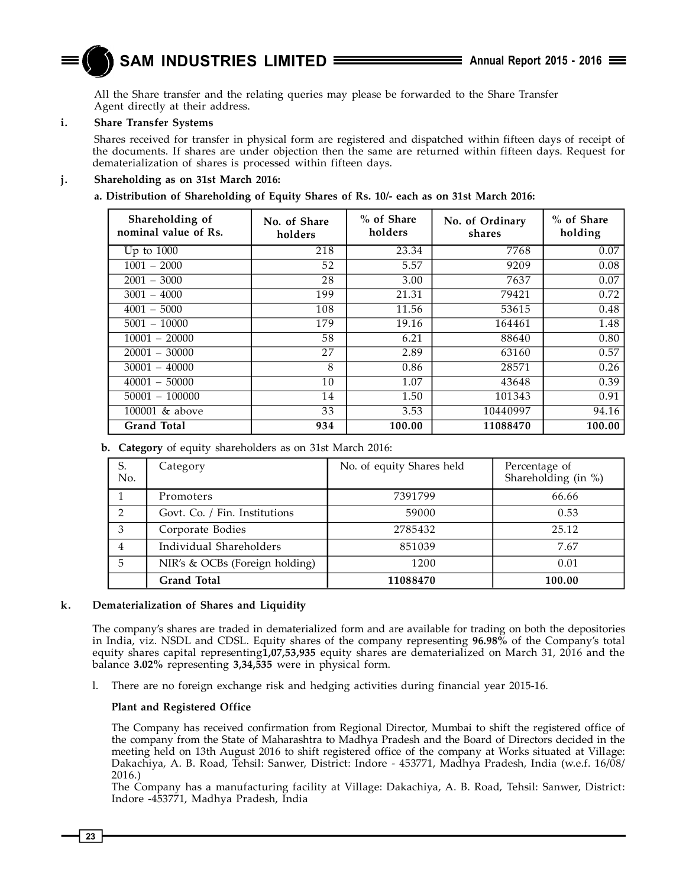All the Share transfer and the relating queries may please be forwarded to the Share Transfer Agent directly at their address.

**i. Share Transfer Systems**

Shares received for transfer in physical form are registered and dispatched within fifteen days of receipt of the documents. If shares are under objection then the same are returned within fifteen days. Request for dematerialization of shares is processed within fifteen days.

**j. Shareholding as on 31st March 2016:**

**a. Distribution of Shareholding of Equity Shares of Rs. 10/- each as on 31st March 2016:**

| Shareholding of nominal value of Rs. | No. of Share holders | % of Share holders | No. of Ordinary shares | % of Share holding |
|---|---|---|---|---|
| Up to 1000 | 218 | 23.34 | 7768 | 0.07 |
| 1001 – 2000 | 52 | 5.57 | 9209 | 0.08 |
| 2001 – 3000 | 28 | 3.00 | 7637 | 0.07 |
| 3001 – 4000 | 199 | 21.31 | 79421 | 0.72 |
| 4001 – 5000 | 108 | 11.56 | 53615 | 0.48 |
| 5001 – 10000 | 179 | 19.16 | 164461 | 1.48 |
| 10001 – 20000 | 58 | 6.21 | 88640 | 0.80 |
| 20001 – 30000 | 27 | 2.89 | 63160 | 0.57 |
| 30001 – 40000 | 8 | 0.86 | 28571 | 0.26 |
| 40001 – 50000 | 10 | 1.07 | 43648 | 0.39 |
| 50001 – 100000 | 14 | 1.50 | 101343 | 0.91 |
| 100001 & above | 33 | 3.53 | 10440997 | 94.16 |
| **Grand Total** | **934** | **100.00** | **11088470** | **100.00** |

**b. Category** of equity shareholders as on 31st March 2016:

| S. No. | Category | No. of equity Shares held | Percentage of Shareholding (in %) |
|---|---|---|---|
| 1 | Promoters | 7391799 | 66.66 |
| 2 | Govt. Co. / Fin. Institutions | 59000 | 0.53 |
| 3 | Corporate Bodies | 2785432 | 25.12 |
| 4 | Individual Shareholders | 851039 | 7.67 |
| 5 | NIR's & OCBs (Foreign holding) | 1200 | 0.01 |
| | **Grand Total** | **11088470** | **100.00** |

**k. Dematerialization of Shares and Liquidity**

The company's shares are traded in dematerialized form and are available for trading on both the depositories in India, viz. NSDL and CDSL. Equity shares of the company representing **96.98%** of the Company's total equity shares capital representing**1,07,53,935** equity shares are dematerialized on March 31, 2016 and the balance **3.02%** representing **3,34,535** were in physical form.

l. There are no foreign exchange risk and hedging activities during financial year 2015-16.

**Plant and Registered Office**

The Company has received confirmation from Regional Director, Mumbai to shift the registered office of the company from the State of Maharashtra to Madhya Pradesh and the Board of Directors decided in the meeting held on 13th August 2016 to shift registered office of the company at Works situated at Village: Dakachiya, A. B. Road, Tehsil: Sanwer, District: Indore - 453771, Madhya Pradesh, India (w.e.f. 16/08/2016.)

The Company has a manufacturing facility at Village: Dakachiya, A. B. Road, Tehsil: Sanwer, District: Indore -453771, Madhya Pradesh, India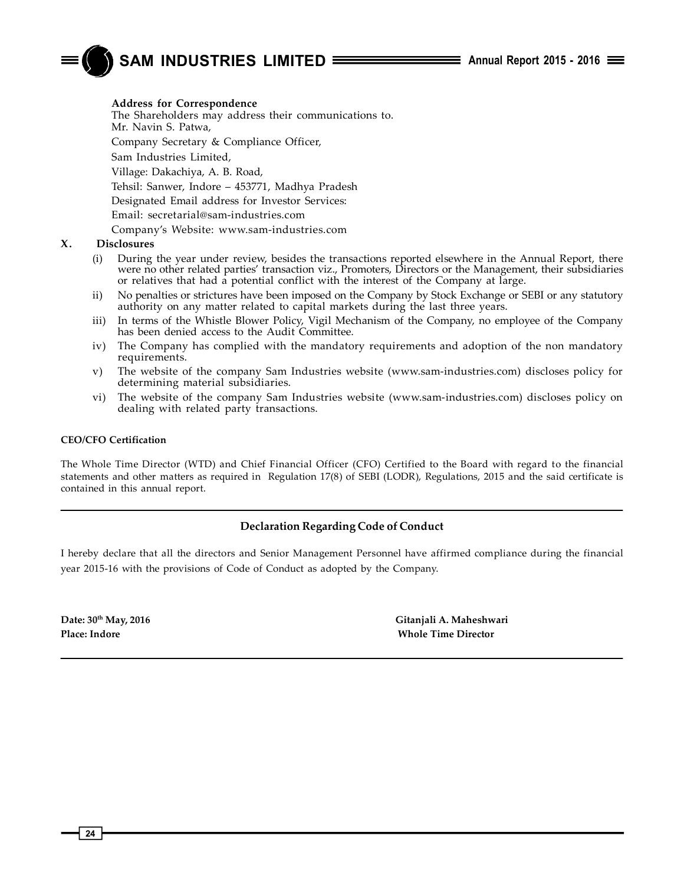**Address for Correspondence**

The Shareholders may address their communications to.
Mr. Navin S. Patwa,

Company Secretary & Compliance Officer,

Sam Industries Limited,

Village: Dakachiya, A. B. Road,

Tehsil: Sanwer, Indore – 453771, Madhya Pradesh

Designated Email address for Investor Services:

Email: secretarial@sam-industries.com

Company's Website: www.sam-industries.com

**X. Disclosures**

(i) During the year under review, besides the transactions reported elsewhere in the Annual Report, there were no other related parties' transaction viz., Promoters, Directors or the Management, their subsidiaries or relatives that had a potential conflict with the interest of the Company at large.

ii) No penalties or strictures have been imposed on the Company by Stock Exchange or SEBI or any statutory authority on any matter related to capital markets during the last three years.

iii) In terms of the Whistle Blower Policy, Vigil Mechanism of the Company, no employee of the Company has been denied access to the Audit Committee.

iv) The Company has complied with the mandatory requirements and adoption of the non mandatory requirements.

v) The website of the company Sam Industries website (www.sam-industries.com) discloses policy for determining material subsidiaries.

vi) The website of the company Sam Industries website (www.sam-industries.com) discloses policy on dealing with related party transactions.

**CEO/CFO Certification**

The Whole Time Director (WTD) and Chief Financial Officer (CFO) Certified to the Board with regard to the financial statements and other matters as required in Regulation 17(8) of SEBI (LODR), Regulations, 2015 and the said certificate is contained in this annual report.

---

### Declaration Regarding Code of Conduct

I hereby declare that all the directors and Senior Management Personnel have affirmed compliance during the financial year 2015-16 with the provisions of Code of Conduct as adopted by the Company.

**Date: 30th May, 2016** **Gitanjali A. Maheshwari**
**Place: Indore** **Whole Time Director**

---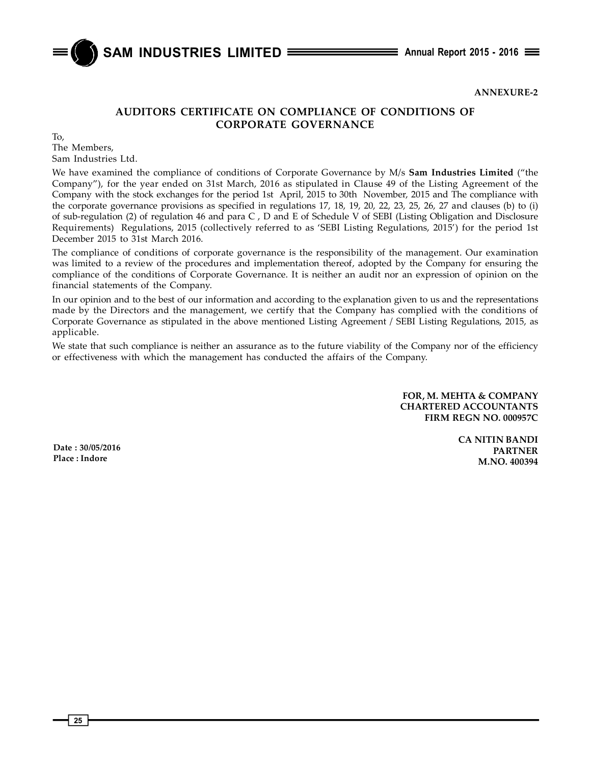**ANNEXURE-2**

## AUDITORS CERTIFICATE ON COMPLIANCE OF CONDITIONS OF CORPORATE GOVERNANCE

To,
The Members,
Sam Industries Ltd.

We have examined the compliance of conditions of Corporate Governance by M/s **Sam Industries Limited** ("the Company"), for the year ended on 31st March, 2016 as stipulated in Clause 49 of the Listing Agreement of the Company with the stock exchanges for the period 1st April, 2015 to 30th November, 2015 and The compliance with the corporate governance provisions as specified in regulations 17, 18, 19, 20, 22, 23, 25, 26, 27 and clauses (b) to (i) of sub-regulation (2) of regulation 46 and para C , D and E of Schedule V of SEBI (Listing Obligation and Disclosure Requirements) Regulations, 2015 (collectively referred to as 'SEBI Listing Regulations, 2015') for the period 1st December 2015 to 31st March 2016.

The compliance of conditions of corporate governance is the responsibility of the management. Our examination was limited to a review of the procedures and implementation thereof, adopted by the Company for ensuring the compliance of the conditions of Corporate Governance. It is neither an audit nor an expression of opinion on the financial statements of the Company.

In our opinion and to the best of our information and according to the explanation given to us and the representations made by the Directors and the management, we certify that the Company has complied with the conditions of Corporate Governance as stipulated in the above mentioned Listing Agreement / SEBI Listing Regulations, 2015, as applicable.

We state that such compliance is neither an assurance as to the future viability of the Company nor of the efficiency or effectiveness with which the management has conducted the affairs of the Company.

**FOR, M. MEHTA & COMPANY**
**CHARTERED ACCOUNTANTS**
**FIRM REGN NO. 000957C**

**CA NITIN BANDI**
**PARTNER**
**M.NO. 400394**

**Date : 30/05/2016**
**Place : Indore**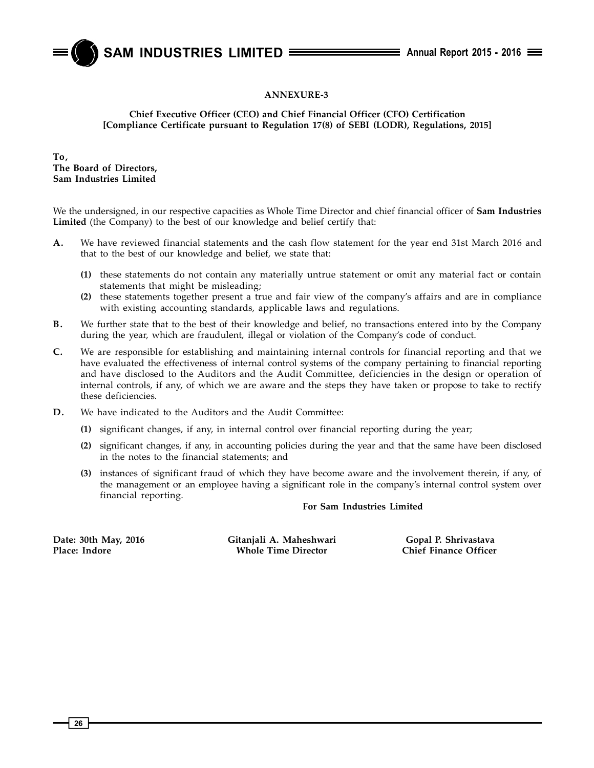## ANNEXURE-3

**Chief Executive Officer (CEO) and Chief Financial Officer (CFO) Certification**
**[Compliance Certificate pursuant to Regulation 17(8) of SEBI (LODR), Regulations, 2015]**

**To,**
**The Board of Directors,**
**Sam Industries Limited**

We the undersigned, in our respective capacities as Whole Time Director and chief financial officer of **Sam Industries Limited** (the Company) to the best of our knowledge and belief certify that:

**A.** We have reviewed financial statements and the cash flow statement for the year end 31st March 2016 and that to the best of our knowledge and belief, we state that:

- **(1)** these statements do not contain any materially untrue statement or omit any material fact or contain statements that might be misleading;
- **(2)** these statements together present a true and fair view of the company's affairs and are in compliance with existing accounting standards, applicable laws and regulations.

**B.** We further state that to the best of their knowledge and belief, no transactions entered into by the Company during the year, which are fraudulent, illegal or violation of the Company's code of conduct.

**C.** We are responsible for establishing and maintaining internal controls for financial reporting and that we have evaluated the effectiveness of internal control systems of the company pertaining to financial reporting and have disclosed to the Auditors and the Audit Committee, deficiencies in the design or operation of internal controls, if any, of which we are aware and the steps they have taken or propose to take to rectify these deficiencies.

**D.** We have indicated to the Auditors and the Audit Committee:

- **(1)** significant changes, if any, in internal control over financial reporting during the year;
- **(2)** significant changes, if any, in accounting policies during the year and that the same have been disclosed in the notes to the financial statements; and
- **(3)** instances of significant fraud of which they have become aware and the involvement therein, if any, of the management or an employee having a significant role in the company's internal control system over financial reporting.

**For Sam Industries Limited**

**Date: 30th May, 2016**
**Place: Indore**

**Gitanjali A. Maheshwari**
**Whole Time Director**

**Gopal P. Shrivastava**
**Chief Finance Officer**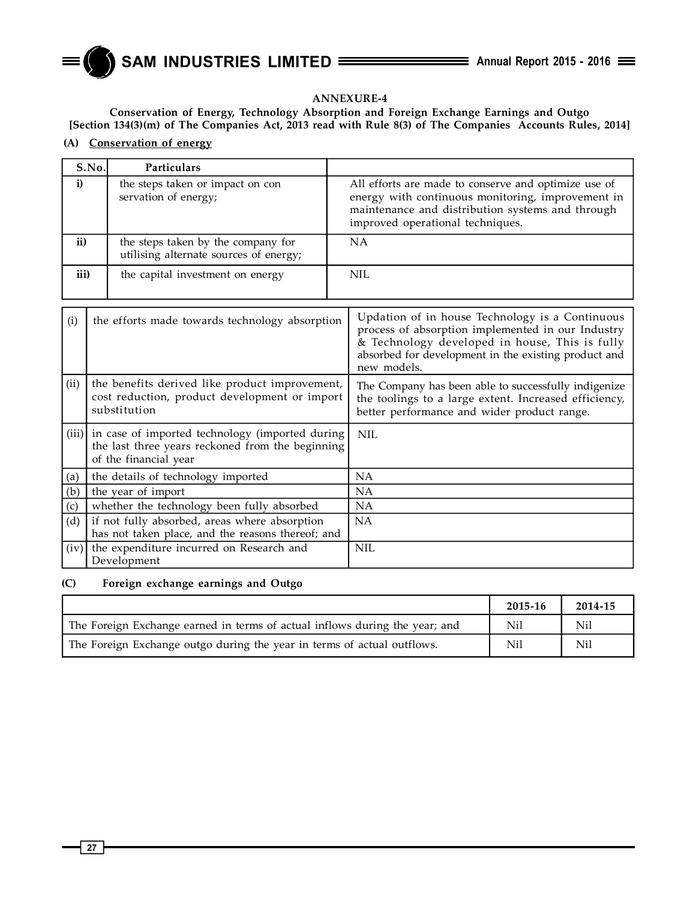## ANNEXURE-4

**Conservation of Energy, Technology Absorption and Foreign Exchange Earnings and Outgo**
**[Section 134(3)(m) of The Companies Act, 2013 read with Rule 8(3) of The Companies Accounts Rules, 2014]**

**(A) Conservation of energy**

| S.No. | Particulars | |
|---|---|---|
| i) | the steps taken or impact on con servation of energy; | All efforts are made to conserve and optimize use of energy with continuous monitoring, improvement in maintenance and distribution systems and through improved operational techniques. |
| ii) | the steps taken by the company for utilising alternate sources of energy; | NA |
| iii) | the capital investment on energy | NIL |

| | | |
|---|---|---|
| (i) | the efforts made towards technology absorption | Updation of in house Technology is a Continuous process of absorption implemented in our Industry & Technology developed in house, This is fully absorbed for development in the existing product and new models. |
| (ii) | the benefits derived like product improvement, cost reduction, product development or import substitution | The Company has been able to successfully indigenize the toolings to a large extent. Increased efficiency, better performance and wider product range. |
| (iii) | in case of imported technology (imported during the last three years reckoned from the beginning of the financial year | NIL |
| (a) | the details of technology imported | NA |
| (b) | the year of import | NA |
| (c) | whether the technology been fully absorbed | NA |
| (d) | if not fully absorbed, areas where absorption has not taken place, and the reasons thereof; and | NA |
| (iv) | the expenditure incurred on Research and Development | NIL |

**(C) Foreign exchange earnings and Outgo**

| | 2015-16 | 2014-15 |
|---|---|---|
| The Foreign Exchange earned in terms of actual inflows during the year; and | Nil | Nil |
| The Foreign Exchange outgo during the year in terms of actual outflows. | Nil | Nil |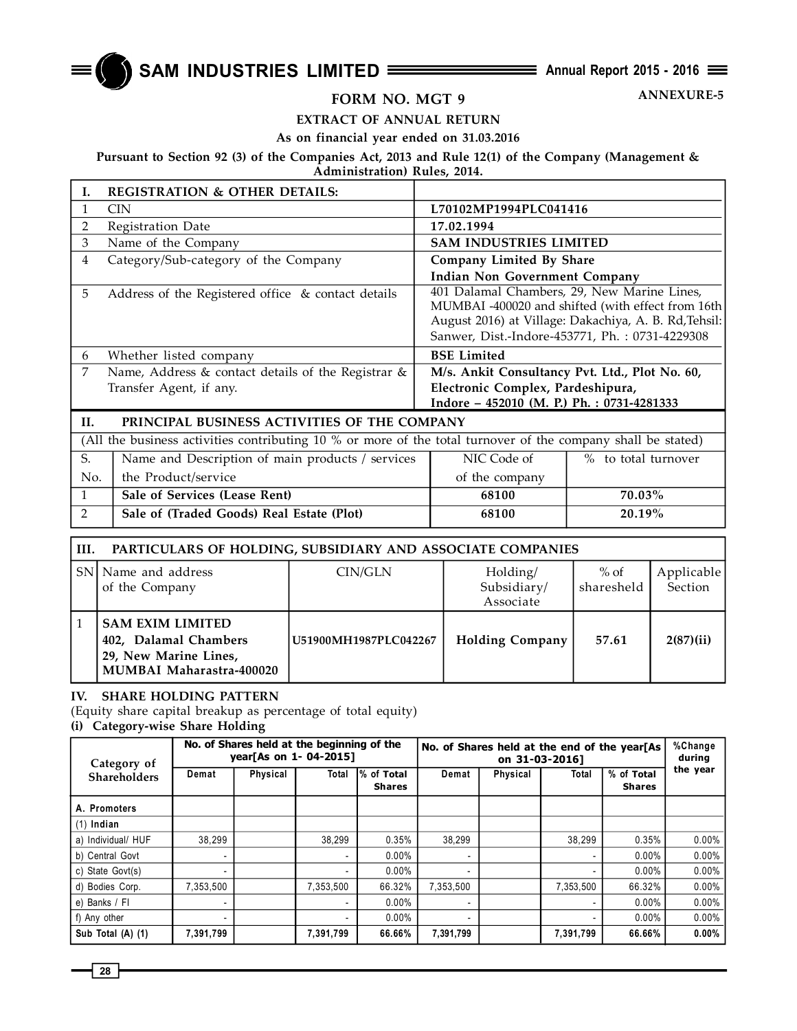ANNEXURE-5

# FORM NO. MGT 9

## EXTRACT OF ANNUAL RETURN

**As on financial year ended on 31.03.2016**

**Pursuant to Section 92 (3) of the Companies Act, 2013 and Rule 12(1) of the Company (Management & Administration) Rules, 2014.**

| I. | REGISTRATION & OTHER DETAILS: | |
|---|---|---|
| 1 | CIN | **L70102MP1994PLC041416** |
| 2 | Registration Date | **17.02.1994** |
| 3 | Name of the Company | **SAM INDUSTRIES LIMITED** |
| 4 | Category/Sub-category of the Company | **Company Limited By Share**<br>**Indian Non Government Company** |
| 5 | Address of the Registered office & contact details | 401 Dalamal Chambers, 29, New Marine Lines, MUMBAI -400020 and shifted (with effect from 16th August 2016) at Village: Dakachiya, A. B. Rd,Tehsil: Sanwer, Dist.-Indore-453771, Ph. : 0731-4229308 |
| 6 | Whether listed company | **BSE Limited** |
| 7 | Name, Address & contact details of the Registrar & Transfer Agent, if any. | **M/s. Ankit Consultancy Pvt. Ltd., Plot No. 60, Electronic Complex, Pardeshipura, Indore – 452010 (M. P.) Ph. : 0731-4281333** |

## II. PRINCIPAL BUSINESS ACTIVITIES OF THE COMPANY

(All the business activities contributing 10 % or more of the total turnover of the company shall be stated)

| S. No. | Name and Description of main products / services | NIC Code of the Product/service | % to total turnover of the company |
|---|---|---|---|
| 1 | **Sale of Services (Lease Rent)** | **68100** | **70.03%** |
| 2 | **Sale of (Traded Goods) Real Estate (Plot)** | **68100** | **20.19%** |

## III. PARTICULARS OF HOLDING, SUBSIDIARY AND ASSOCIATE COMPANIES

| SN | Name and address of the Company | CIN/GLN | Holding/ Subsidiary/ Associate | % of sharesheld | Applicable Section |
|---|---|---|---|---|---|
| 1 | **SAM EXIM LIMITED**<br>**402, Dalamal Chambers**<br>**29, New Marine Lines,**<br>**MUMBAI Maharastra-400020** | **U51900MH1987PLC042267** | **Holding Company** | **57.61** | **2(87)(ii)** |

## IV. SHARE HOLDING PATTERN

(Equity share capital breakup as percentage of total equity)

### (i) Category-wise Share Holding

| Category of Shareholders | No. of Shares held at the beginning of the year[As on 1- 04-2015] | | | | No. of Shares held at the end of the year[As on 31-03-2016] | | | | %Change during the year |
|---|---|---|---|---|---|---|---|---|---|
| | Demat | Physical | Total | % of Total Shares | Demat | Physical | Total | % of Total Shares | |
| **A. Promoters** | | | | | | | | | |
| **(1) Indian** | | | | | | | | | |
| a) Individual/ HUF | 38,299 | | 38,299 | 0.35% | 38,299 | | 38,299 | 0.35% | 0.00% |
| b) Central Govt | - | | - | 0.00% | - | | - | 0.00% | 0.00% |
| c) State Govt(s) | - | | - | 0.00% | - | | - | 0.00% | 0.00% |
| d) Bodies Corp. | 7,353,500 | | 7,353,500 | 66.32% | 7,353,500 | | 7,353,500 | 66.32% | 0.00% |
| e) Banks / FI | - | | - | 0.00% | - | | - | 0.00% | 0.00% |
| f) Any other | - | | - | 0.00% | - | | - | 0.00% | 0.00% |
| **Sub Total (A) (1)** | **7,391,799** | | **7,391,799** | **66.66%** | **7,391,799** | | **7,391,799** | **66.66%** | **0.00%** |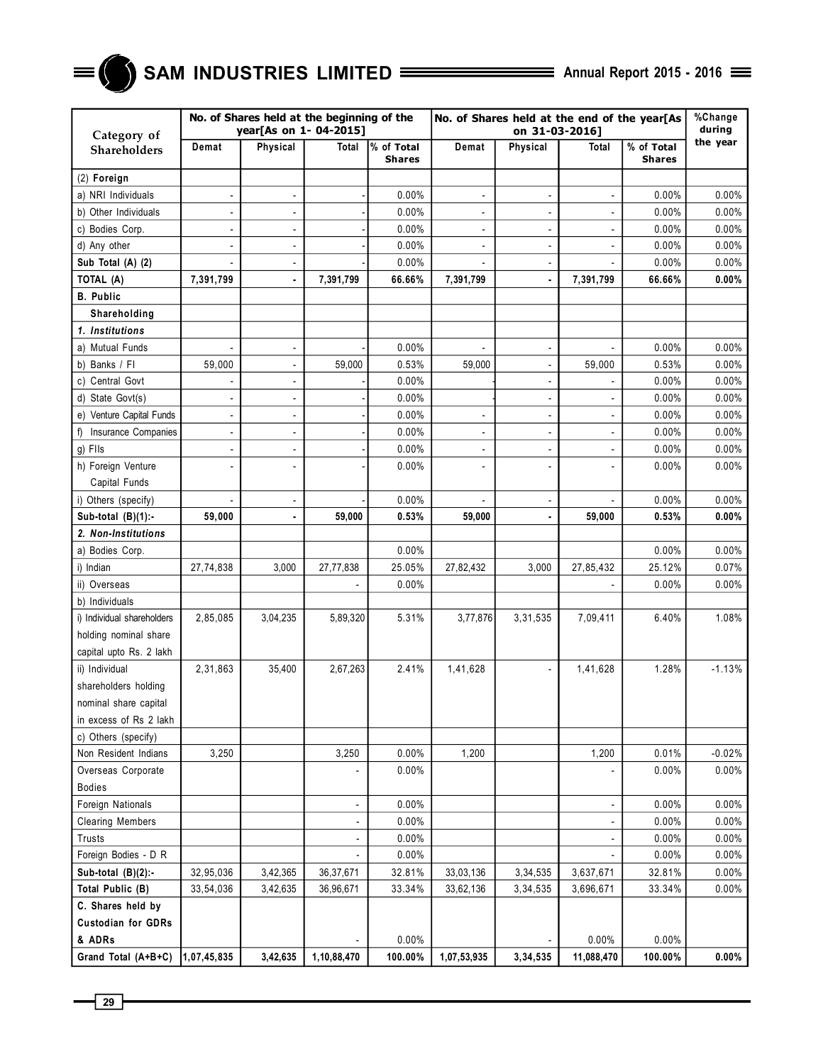| Category of Shareholders | No. of Shares held at the beginning of the year[As on 1- 04-2015] | | | | No. of Shares held at the end of the year[As on 31-03-2016] | | | | %Change during the year |
|---|---|---|---|---|---|---|---|---|---|
| | Demat | Physical | Total | % of Total Shares | Demat | Physical | Total | % of Total Shares | |
| (2) **Foreign** | | | | | | | | | |
| a) NRI Individuals | - | - | - | 0.00% | - | - | - | 0.00% | 0.00% |
| b) Other Individuals | - | - | - | 0.00% | - | - | - | 0.00% | 0.00% |
| c) Bodies Corp. | - | - | - | 0.00% | - | - | - | 0.00% | 0.00% |
| d) Any other | - | - | - | 0.00% | - | - | - | 0.00% | 0.00% |
| **Sub Total (A) (2)** | - | - | - | 0.00% | - | - | - | 0.00% | 0.00% |
| **TOTAL (A)** | **7,391,799** | **-** | **7,391,799** | **66.66%** | **7,391,799** | **-** | **7,391,799** | **66.66%** | **0.00%** |
| **B. Public Shareholding** | | | | | | | | | |
| ***1. Institutions*** | | | | | | | | | |
| a) Mutual Funds | - | - | - | 0.00% | - | - | - | 0.00% | 0.00% |
| b) Banks / FI | 59,000 | - | 59,000 | 0.53% | 59,000 | - | 59,000 | 0.53% | 0.00% |
| c) Central Govt | - | - | - | 0.00% | - | - | - | 0.00% | 0.00% |
| d) State Govt(s) | - | - | - | 0.00% | - | - | - | 0.00% | 0.00% |
| e) Venture Capital Funds | - | - | - | 0.00% | - | - | - | 0.00% | 0.00% |
| f) Insurance Companies | - | - | - | 0.00% | - | - | - | 0.00% | 0.00% |
| g) FIIs | - | - | - | 0.00% | - | - | - | 0.00% | 0.00% |
| h) Foreign Venture Capital Funds | - | - | - | 0.00% | - | - | - | 0.00% | 0.00% |
| i) Others (specify) | - | - | - | 0.00% | - | - | - | 0.00% | 0.00% |
| **Sub-total (B)(1):-** | **59,000** | **-** | **59,000** | **0.53%** | **59,000** | **-** | **59,000** | **0.53%** | **0.00%** |
| ***2. Non-Institutions*** | | | | | | | | | |
| a) Bodies Corp. | | | | 0.00% | | | | 0.00% | 0.00% |
| i) Indian | 27,74,838 | 3,000 | 27,77,838 | 25.05% | 27,82,432 | 3,000 | 27,85,432 | 25.12% | 0.07% |
| ii) Overseas | | | - | 0.00% | | | - | 0.00% | 0.00% |
| b) Individuals | | | | | | | | | |
| i) Individual shareholders holding nominal share capital upto Rs. 2 lakh | 2,85,085 | 3,04,235 | 5,89,320 | 5.31% | 3,77,876 | 3,31,535 | 7,09,411 | 6.40% | 1.08% |
| ii) Individual shareholders holding nominal share capital in excess of Rs 2 lakh | 2,31,863 | 35,400 | 2,67,263 | 2.41% | 1,41,628 | - | 1,41,628 | 1.28% | -1.13% |
| c) Others (specify) | | | | | | | | | |
| Non Resident Indians | 3,250 | | 3,250 | 0.00% | 1,200 | | 1,200 | 0.01% | -0.02% |
| Overseas Corporate Bodies | | | - | 0.00% | | | - | 0.00% | 0.00% |
| Foreign Nationals | | | - | 0.00% | | | - | 0.00% | 0.00% |
| Clearing Members | | | - | 0.00% | | | - | 0.00% | 0.00% |
| Trusts | | | - | 0.00% | | | - | 0.00% | 0.00% |
| Foreign Bodies - D R | | | - | 0.00% | | | - | 0.00% | 0.00% |
| **Sub-total (B)(2):-** | 32,95,036 | 3,42,365 | 36,37,671 | 32.81% | 33,03,136 | 3,34,535 | 3,637,671 | 32.81% | 0.00% |
| **Total Public (B)** | 33,54,036 | 3,42,635 | 36,96,671 | 33.34% | 33,62,136 | 3,34,535 | 3,696,671 | 33.34% | 0.00% |
| **C. Shares held by Custodian for GDRs & ADRs** | | | - | 0.00% | | - | 0.00% | 0.00% | |
| **Grand Total (A+B+C)** | **1,07,45,835** | **3,42,635** | **1,10,88,470** | **100.00%** | **1,07,53,935** | **3,34,535** | **11,088,470** | **100.00%** | **0.00%** |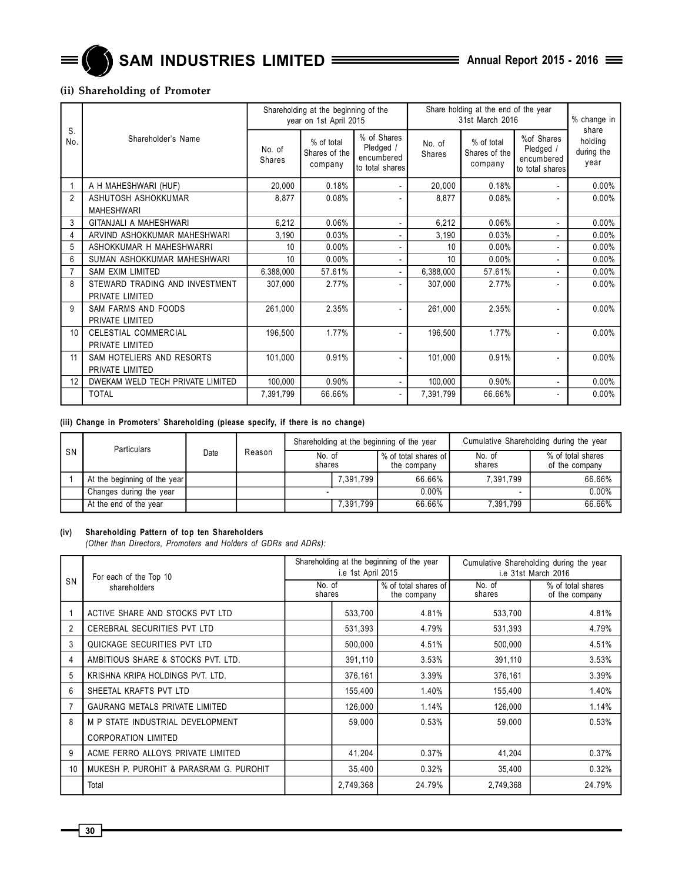### (ii) Shareholding of Promoter

| S. No. | Shareholder's Name | Shareholding at the beginning of the year on 1st April 2015 | | | Share holding at the end of the year 31st March 2016 | | | % change in share holding during the year |
|---|---|---|---|---|---|---|---|---|
| | | No. of Shares | % of total Shares of the company | % of Shares Pledged / encumbered to total shares | No. of Shares | % of total Shares of the company | %of Shares Pledged / encumbered to total shares | |
| 1 | A H MAHESHWARI (HUF) | 20,000 | 0.18% | - | 20,000 | 0.18% | - | 0.00% |
| 2 | ASHUTOSH ASHOKKUMAR MAHESHWARI | 8,877 | 0.08% | - | 8,877 | 0.08% | - | 0.00% |
| 3 | GITANJALI A MAHESHWARI | 6,212 | 0.06% | - | 6,212 | 0.06% | - | 0.00% |
| 4 | ARVIND ASHOKKUMAR MAHESHWARI | 3,190 | 0.03% | - | 3,190 | 0.03% | - | 0.00% |
| 5 | ASHOKKUMAR H MAHESHWARRI | 10 | 0.00% | - | 10 | 0.00% | - | 0.00% |
| 6 | SUMAN ASHOKKUMAR MAHESHWARI | 10 | 0.00% | - | 10 | 0.00% | - | 0.00% |
| 7 | SAM EXIM LIMITED | 6,388,000 | 57.61% | - | 6,388,000 | 57.61% | - | 0.00% |
| 8 | STEWARD TRADING AND INVESTMENT PRIVATE LIMITED | 307,000 | 2.77% | - | 307,000 | 2.77% | - | 0.00% |
| 9 | SAM FARMS AND FOODS PRIVATE LIMITED | 261,000 | 2.35% | - | 261,000 | 2.35% | - | 0.00% |
| 10 | CELESTIAL COMMERCIAL PRIVATE LIMITED | 196,500 | 1.77% | - | 196,500 | 1.77% | - | 0.00% |
| 11 | SAM HOTELIERS AND RESORTS PRIVATE LIMITED | 101,000 | 0.91% | - | 101,000 | 0.91% | - | 0.00% |
| 12 | DWEKAM WELD TECH PRIVATE LIMITED | 100,000 | 0.90% | - | 100,000 | 0.90% | - | 0.00% |
| | TOTAL | 7,391,799 | 66.66% | - | 7,391,799 | 66.66% | - | 0.00% |

#### (iii) Change in Promoters' Shareholding (please specify, if there is no change)

| SN | Particulars | Date | Reason | Shareholding at the beginning of the year | | Cumulative Shareholding during the year | |
|---|---|---|---|---|---|---|---|
| | | | | No. of shares | % of total shares of the company | No. of shares | % of total shares of the company |
| 1 | At the beginning of the year | | | 7,391,799 | 66.66% | 7,391,799 | 66.66% |
| | Changes during the year | | | - | 0.00% | - | 0.00% |
| | At the end of the year | | | 7,391,799 | 66.66% | 7,391,799 | 66.66% |

#### (iv) Shareholding Pattern of top ten Shareholders

*(Other than Directors, Promoters and Holders of GDRs and ADRs):*

| SN | For each of the Top 10 shareholders | Shareholding at the beginning of the year i.e 1st April 2015 | | Cumulative Shareholding during the year i.e 31st March 2016 | |
|---|---|---|---|---|---|
| | | No. of shares | % of total shares of the company | No. of shares | % of total shares of the company |
| 1 | ACTIVE SHARE AND STOCKS PVT LTD | 533,700 | 4.81% | 533,700 | 4.81% |
| 2 | CEREBRAL SECURITIES PVT LTD | 531,393 | 4.79% | 531,393 | 4.79% |
| 3 | QUICKAGE SECURITIES PVT LTD | 500,000 | 4.51% | 500,000 | 4.51% |
| 4 | AMBITIOUS SHARE & STOCKS PVT. LTD. | 391,110 | 3.53% | 391,110 | 3.53% |
| 5 | KRISHNA KRIPA HOLDINGS PVT. LTD. | 376,161 | 3.39% | 376,161 | 3.39% |
| 6 | SHEETAL KRAFTS PVT LTD | 155,400 | 1.40% | 155,400 | 1.40% |
| 7 | GAURANG METALS PRIVATE LIMITED | 126,000 | 1.14% | 126,000 | 1.14% |
| 8 | M P STATE INDUSTRIAL DEVELOPMENT CORPORATION LIMITED | 59,000 | 0.53% | 59,000 | 0.53% |
| 9 | ACME FERRO ALLOYS PRIVATE LIMITED | 41,204 | 0.37% | 41,204 | 0.37% |
| 10 | MUKESH P. PUROHIT & PARASRAM G. PUROHIT | 35,400 | 0.32% | 35,400 | 0.32% |
| | Total | 2,749,368 | 24.79% | 2,749,368 | 24.79% |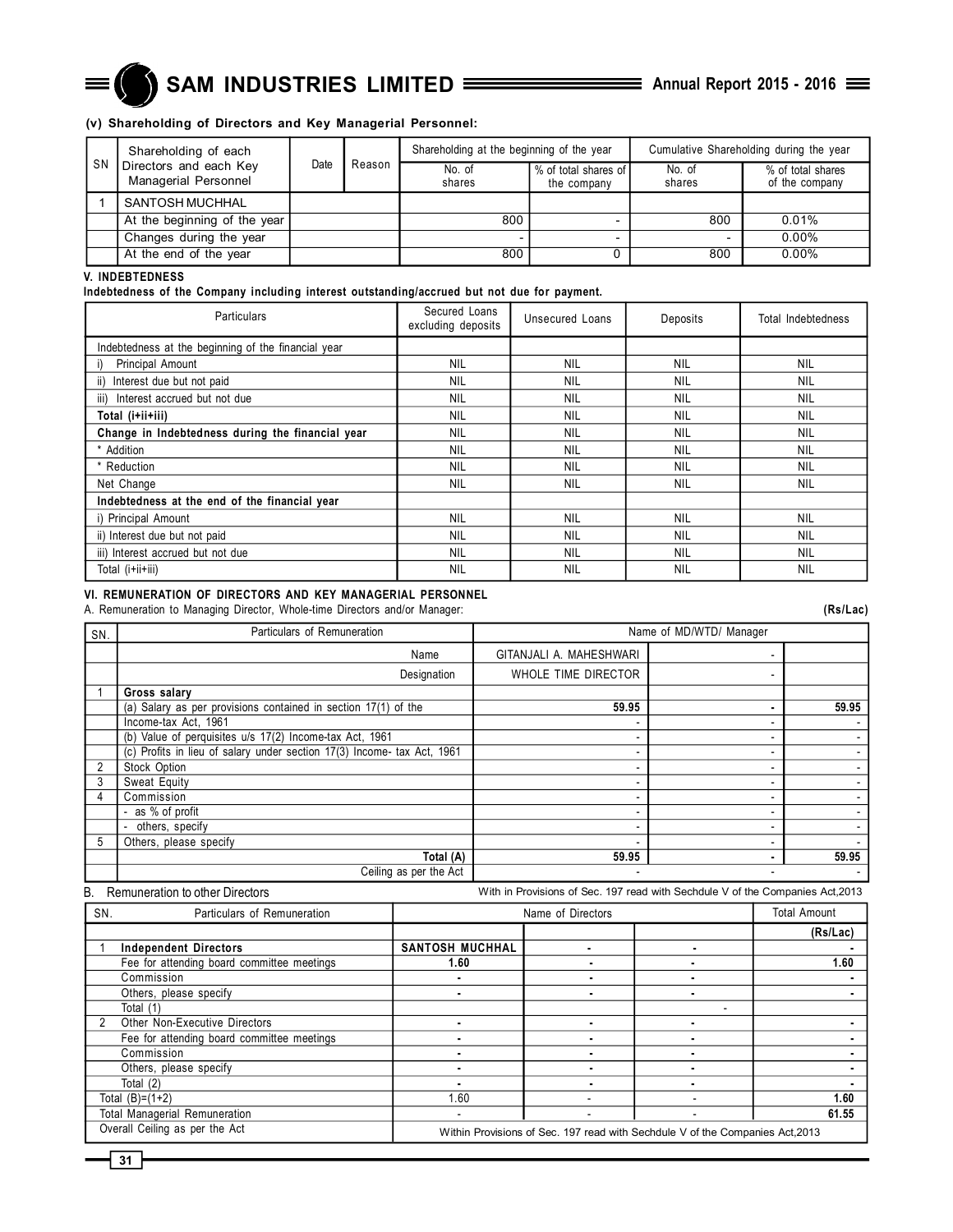**(v) Shareholding of Directors and Key Managerial Personnel:**

| SN | Shareholding of each Directors and each Key Managerial Personnel | Date | Reason | Shareholding at the beginning of the year | | Cumulative Shareholding during the year | |
|---|---|---|---|---|---|---|---|
| | | | | No. of shares | % of total shares of the company | No. of shares | % of total shares of the company |
| 1 | SANTOSH MUCHHAL | | | | | | |
| | At the beginning of the year | | | 800 | - | 800 | 0.01% |
| | Changes during the year | | | - | - | - | 0.00% |
| | At the end of the year | | | 800 | 0 | 800 | 0.00% |

**V. INDEBTEDNESS**

**Indebtedness of the Company including interest outstanding/accrued but not due for payment.**

| Particulars | Secured Loans excluding deposits | Unsecured Loans | Deposits | Total Indebtedness |
|---|---|---|---|---|
| Indebtedness at the beginning of the financial year | | | | |
| i) Principal Amount | NIL | NIL | NIL | NIL |
| ii) Interest due but not paid | NIL | NIL | NIL | NIL |
| iii) Interest accrued but not due | NIL | NIL | NIL | NIL |
| **Total (i+ii+iii)** | NIL | NIL | NIL | NIL |
| **Change in Indebtedness during the financial year** | NIL | NIL | NIL | NIL |
| * Addition | NIL | NIL | NIL | NIL |
| * Reduction | NIL | NIL | NIL | NIL |
| Net Change | NIL | NIL | NIL | NIL |
| **Indebtedness at the end of the financial year** | | | | |
| i) Principal Amount | NIL | NIL | NIL | NIL |
| ii) Interest due but not paid | NIL | NIL | NIL | NIL |
| iii) Interest accrued but not due | NIL | NIL | NIL | NIL |
| Total (i+ii+iii) | NIL | NIL | NIL | NIL |

**VI. REMUNERATION OF DIRECTORS AND KEY MANAGERIAL PERSONNEL**

A. Remuneration to Managing Director, Whole-time Directors and/or Manager: **(Rs/Lac)**

| SN. | Particulars of Remuneration | Name of MD/WTD/ Manager | | |
|---|---|---|---|---|
| | Name | GITANJALI A. MAHESHWARI | - | |
| | Designation | WHOLE TIME DIRECTOR | - | |
| 1 | **Gross salary** | | | |
| | (a) Salary as per provisions contained in section 17(1) of the Income-tax Act, 1961 | **59.95** | **-** | **59.95** |
| | (b) Value of perquisites u/s 17(2) Income-tax Act, 1961 | - | - | - |
| | (c) Profits in lieu of salary under section 17(3) Income- tax Act, 1961 | - | - | - |
| 2 | Stock Option | - | - | - |
| 3 | Sweat Equity | - | - | - |
| 4 | Commission | - | - | - |
| | - as % of profit | - | - | - |
| | - others, specify | - | - | - |
| 5 | Others, please specify | - | - | - |
| | **Total (A)** | **59.95** | **-** | **59.95** |
| | Ceiling as per the Act | - | - | - |

B. Remuneration to other Directors — With in Provisions of Sec. 197 read with Sechdule V of the Companies Act,2013

| SN. | Particulars of Remuneration | Name of Directors | | | Total Amount |
|---|---|---|---|---|---|
| | | | | | **(Rs/Lac)** |
| 1 | **Independent Directors** | **SANTOSH MUCHHAL** | **-** | **-** | **-** |
| | Fee for attending board committee meetings | **1.60** | **-** | **-** | **1.60** |
| | Commission | **-** | **-** | **-** | **-** |
| | Others, please specify | **-** | **-** | **-** | **-** |
| | Total (1) | | | - | |
| 2 | Other Non-Executive Directors | **-** | **-** | **-** | **-** |
| | Fee for attending board committee meetings | **-** | **-** | **-** | **-** |
| | Commission | **-** | **-** | **-** | **-** |
| | Others, please specify | **-** | **-** | **-** | **-** |
| | Total (2) | **-** | **-** | **-** | **-** |
| | Total (B)=(1+2) | 1.60 | - | - | **1.60** |
| | Total Managerial Remuneration | - | - | - | **61.55** |
| | Overall Ceiling as per the Act | Within Provisions of Sec. 197 read with Sechdule V of the Companies Act,2013 | | | |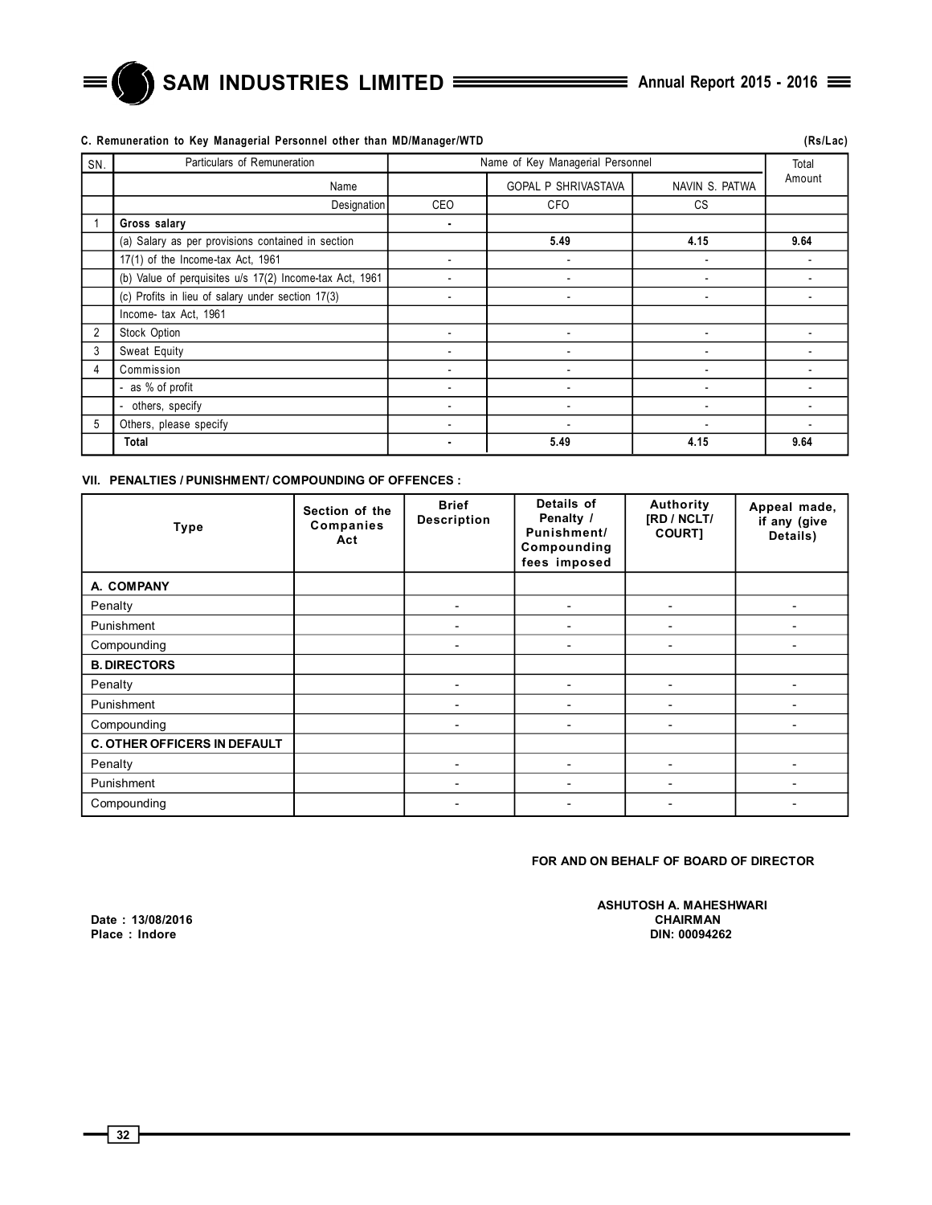### C. Remuneration to Key Managerial Personnel other than MD/Manager/WTD

(Rs/Lac)

| SN. | Particulars of Remuneration | Name of Key Managerial Personnel | | | Total Amount |
|---|---|---|---|---|---|
| | Name | | GOPAL P SHRIVASTAVA | NAVIN S. PATWA | |
| | Designation | CEO | CFO | CS | |
| 1 | **Gross salary** | - | | | |
| | (a) Salary as per provisions contained in section | | **5.49** | **4.15** | **9.64** |
| | 17(1) of the Income-tax Act, 1961 | - | - | - | - |
| | (b) Value of perquisites u/s 17(2) Income-tax Act, 1961 | - | - | - | - |
| | (c) Profits in lieu of salary under section 17(3) | - | - | - | - |
| | Income- tax Act, 1961 | | | | |
| 2 | Stock Option | - | - | - | - |
| 3 | Sweat Equity | - | - | - | - |
| 4 | Commission | - | - | - | - |
| | - as % of profit | - | - | - | - |
| | - others, specify | - | - | - | - |
| 5 | Others, please specify | - | - | - | - |
| | **Total** | - | **5.49** | **4.15** | **9.64** |

### VII. PENALTIES / PUNISHMENT/ COMPOUNDING OF OFFENCES :

| Type | Section of the Companies Act | Brief Description | Details of Penalty / Punishment/ Compounding fees imposed | Authority [RD / NCLT/ COURT] | Appeal made, if any (give Details) |
|---|---|---|---|---|---|
| **A. COMPANY** | | | | | |
| Penalty | | - | - | - | - |
| Punishment | | - | - | - | - |
| Compounding | | - | - | - | - |
| **B. DIRECTORS** | | | | | |
| Penalty | | - | - | - | - |
| Punishment | | - | - | - | - |
| Compounding | | - | - | - | - |
| **C. OTHER OFFICERS IN DEFAULT** | | | | | |
| Penalty | | - | - | - | - |
| Punishment | | - | - | - | - |
| Compounding | | - | - | - | - |

**FOR AND ON BEHALF OF BOARD OF DIRECTOR**

**ASHUTOSH A. MAHESHWARI**
**CHAIRMAN**
**DIN: 00094262**

**Date : 13/08/2016**
**Place : Indore**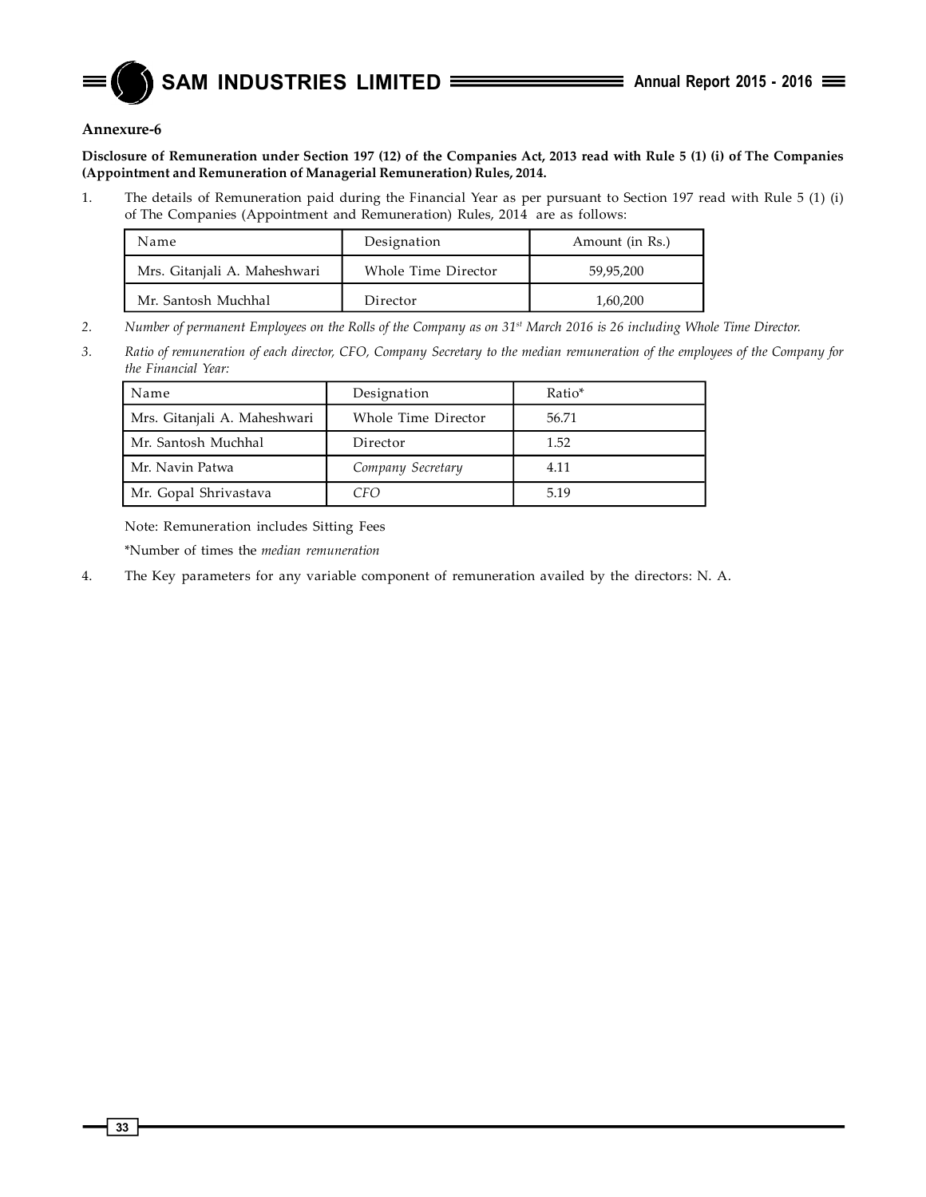### Annexure-6

**Disclosure of Remuneration under Section 197 (12) of the Companies Act, 2013 read with Rule 5 (1) (i) of The Companies (Appointment and Remuneration of Managerial Remuneration) Rules, 2014.**

1. The details of Remuneration paid during the Financial Year as per pursuant to Section 197 read with Rule 5 (1) (i) of The Companies (Appointment and Remuneration) Rules, 2014 are as follows:

| Name | Designation | Amount (in Rs.) |
|---|---|---|
| Mrs. Gitanjali A. Maheshwari | Whole Time Director | 59,95,200 |
| Mr. Santosh Muchhal | Director | 1,60,200 |

2. *Number of permanent Employees on the Rolls of the Company as on 31st March 2016 is 26 including Whole Time Director.*

3. *Ratio of remuneration of each director, CFO, Company Secretary to the median remuneration of the employees of the Company for the Financial Year:*

| Name | Designation | Ratio* |
|---|---|---|
| Mrs. Gitanjali A. Maheshwari | Whole Time Director | 56.71 |
| Mr. Santosh Muchhal | Director | 1.52 |
| Mr. Navin Patwa | *Company Secretary* | 4.11 |
| Mr. Gopal Shrivastava | *CFO* | 5.19 |

Note: Remuneration includes Sitting Fees

*Number of times the *median remuneration*

4. The Key parameters for any variable component of remuneration availed by the directors: N. A.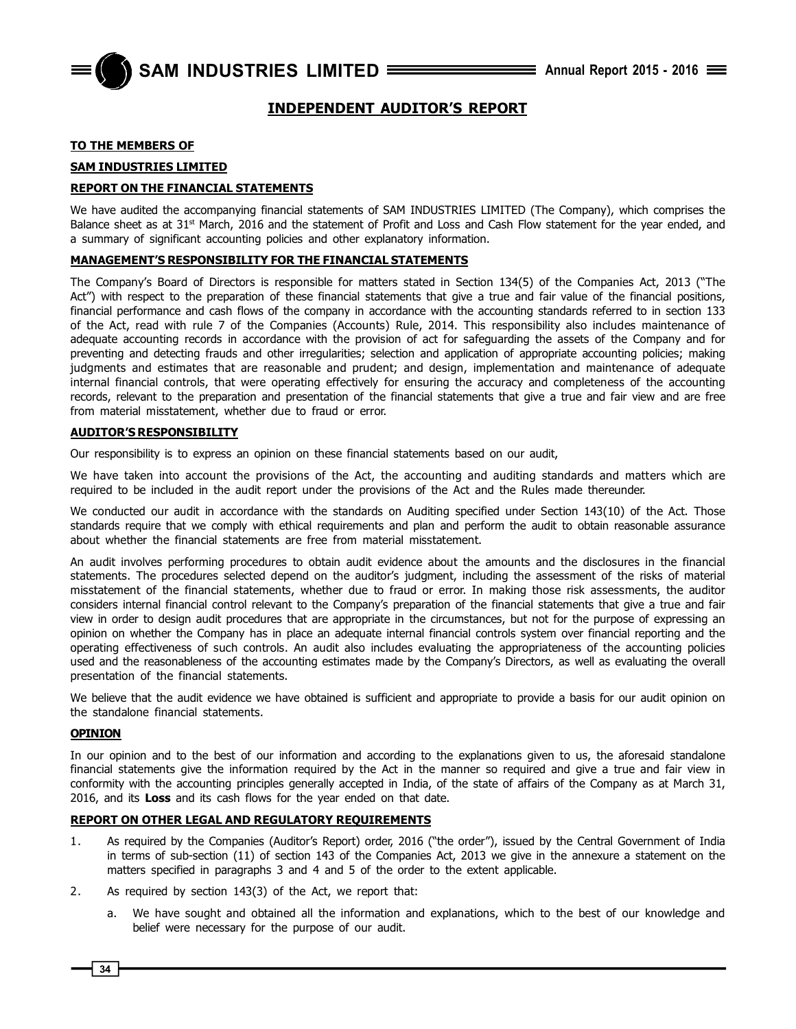# INDEPENDENT AUDITOR'S REPORT

**TO THE MEMBERS OF**

**SAM INDUSTRIES LIMITED**

**REPORT ON THE FINANCIAL STATEMENTS**

We have audited the accompanying financial statements of SAM INDUSTRIES LIMITED (The Company), which comprises the Balance sheet as at 31st March, 2016 and the statement of Profit and Loss and Cash Flow statement for the year ended, and a summary of significant accounting policies and other explanatory information.

**MANAGEMENT'S RESPONSIBILITY FOR THE FINANCIAL STATEMENTS**

The Company's Board of Directors is responsible for matters stated in Section 134(5) of the Companies Act, 2013 ("The Act") with respect to the preparation of these financial statements that give a true and fair value of the financial positions, financial performance and cash flows of the company in accordance with the accounting standards referred to in section 133 of the Act, read with rule 7 of the Companies (Accounts) Rule, 2014. This responsibility also includes maintenance of adequate accounting records in accordance with the provision of act for safeguarding the assets of the Company and for preventing and detecting frauds and other irregularities; selection and application of appropriate accounting policies; making judgments and estimates that are reasonable and prudent; and design, implementation and maintenance of adequate internal financial controls, that were operating effectively for ensuring the accuracy and completeness of the accounting records, relevant to the preparation and presentation of the financial statements that give a true and fair view and are free from material misstatement, whether due to fraud or error.

**AUDITOR'S RESPONSIBILITY**

Our responsibility is to express an opinion on these financial statements based on our audit,

We have taken into account the provisions of the Act, the accounting and auditing standards and matters which are required to be included in the audit report under the provisions of the Act and the Rules made thereunder.

We conducted our audit in accordance with the standards on Auditing specified under Section 143(10) of the Act. Those standards require that we comply with ethical requirements and plan and perform the audit to obtain reasonable assurance about whether the financial statements are free from material misstatement.

An audit involves performing procedures to obtain audit evidence about the amounts and the disclosures in the financial statements. The procedures selected depend on the auditor's judgment, including the assessment of the risks of material misstatement of the financial statements, whether due to fraud or error. In making those risk assessments, the auditor considers internal financial control relevant to the Company's preparation of the financial statements that give a true and fair view in order to design audit procedures that are appropriate in the circumstances, but not for the purpose of expressing an opinion on whether the Company has in place an adequate internal financial controls system over financial reporting and the operating effectiveness of such controls. An audit also includes evaluating the appropriateness of the accounting policies used and the reasonableness of the accounting estimates made by the Company's Directors, as well as evaluating the overall presentation of the financial statements.

We believe that the audit evidence we have obtained is sufficient and appropriate to provide a basis for our audit opinion on the standalone financial statements.

**OPINION**

In our opinion and to the best of our information and according to the explanations given to us, the aforesaid standalone financial statements give the information required by the Act in the manner so required and give a true and fair view in conformity with the accounting principles generally accepted in India, of the state of affairs of the Company as at March 31, 2016, and its **Loss** and its cash flows for the year ended on that date.

**REPORT ON OTHER LEGAL AND REGULATORY REQUIREMENTS**

1. As required by the Companies (Auditor's Report) order, 2016 ("the order"), issued by the Central Government of India in terms of sub-section (11) of section 143 of the Companies Act, 2013 we give in the annexure a statement on the matters specified in paragraphs 3 and 4 and 5 of the order to the extent applicable.
2. As required by section 143(3) of the Act, we report that:
   a. We have sought and obtained all the information and explanations, which to the best of our knowledge and belief were necessary for the purpose of our audit.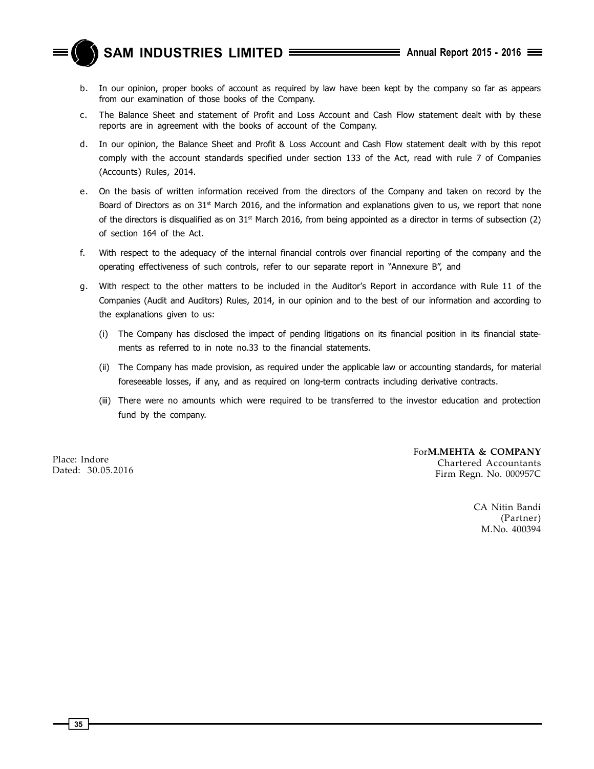b. In our opinion, proper books of account as required by law have been kept by the company so far as appears from our examination of those books of the Company.

c. The Balance Sheet and statement of Profit and Loss Account and Cash Flow statement dealt with by these reports are in agreement with the books of account of the Company.

d. In our opinion, the Balance Sheet and Profit & Loss Account and Cash Flow statement dealt with by this repot comply with the account standards specified under section 133 of the Act, read with rule 7 of Companies (Accounts) Rules, 2014.

e. On the basis of written information received from the directors of the Company and taken on record by the Board of Directors as on 31st March 2016, and the information and explanations given to us, we report that none of the directors is disqualified as on 31st March 2016, from being appointed as a director in terms of subsection (2) of section 164 of the Act.

f. With respect to the adequacy of the internal financial controls over financial reporting of the company and the operating effectiveness of such controls, refer to our separate report in "Annexure B", and

g. With respect to the other matters to be included in the Auditor's Report in accordance with Rule 11 of the Companies (Audit and Auditors) Rules, 2014, in our opinion and to the best of our information and according to the explanations given to us:

   (i) The Company has disclosed the impact of pending litigations on its financial position in its financial statements as referred to in note no.33 to the financial statements.

   (ii) The Company has made provision, as required under the applicable law or accounting standards, for material foreseeable losses, if any, and as required on long-term contracts including derivative contracts.

   (iii) There were no amounts which were required to be transferred to the investor education and protection fund by the company.

Place: Indore
Dated: 30.05.2016

For**M.MEHTA & COMPANY**
Chartered Accountants
Firm Regn. No. 000957C

CA Nitin Bandi
(Partner)
M.No. 400394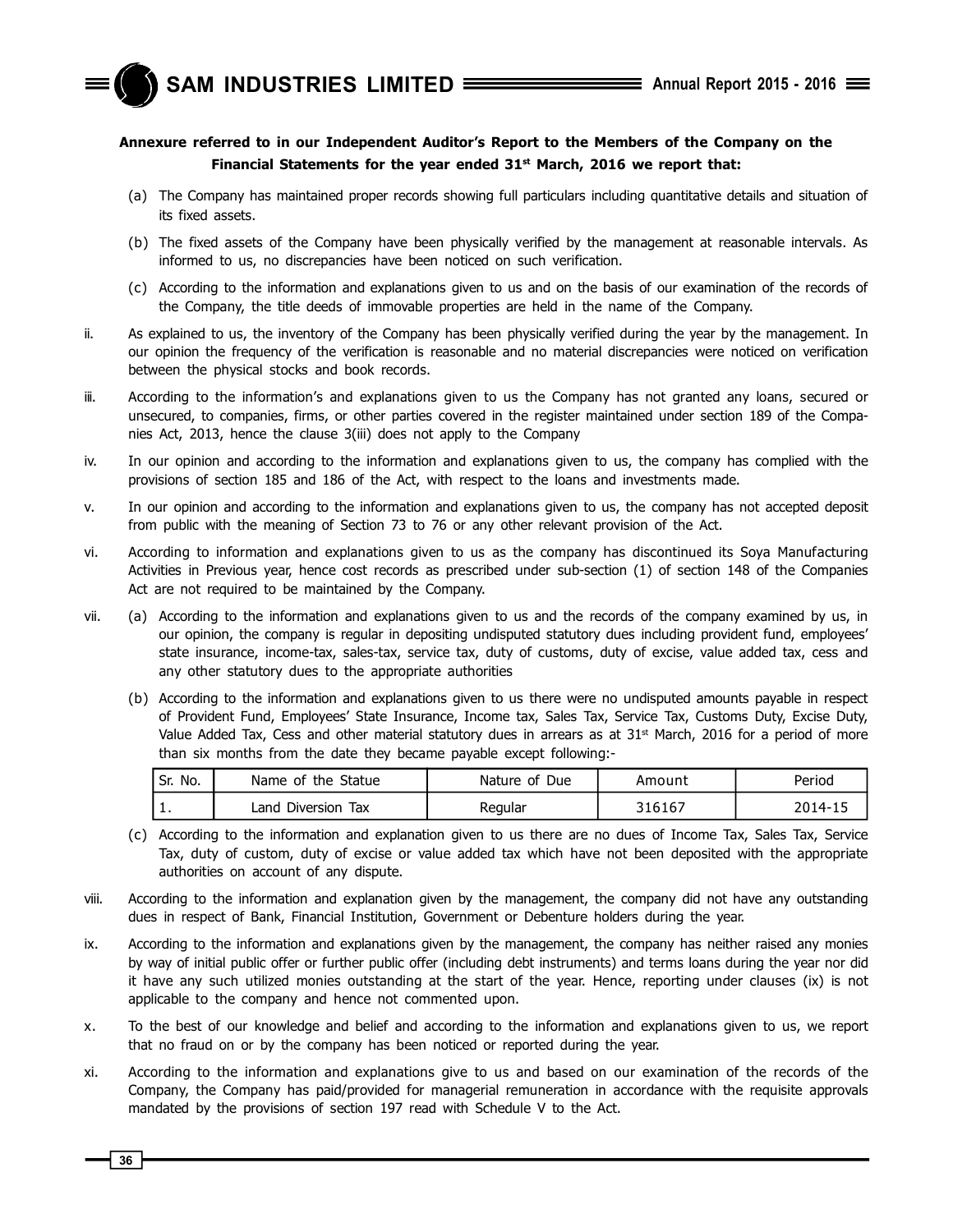**Annexure referred to in our Independent Auditor's Report to the Members of the Company on the Financial Statements for the year ended 31st March, 2016 we report that:**

(a) The Company has maintained proper records showing full particulars including quantitative details and situation of its fixed assets.

(b) The fixed assets of the Company have been physically verified by the management at reasonable intervals. As informed to us, no discrepancies have been noticed on such verification.

(c) According to the information and explanations given to us and on the basis of our examination of the records of the Company, the title deeds of immovable properties are held in the name of the Company.

ii. As explained to us, the inventory of the Company has been physically verified during the year by the management. In our opinion the frequency of the verification is reasonable and no material discrepancies were noticed on verification between the physical stocks and book records.

iii. According to the information's and explanations given to us the Company has not granted any loans, secured or unsecured, to companies, firms, or other parties covered in the register maintained under section 189 of the Companies Act, 2013, hence the clause 3(iii) does not apply to the Company

iv. In our opinion and according to the information and explanations given to us, the company has complied with the provisions of section 185 and 186 of the Act, with respect to the loans and investments made.

v. In our opinion and according to the information and explanations given to us, the company has not accepted deposit from public with the meaning of Section 73 to 76 or any other relevant provision of the Act.

vi. According to information and explanations given to us as the company has discontinued its Soya Manufacturing Activities in Previous year, hence cost records as prescribed under sub-section (1) of section 148 of the Companies Act are not required to be maintained by the Company.

vii. (a) According to the information and explanations given to us and the records of the company examined by us, in our opinion, the company is regular in depositing undisputed statutory dues including provident fund, employees' state insurance, income-tax, sales-tax, service tax, duty of customs, duty of excise, value added tax, cess and any other statutory dues to the appropriate authorities

(b) According to the information and explanations given to us there were no undisputed amounts payable in respect of Provident Fund, Employees' State Insurance, Income tax, Sales Tax, Service Tax, Customs Duty, Excise Duty, Value Added Tax, Cess and other material statutory dues in arrears as at 31st March, 2016 for a period of more than six months from the date they became payable except following:-

| Sr. No. | Name of the Statue | Nature of Due | Amount | Period |
|---|---|---|---|---|
| 1. | Land Diversion Tax | Regular | 316167 | 2014-15 |

(c) According to the information and explanation given to us there are no dues of Income Tax, Sales Tax, Service Tax, duty of custom, duty of excise or value added tax which have not been deposited with the appropriate authorities on account of any dispute.

viii. According to the information and explanation given by the management, the company did not have any outstanding dues in respect of Bank, Financial Institution, Government or Debenture holders during the year.

ix. According to the information and explanations given by the management, the company has neither raised any monies by way of initial public offer or further public offer (including debt instruments) and terms loans during the year nor did it have any such utilized monies outstanding at the start of the year. Hence, reporting under clauses (ix) is not applicable to the company and hence not commented upon.

x. To the best of our knowledge and belief and according to the information and explanations given to us, we report that no fraud on or by the company has been noticed or reported during the year.

xi. According to the information and explanations give to us and based on our examination of the records of the Company, the Company has paid/provided for managerial remuneration in accordance with the requisite approvals mandated by the provisions of section 197 read with Schedule V to the Act.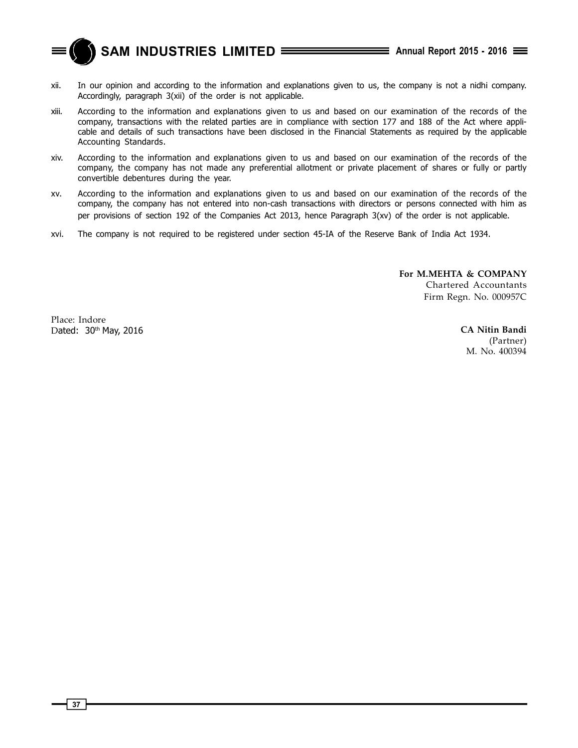xii. In our opinion and according to the information and explanations given to us, the company is not a nidhi company. Accordingly, paragraph 3(xii) of the order is not applicable.

xiii. According to the information and explanations given to us and based on our examination of the records of the company, transactions with the related parties are in compliance with section 177 and 188 of the Act where applicable and details of such transactions have been disclosed in the Financial Statements as required by the applicable Accounting Standards.

xiv. According to the information and explanations given to us and based on our examination of the records of the company, the company has not made any preferential allotment or private placement of shares or fully or partly convertible debentures during the year.

xv. According to the information and explanations given to us and based on our examination of the records of the company, the company has not entered into non-cash transactions with directors or persons connected with him as per provisions of section 192 of the Companies Act 2013, hence Paragraph 3(xv) of the order is not applicable.

xvi. The company is not required to be registered under section 45-IA of the Reserve Bank of India Act 1934.

**For M.MEHTA & COMPANY**
Chartered Accountants
Firm Regn. No. 000957C

Place: Indore
Dated: 30th May, 2016

**CA Nitin Bandi**
(Partner)
M. No. 400394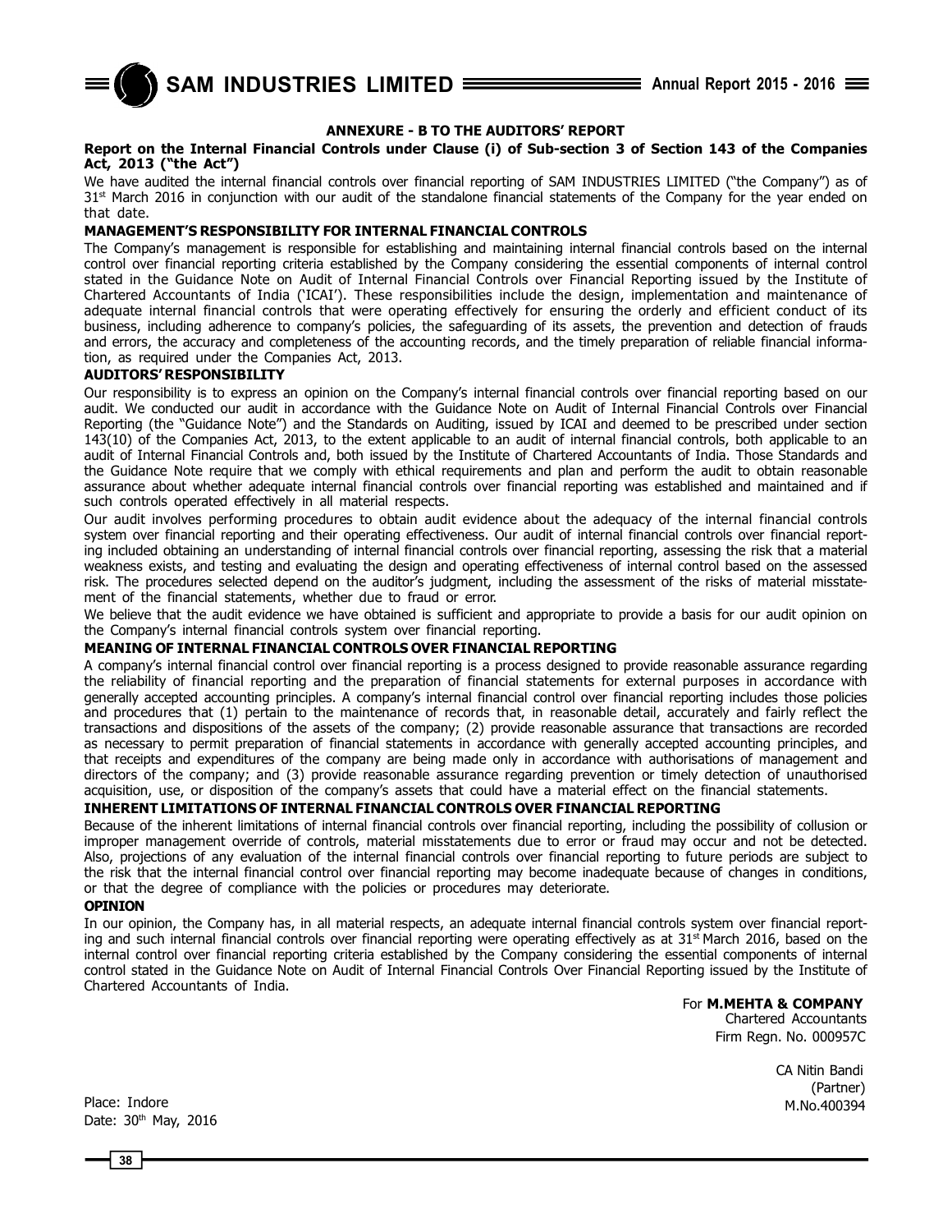## ANNEXURE - B TO THE AUDITORS' REPORT

**Report on the Internal Financial Controls under Clause (i) of Sub-section 3 of Section 143 of the Companies Act, 2013 ("the Act")**

We have audited the internal financial controls over financial reporting of SAM INDUSTRIES LIMITED ("the Company") as of 31st March 2016 in conjunction with our audit of the standalone financial statements of the Company for the year ended on that date.

### MANAGEMENT'S RESPONSIBILITY FOR INTERNAL FINANCIAL CONTROLS

The Company's management is responsible for establishing and maintaining internal financial controls based on the internal control over financial reporting criteria established by the Company considering the essential components of internal control stated in the Guidance Note on Audit of Internal Financial Controls over Financial Reporting issued by the Institute of Chartered Accountants of India ('ICAI'). These responsibilities include the design, implementation and maintenance of adequate internal financial controls that were operating effectively for ensuring the orderly and efficient conduct of its business, including adherence to company's policies, the safeguarding of its assets, the prevention and detection of frauds and errors, the accuracy and completeness of the accounting records, and the timely preparation of reliable financial information, as required under the Companies Act, 2013.

### AUDITORS' RESPONSIBILITY

Our responsibility is to express an opinion on the Company's internal financial controls over financial reporting based on our audit. We conducted our audit in accordance with the Guidance Note on Audit of Internal Financial Controls over Financial Reporting (the "Guidance Note") and the Standards on Auditing, issued by ICAI and deemed to be prescribed under section 143(10) of the Companies Act, 2013, to the extent applicable to an audit of internal financial controls, both applicable to an audit of Internal Financial Controls and, both issued by the Institute of Chartered Accountants of India. Those Standards and the Guidance Note require that we comply with ethical requirements and plan and perform the audit to obtain reasonable assurance about whether adequate internal financial controls over financial reporting was established and maintained and if such controls operated effectively in all material respects.

Our audit involves performing procedures to obtain audit evidence about the adequacy of the internal financial controls system over financial reporting and their operating effectiveness. Our audit of internal financial controls over financial reporting included obtaining an understanding of internal financial controls over financial reporting, assessing the risk that a material weakness exists, and testing and evaluating the design and operating effectiveness of internal control based on the assessed risk. The procedures selected depend on the auditor's judgment, including the assessment of the risks of material misstatement of the financial statements, whether due to fraud or error.

We believe that the audit evidence we have obtained is sufficient and appropriate to provide a basis for our audit opinion on the Company's internal financial controls system over financial reporting.

### MEANING OF INTERNAL FINANCIAL CONTROLS OVER FINANCIAL REPORTING

A company's internal financial control over financial reporting is a process designed to provide reasonable assurance regarding the reliability of financial reporting and the preparation of financial statements for external purposes in accordance with generally accepted accounting principles. A company's internal financial control over financial reporting includes those policies and procedures that (1) pertain to the maintenance of records that, in reasonable detail, accurately and fairly reflect the transactions and dispositions of the assets of the company; (2) provide reasonable assurance that transactions are recorded as necessary to permit preparation of financial statements in accordance with generally accepted accounting principles, and that receipts and expenditures of the company are being made only in accordance with authorisations of management and directors of the company; and (3) provide reasonable assurance regarding prevention or timely detection of unauthorised acquisition, use, or disposition of the company's assets that could have a material effect on the financial statements.

### INHERENT LIMITATIONS OF INTERNAL FINANCIAL CONTROLS OVER FINANCIAL REPORTING

Because of the inherent limitations of internal financial controls over financial reporting, including the possibility of collusion or improper management override of controls, material misstatements due to error or fraud may occur and not be detected. Also, projections of any evaluation of the internal financial controls over financial reporting to future periods are subject to the risk that the internal financial control over financial reporting may become inadequate because of changes in conditions, or that the degree of compliance with the policies or procedures may deteriorate.

### OPINION

In our opinion, the Company has, in all material respects, an adequate internal financial controls system over financial reporting and such internal financial controls over financial reporting were operating effectively as at 31st March 2016, based on the internal control over financial reporting criteria established by the Company considering the essential components of internal control stated in the Guidance Note on Audit of Internal Financial Controls Over Financial Reporting issued by the Institute of Chartered Accountants of India.

For **M.MEHTA & COMPANY**
Chartered Accountants
Firm Regn. No. 000957C

CA Nitin Bandi
(Partner)
M.No.400394

Place: Indore
Date: 30th May, 2016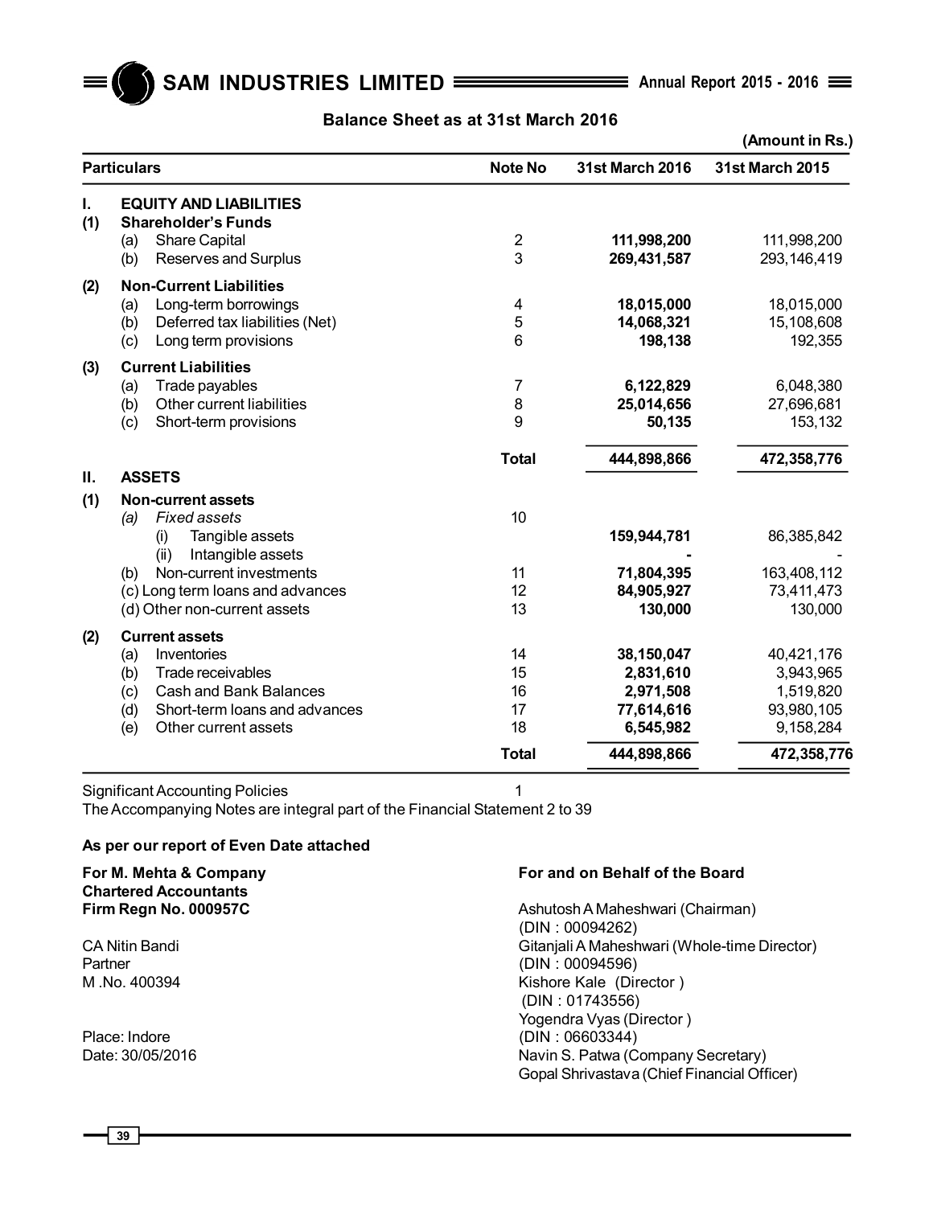## Balance Sheet as at 31st March 2016

(Amount in Rs.)

| Particulars | Note No | 31st March 2016 | 31st March 2015 |
|---|---|---|---|
| **I. EQUITY AND LIABILITIES** | | | |
| **(1) Shareholder's Funds** | | | |
| (a) Share Capital | 2 | **111,998,200** | 111,998,200 |
| (b) Reserves and Surplus | 3 | **269,431,587** | 293,146,419 |
| **(2) Non-Current Liabilities** | | | |
| (a) Long-term borrowings | 4 | **18,015,000** | 18,015,000 |
| (b) Deferred tax liabilities (Net) | 5 | **14,068,321** | 15,108,608 |
| (c) Long term provisions | 6 | **198,138** | 192,355 |
| **(3) Current Liabilities** | | | |
| (a) Trade payables | 7 | **6,122,829** | 6,048,380 |
| (b) Other current liabilities | 8 | **25,014,656** | 27,696,681 |
| (c) Short-term provisions | 9 | **50,135** | 153,132 |
| | **Total** | **444,898,866** | **472,358,776** |
| **II. ASSETS** | | | |
| **(1) Non-current assets** | | | |
| *(a) Fixed assets* | 10 | | |
| (i) Tangible assets | | **159,944,781** | 86,385,842 |
| (ii) Intangible assets | | **-** | - |
| (b) Non-current investments | 11 | **71,804,395** | 163,408,112 |
| (c) Long term loans and advances | 12 | **84,905,927** | 73,411,473 |
| (d) Other non-current assets | 13 | **130,000** | 130,000 |
| **(2) Current assets** | | | |
| (a) Inventories | 14 | **38,150,047** | 40,421,176 |
| (b) Trade receivables | 15 | **2,831,610** | 3,943,965 |
| (c) Cash and Bank Balances | 16 | **2,971,508** | 1,519,820 |
| (d) Short-term loans and advances | 17 | **77,614,616** | 93,980,105 |
| (e) Other current assets | 18 | **6,545,982** | 9,158,284 |
| | **Total** | **444,898,866** | **472,358,776** |

Significant Accounting Policies 1

The Accompanying Notes are integral part of the Financial Statement 2 to 39

**As per our report of Even Date attached**

**For M. Mehta & Company**
**Chartered Accountants**
**Firm Regn No. 000957C**

CA Nitin Bandi
Partner
M .No. 400394

Place: Indore
Date: 30/05/2016

**For and on Behalf of the Board**

Ashutosh A Maheshwari (Chairman)
(DIN : 00094262)
Gitanjali A Maheshwari (Whole-time Director)
(DIN : 00094596)
Kishore Kale (Director )
(DIN : 01743556)
Yogendra Vyas (Director )
(DIN : 06603344)
Navin S. Patwa (Company Secretary)
Gopal Shrivastava (Chief Financial Officer)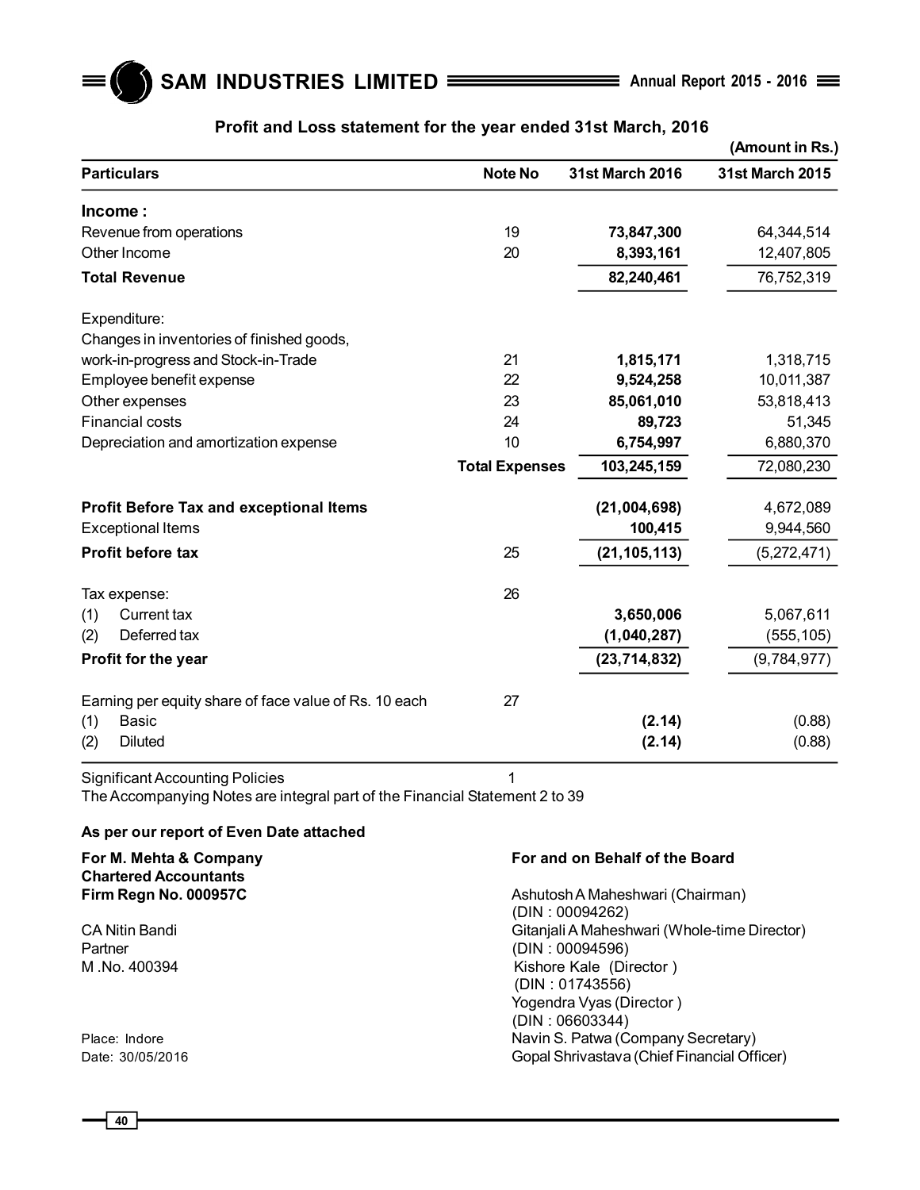## Profit and Loss statement for the year ended 31st March, 2016

(Amount in Rs.)

| Particulars | Note No | 31st March 2016 | 31st March 2015 |
|---|---|---|---|
| **Income :** | | | |
| Revenue from operations | 19 | **73,847,300** | 64,344,514 |
| Other Income | 20 | **8,393,161** | 12,407,805 |
| **Total Revenue** | | **82,240,461** | 76,752,319 |
| Expenditure: | | | |
| Changes in inventories of finished goods, work-in-progress and Stock-in-Trade | 21 | **1,815,171** | 1,318,715 |
| Employee benefit expense | 22 | **9,524,258** | 10,011,387 |
| Other expenses | 23 | **85,061,010** | 53,818,413 |
| Financial costs | 24 | **89,723** | 51,345 |
| Depreciation and amortization expense | 10 | **6,754,997** | 6,880,370 |
| | **Total Expenses** | **103,245,159** | 72,080,230 |
| **Profit Before Tax and exceptional Items** | | **(21,004,698)** | 4,672,089 |
| Exceptional Items | | **100,415** | 9,944,560 |
| **Profit before tax** | 25 | **(21,105,113)** | (5,272,471) |
| Tax expense: | 26 | | |
| (1) Current tax | | **3,650,006** | 5,067,611 |
| (2) Deferred tax | | **(1,040,287)** | (555,105) |
| **Profit for the year** | | **(23,714,832)** | (9,784,977) |
| Earning per equity share of face value of Rs. 10 each | 27 | | |
| (1) Basic | | **(2.14)** | (0.88) |
| (2) Diluted | | **(2.14)** | (0.88) |

Significant Accounting Policies 1

The Accompanying Notes are integral part of the Financial Statement 2 to 39

**As per our report of Even Date attached**

**For M. Mehta & Company**
**Chartered Accountants**
**Firm Regn No. 000957C**

CA Nitin Bandi
Partner
M .No. 400394

Place: Indore
Date: 30/05/2016

**For and on Behalf of the Board**

Ashutosh A Maheshwari (Chairman)
(DIN : 00094262)
Gitanjali A Maheshwari (Whole-time Director)
(DIN : 00094596)
Kishore Kale (Director )
(DIN : 01743556)
Yogendra Vyas (Director )
(DIN : 06603344)
Navin S. Patwa (Company Secretary)
Gopal Shrivastava (Chief Financial Officer)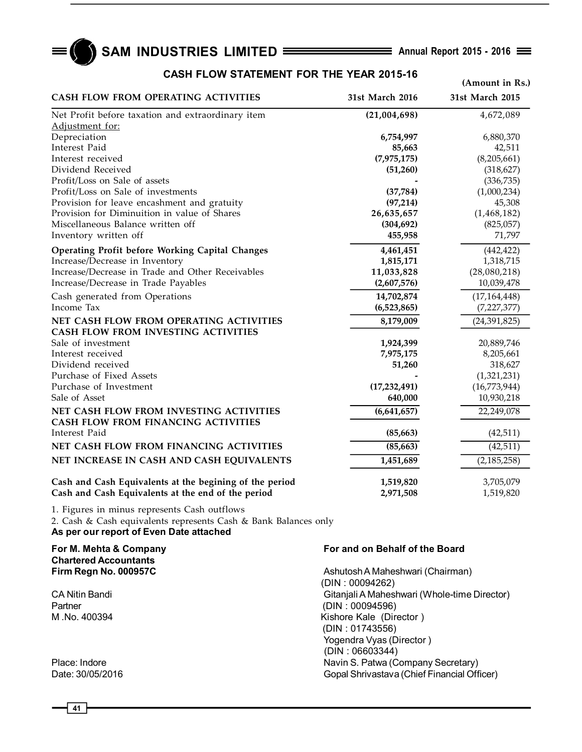# CASH FLOW STATEMENT FOR THE YEAR 2015-16

(Amount in Rs.)

| CASH FLOW FROM OPERATING ACTIVITIES | 31st March 2016 | 31st March 2015 |
|---|---|---|
| Net Profit before taxation and extraordinary item | **(21,004,698)** | 4,672,089 |
| Adjustment for: | | |
| Depreciation | **6,754,997** | 6,880,370 |
| Interest Paid | **85,663** | 42,511 |
| Interest received | **(7,975,175)** | (8,205,661) |
| Dividend Received | **(51,260)** | (318,627) |
| Profit/Loss on Sale of assets | **-** | (336,735) |
| Profit/Loss on Sale of investments | **(37,784)** | (1,000,234) |
| Provision for leave encashment and gratuity | **(97,214)** | 45,308 |
| Provision for Diminuition in value of Shares | **26,635,657** | (1,468,182) |
| Miscellaneous Balance written off | **(304,692)** | (825,057) |
| Inventory written off | **455,958** | 71,797 |
| **Operating Profit before Working Capital Changes** | **4,461,451** | (442,422) |
| Increase/Decrease in Inventory | **1,815,171** | 1,318,715 |
| Increase/Decrease in Trade and Other Receivables | **11,033,828** | (28,080,218) |
| Increase/Decrease in Trade Payables | **(2,607,576)** | 10,039,478 |
| Cash generated from Operations | **14,702,874** | (17,164,448) |
| Income Tax | **(6,523,865)** | (7,227,377) |
| **NET CASH FLOW FROM OPERATING ACTIVITIES** | **8,179,009** | (24,391,825) |
| **CASH FLOW FROM INVESTING ACTIVITIES** | | |
| Sale of investment | **1,924,399** | 20,889,746 |
| Interest received | **7,975,175** | 8,205,661 |
| Dividend received | **51,260** | 318,627 |
| Purchase of Fixed Assets | **-** | (1,321,231) |
| Purchase of Investment | **(17,232,491)** | (16,773,944) |
| Sale of Asset | **640,000** | 10,930,218 |
| **NET CASH FLOW FROM INVESTING ACTIVITIES** | **(6,641,657)** | 22,249,078 |
| **CASH FLOW FROM FINANCING ACTIVITIES** | | |
| Interest Paid | **(85,663)** | (42,511) |
| **NET CASH FLOW FROM FINANCING ACTIVITIES** | **(85,663)** | (42,511) |
| **NET INCREASE IN CASH AND CASH EQUIVALENTS** | **1,451,689** | (2,185,258) |
| **Cash and Cash Equivalents at the begining of the period** | **1,519,820** | 3,705,079 |
| **Cash and Cash Equivalents at the end of the period** | **2,971,508** | 1,519,820 |

1. Figures in minus represents Cash outflows
2. Cash & Cash equivalents represents Cash & Bank Balances only

**As per our report of Even Date attached**

**For M. Mehta & Company**
**Chartered Accountants**
**Firm Regn No. 000957C**

CA Nitin Bandi
Partner
M .No. 400394

Place: Indore
Date: 30/05/2016

**For and on Behalf of the Board**

Ashutosh A Maheshwari (Chairman)
(DIN : 00094262)
Gitanjali A Maheshwari (Whole-time Director)
(DIN : 00094596)
Kishore Kale (Director )
(DIN : 01743556)
Yogendra Vyas (Director )
(DIN : 06603344)
Navin S. Patwa (Company Secretary)
Gopal Shrivastava (Chief Financial Officer)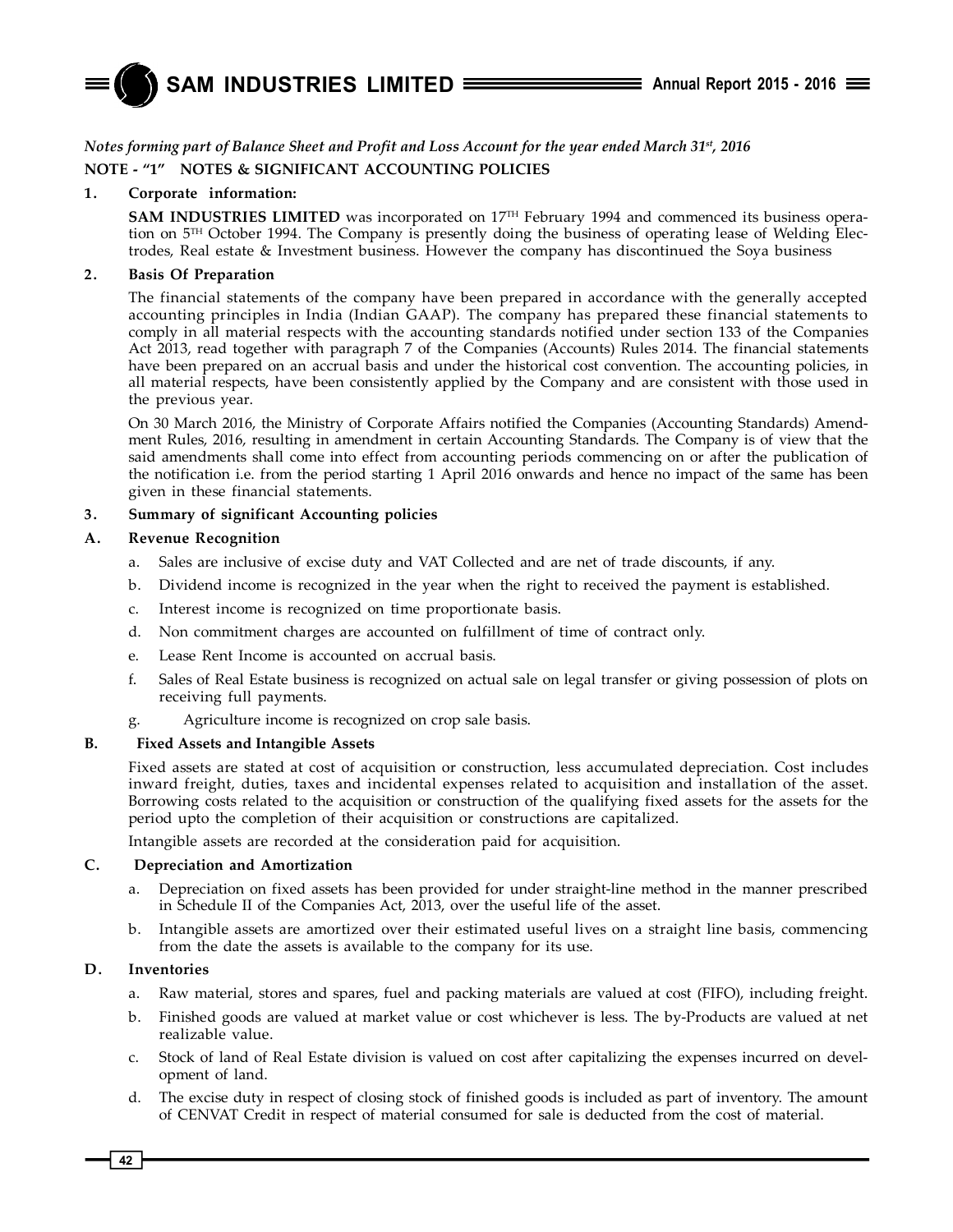*Notes forming part of Balance Sheet and Profit and Loss Account for the year ended March 31st, 2016*

**NOTE - "1" NOTES & SIGNIFICANT ACCOUNTING POLICIES**

**1. Corporate information:**

**SAM INDUSTRIES LIMITED** was incorporated on 17TH February 1994 and commenced its business operation on 5TH October 1994. The Company is presently doing the business of operating lease of Welding Electrodes, Real estate & Investment business. However the company has discontinued the Soya business

**2. Basis Of Preparation**

The financial statements of the company have been prepared in accordance with the generally accepted accounting principles in India (Indian GAAP). The company has prepared these financial statements to comply in all material respects with the accounting standards notified under section 133 of the Companies Act 2013, read together with paragraph 7 of the Companies (Accounts) Rules 2014. The financial statements have been prepared on an accrual basis and under the historical cost convention. The accounting policies, in all material respects, have been consistently applied by the Company and are consistent with those used in the previous year.

On 30 March 2016, the Ministry of Corporate Affairs notified the Companies (Accounting Standards) Amendment Rules, 2016, resulting in amendment in certain Accounting Standards. The Company is of view that the said amendments shall come into effect from accounting periods commencing on or after the publication of the notification i.e. from the period starting 1 April 2016 onwards and hence no impact of the same has been given in these financial statements.

**3. Summary of significant Accounting policies**

**A. Revenue Recognition**

a. Sales are inclusive of excise duty and VAT Collected and are net of trade discounts, if any.

b. Dividend income is recognized in the year when the right to received the payment is established.

c. Interest income is recognized on time proportionate basis.

d. Non commitment charges are accounted on fulfillment of time of contract only.

e. Lease Rent Income is accounted on accrual basis.

f. Sales of Real Estate business is recognized on actual sale on legal transfer or giving possession of plots on receiving full payments.

g. Agriculture income is recognized on crop sale basis.

**B. Fixed Assets and Intangible Assets**

Fixed assets are stated at cost of acquisition or construction, less accumulated depreciation. Cost includes inward freight, duties, taxes and incidental expenses related to acquisition and installation of the asset. Borrowing costs related to the acquisition or construction of the qualifying fixed assets for the assets for the period upto the completion of their acquisition or constructions are capitalized.

Intangible assets are recorded at the consideration paid for acquisition.

**C. Depreciation and Amortization**

a. Depreciation on fixed assets has been provided for under straight-line method in the manner prescribed in Schedule II of the Companies Act, 2013, over the useful life of the asset.

b. Intangible assets are amortized over their estimated useful lives on a straight line basis, commencing from the date the assets is available to the company for its use.

**D. Inventories**

a. Raw material, stores and spares, fuel and packing materials are valued at cost (FIFO), including freight.

b. Finished goods are valued at market value or cost whichever is less. The by-Products are valued at net realizable value.

c. Stock of land of Real Estate division is valued on cost after capitalizing the expenses incurred on development of land.

d. The excise duty in respect of closing stock of finished goods is included as part of inventory. The amount of CENVAT Credit in respect of material consumed for sale is deducted from the cost of material.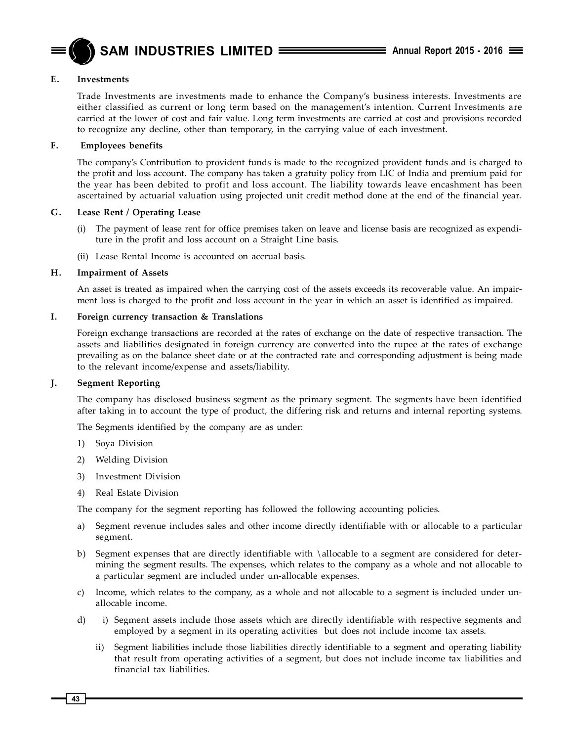**E. Investments**

Trade Investments are investments made to enhance the Company's business interests. Investments are either classified as current or long term based on the management's intention. Current Investments are carried at the lower of cost and fair value. Long term investments are carried at cost and provisions recorded to recognize any decline, other than temporary, in the carrying value of each investment.

**F. Employees benefits**

The company's Contribution to provident funds is made to the recognized provident funds and is charged to the profit and loss account. The company has taken a gratuity policy from LIC of India and premium paid for the year has been debited to profit and loss account. The liability towards leave encashment has been ascertained by actuarial valuation using projected unit credit method done at the end of the financial year.

**G. Lease Rent / Operating Lease**

(i) The payment of lease rent for office premises taken on leave and license basis are recognized as expenditure in the profit and loss account on a Straight Line basis.

(ii) Lease Rental Income is accounted on accrual basis.

**H. Impairment of Assets**

An asset is treated as impaired when the carrying cost of the assets exceeds its recoverable value. An impairment loss is charged to the profit and loss account in the year in which an asset is identified as impaired.

**I. Foreign currency transaction & Translations**

Foreign exchange transactions are recorded at the rates of exchange on the date of respective transaction. The assets and liabilities designated in foreign currency are converted into the rupee at the rates of exchange prevailing as on the balance sheet date or at the contracted rate and corresponding adjustment is being made to the relevant income/expense and assets/liability.

**J. Segment Reporting**

The company has disclosed business segment as the primary segment. The segments have been identified after taking in to account the type of product, the differing risk and returns and internal reporting systems.

The Segments identified by the company are as under:

1) Soya Division
2) Welding Division
3) Investment Division
4) Real Estate Division

The company for the segment reporting has followed the following accounting policies.

a) Segment revenue includes sales and other income directly identifiable with or allocable to a particular segment.

b) Segment expenses that are directly identifiable with \allocable to a segment are considered for determining the segment results. The expenses, which relates to the company as a whole and not allocable to a particular segment are included under un-allocable expenses.

c) Income, which relates to the company, as a whole and not allocable to a segment is included under un-allocable income.

d) i) Segment assets include those assets which are directly identifiable with respective segments and employed by a segment in its operating activities but does not include income tax assets.

ii) Segment liabilities include those liabilities directly identifiable to a segment and operating liability that result from operating activities of a segment, but does not include income tax liabilities and financial tax liabilities.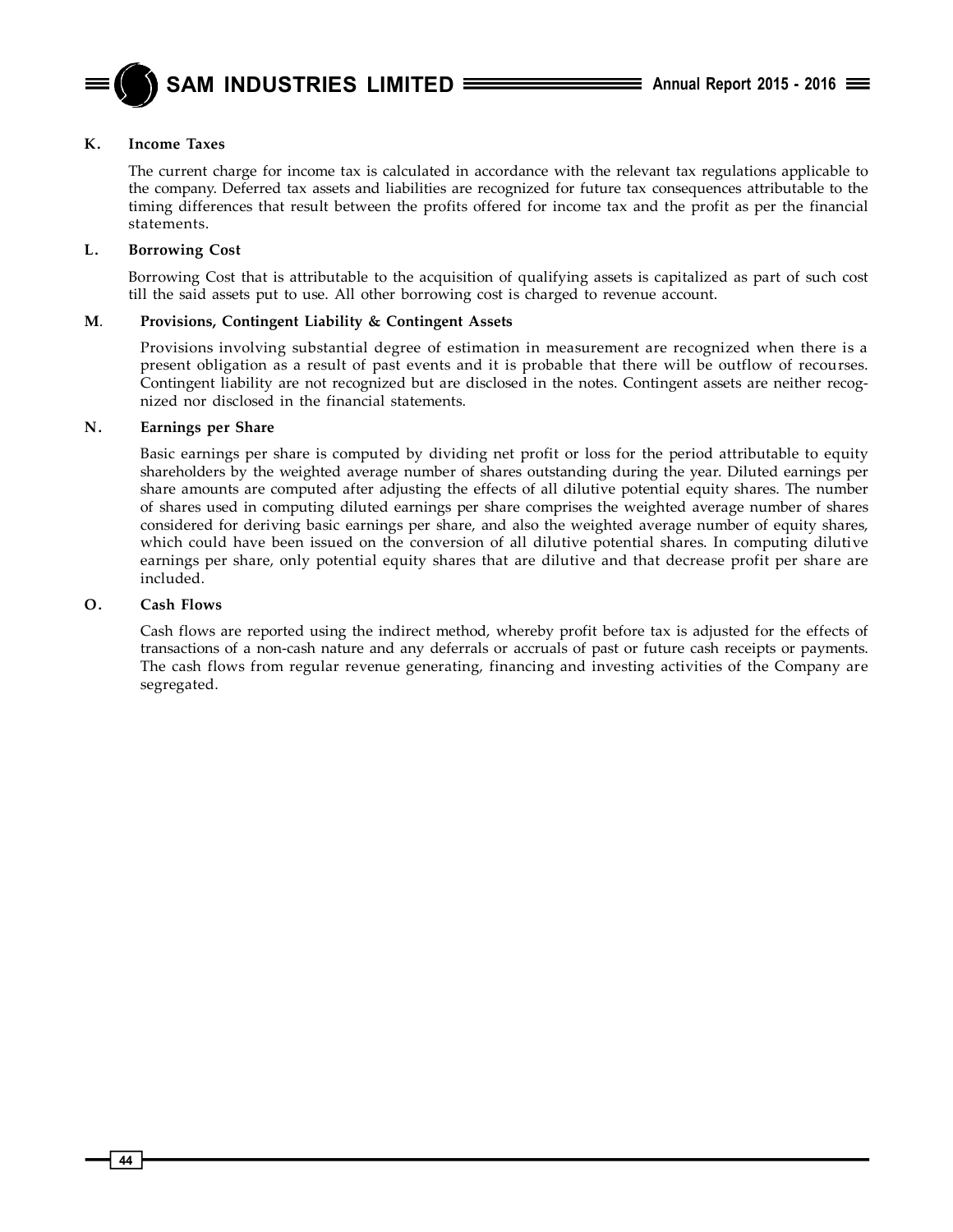**K. Income Taxes**

The current charge for income tax is calculated in accordance with the relevant tax regulations applicable to the company. Deferred tax assets and liabilities are recognized for future tax consequences attributable to the timing differences that result between the profits offered for income tax and the profit as per the financial statements.

**L. Borrowing Cost**

Borrowing Cost that is attributable to the acquisition of qualifying assets is capitalized as part of such cost till the said assets put to use. All other borrowing cost is charged to revenue account.

**M. Provisions, Contingent Liability & Contingent Assets**

Provisions involving substantial degree of estimation in measurement are recognized when there is a present obligation as a result of past events and it is probable that there will be outflow of recourses. Contingent liability are not recognized but are disclosed in the notes. Contingent assets are neither recognized nor disclosed in the financial statements.

**N. Earnings per Share**

Basic earnings per share is computed by dividing net profit or loss for the period attributable to equity shareholders by the weighted average number of shares outstanding during the year. Diluted earnings per share amounts are computed after adjusting the effects of all dilutive potential equity shares. The number of shares used in computing diluted earnings per share comprises the weighted average number of shares considered for deriving basic earnings per share, and also the weighted average number of equity shares, which could have been issued on the conversion of all dilutive potential shares. In computing dilutive earnings per share, only potential equity shares that are dilutive and that decrease profit per share are included.

**O. Cash Flows**

Cash flows are reported using the indirect method, whereby profit before tax is adjusted for the effects of transactions of a non-cash nature and any deferrals or accruals of past or future cash receipts or payments. The cash flows from regular revenue generating, financing and investing activities of the Company are segregated.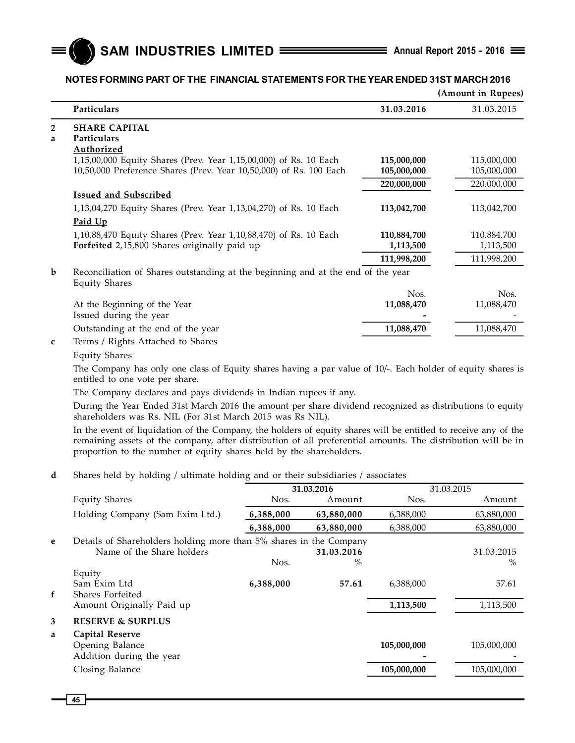## NOTES FORMING PART OF THE FINANCIAL STATEMENTS FOR THE YEAR ENDED 31ST MARCH 2016

(Amount in Rupees)

| | Particulars | 31.03.2016 | 31.03.2015 |
|---|---|---|---|
| **2** | **SHARE CAPITAL** | | |
| **a** | **Particulars** | | |
| | **Authorized** | | |
| | 1,15,00,000 Equity Shares (Prev. Year 1,15,00,000) of Rs. 10 Each | **115,000,000** | 115,000,000 |
| | 10,50,000 Preference Shares (Prev. Year 10,50,000) of Rs. 100 Each | **105,000,000** | 105,000,000 |
| | | **220,000,000** | 220,000,000 |
| | **Issued and Subscribed** | | |
| | 1,13,04,270 Equity Shares (Prev. Year 1,13,04,270) of Rs. 10 Each | **113,042,700** | 113,042,700 |
| | **Paid Up** | | |
| | 1,10,88,470 Equity Shares (Prev. Year 1,10,88,470) of Rs. 10 Each | **110,884,700** | 110,884,700 |
| | **Forfeited** 2,15,800 Shares originally paid up | **1,113,500** | 1,113,500 |
| | | **111,998,200** | 111,998,200 |
| **b** | Reconciliation of Shares outstanding at the beginning and at the end of the year | | |
| | Equity Shares | Nos. | Nos. |
| | At the Beginning of the Year | **11,088,470** | 11,088,470 |
| | Issued during the year | **-** | - |
| | Outstanding at the end of the year | **11,088,470** | 11,088,470 |

**c** Terms / Rights Attached to Shares

Equity Shares

The Company has only one class of Equity shares having a par value of 10/-. Each holder of equity shares is entitled to one vote per share.

The Company declares and pays dividends in Indian rupees if any.

During the Year Ended 31st March 2016 the amount per share dividend recognized as distributions to equity shareholders was Rs. NIL (For 31st March 2015 was Rs NIL).

In the event of liquidation of the Company, the holders of equity shares will be entitled to receive any of the remaining assets of the company, after distribution of all preferential amounts. The distribution will be in proportion to the number of equity shares held by the shareholders.

**d** Shares held by holding / ultimate holding and or their subsidiaries / associates

| | 31.03.2016 | | 31.03.2015 | |
|---|---|---|---|---|
| Equity Shares | Nos. | Amount | Nos. | Amount |
| Holding Company (Sam Exim Ltd.) | **6,388,000** | **63,880,000** | 6,388,000 | 63,880,000 |
| | **6,388,000** | **63,880,000** | 6,388,000 | 63,880,000 |

**e** Details of Shareholders holding more than 5% shares in the Company

| Name of the Share holders | | **31.03.2016** | | 31.03.2015 |
|---|---|---|---|---|
| | Nos. | % | | % |
| Equity | | | | |
| Sam Exim Ltd | **6,388,000** | **57.61** | 6,388,000 | 57.61 |

| | | 31.03.2016 | 31.03.2015 |
|---|---|---|---|
| **f** | Shares Forfeited | | |
| | Amount Originally Paid up | **1,113,500** | 1,113,500 |
| **3** | **RESERVE & SURPLUS** | | |
| **a** | **Capital Reserve** | | |
| | Opening Balance | **105,000,000** | 105,000,000 |
| | Addition during the year | **-** | - |
| | Closing Balance | **105,000,000** | 105,000,000 |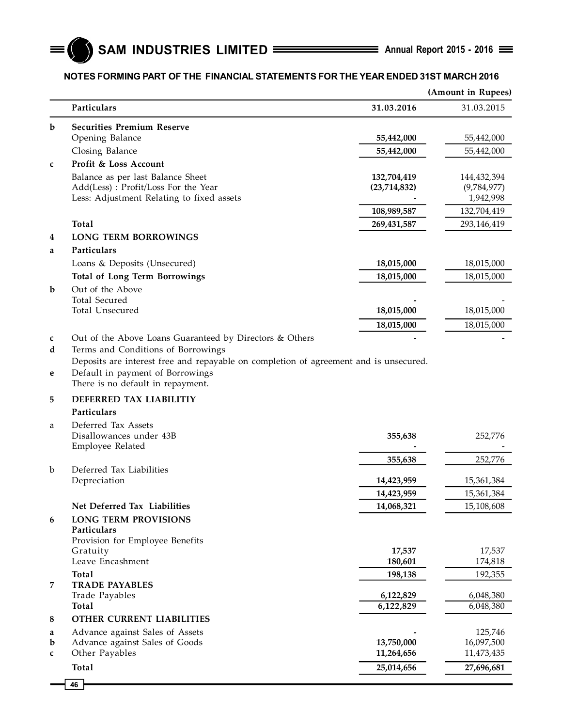## NOTES FORMING PART OF THE FINANCIAL STATEMENTS FOR THE YEAR ENDED 31ST MARCH 2016

(Amount in Rupees)

| | Particulars | 31.03.2016 | 31.03.2015 |
|---|---|---|---|
| **b** | **Securities Premium Reserve** | | |
| | Opening Balance | **55,442,000** | 55,442,000 |
| | Closing Balance | **55,442,000** | 55,442,000 |
| **c** | **Profit & Loss Account** | | |
| | Balance as per last Balance Sheet | **132,704,419** | 144,432,394 |
| | Add(Less) : Profit/Loss For the Year | **(23,714,832)** | (9,784,977) |
| | Less: Adjustment Relating to fixed assets | **-** | 1,942,998 |
| | | **108,989,587** | 132,704,419 |
| | **Total** | **269,431,587** | 293,146,419 |
| **4** | **LONG TERM BORROWINGS** | | |
| **a** | **Particulars** | | |
| | Loans & Deposits (Unsecured) | **18,015,000** | 18,015,000 |
| | **Total of Long Term Borrowings** | **18,015,000** | 18,015,000 |
| **b** | Out of the Above | | |
| | Total Secured | **-** | - |
| | Total Unsecured | **18,015,000** | 18,015,000 |
| | | **18,015,000** | 18,015,000 |
| **c** | Out of the Above Loans Guaranteed by Directors & Others | **-** | - |
| **d** | Terms and Conditions of Borrowings | | |
| | Deposits are interest free and repayable on completion of agreement and is unsecured. | | |
| **e** | Default in payment of Borrowings | | |
| | There is no default in repayment. | | |
| **5** | **DEFERRED TAX LIABILITIY** | | |
| | **Particulars** | | |
| a | Deferred Tax Assets | | |
| | Disallowances under 43B | **355,638** | 252,776 |
| | Employee Related | **-** | - |
| | | **355,638** | 252,776 |
| b | Deferred Tax Liabilities | | |
| | Depreciation | **14,423,959** | 15,361,384 |
| | | **14,423,959** | 15,361,384 |
| | **Net Deferred Tax Liabilities** | **14,068,321** | 15,108,608 |
| **6** | **LONG TERM PROVISIONS** | | |
| | **Particulars** | | |
| | Provision for Employee Benefits | | |
| | Gratuity | **17,537** | 17,537 |
| | Leave Encashment | **180,601** | 174,818 |
| | **Total** | **198,138** | 192,355 |
| **7** | **TRADE PAYABLES** | | |
| | Trade Payables | **6,122,829** | 6,048,380 |
| | **Total** | **6,122,829** | 6,048,380 |
| **8** | **OTHER CURRENT LIABILITIES** | | |
| **a** | Advance against Sales of Assets | **-** | 125,746 |
| **b** | Advance against Sales of Goods | **13,750,000** | 16,097,500 |
| **c** | Other Payables | **11,264,656** | 11,473,435 |
| | **Total** | **25,014,656** | **27,696,681** |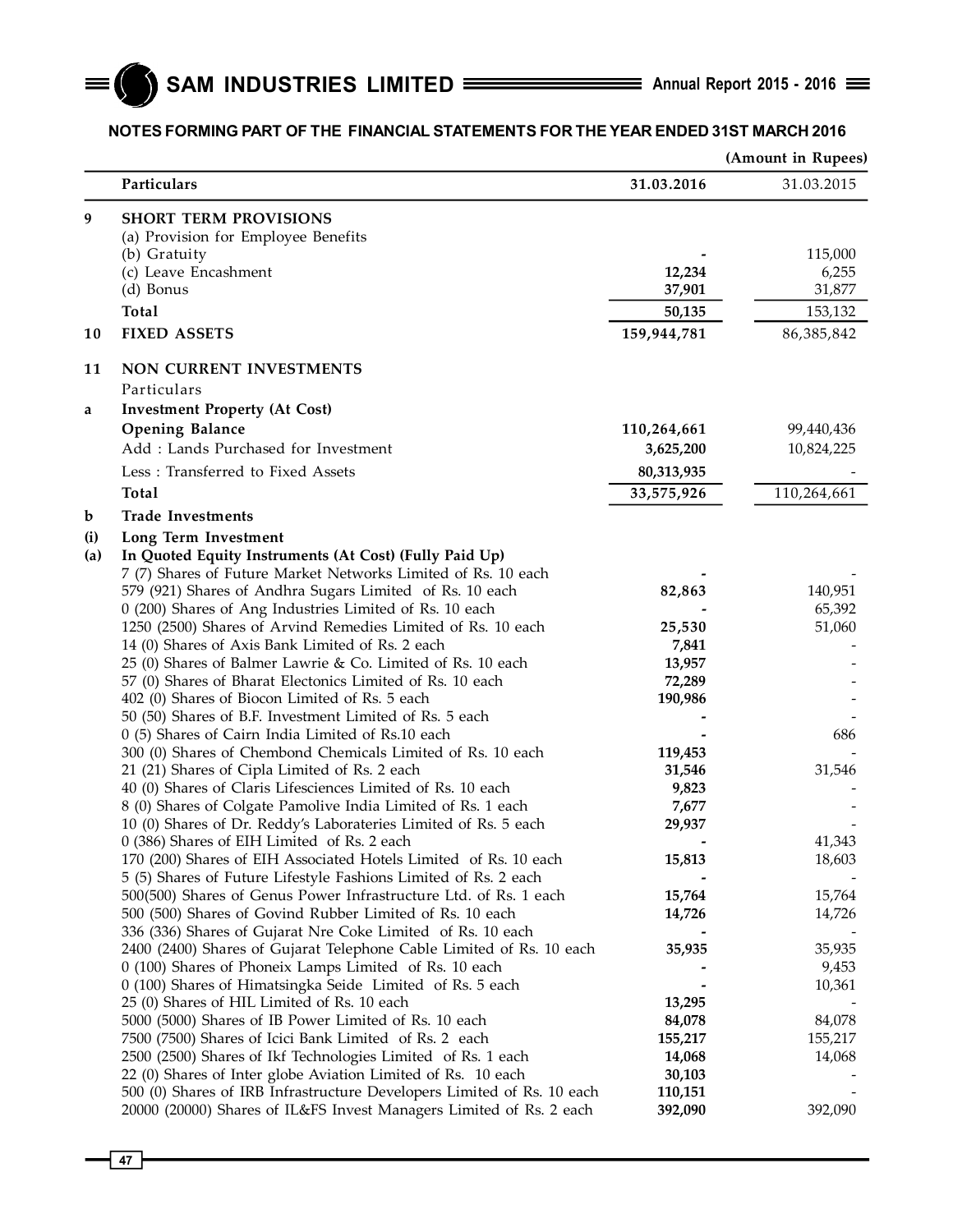## NOTES FORMING PART OF THE FINANCIAL STATEMENTS FOR THE YEAR ENDED 31ST MARCH 2016

(Amount in Rupees)

| | Particulars | 31.03.2016 | 31.03.2015 |
|---|---|---|---|
| **9** | **SHORT TERM PROVISIONS** | | |
| | (a) Provision for Employee Benefits | | |
| | (b) Gratuity | - | 115,000 |
| | (c) Leave Encashment | 12,234 | 6,255 |
| | (d) Bonus | 37,901 | 31,877 |
| | **Total** | **50,135** | 153,132 |
| **10** | **FIXED ASSETS** | **159,944,781** | 86,385,842 |
| **11** | **NON CURRENT INVESTMENTS** | | |
| | Particulars | | |
| **a** | **Investment Property (At Cost)** | | |
| | **Opening Balance** | **110,264,661** | 99,440,436 |
| | Add : Lands Purchased for Investment | 3,625,200 | 10,824,225 |
| | Less : Transferred to Fixed Assets | 80,313,935 | - |
| | **Total** | **33,575,926** | 110,264,661 |
| **b** | **Trade Investments** | | |
| **(i)** | **Long Term Investment** | | |
| **(a)** | **In Quoted Equity Instruments (At Cost) (Fully Paid Up)** | | |
| | 7 (7) Shares of Future Market Networks Limited of Rs. 10 each | - | - |
| | 579 (921) Shares of Andhra Sugars Limited of Rs. 10 each | 82,863 | 140,951 |
| | 0 (200) Shares of Ang Industries Limited of Rs. 10 each | - | 65,392 |
| | 1250 (2500) Shares of Arvind Remedies Limited of Rs. 10 each | 25,530 | 51,060 |
| | 14 (0) Shares of Axis Bank Limited of Rs. 2 each | 7,841 | - |
| | 25 (0) Shares of Balmer Lawrie & Co. Limited of Rs. 10 each | 13,957 | - |
| | 57 (0) Shares of Bharat Electonics Limited of Rs. 10 each | 72,289 | - |
| | 402 (0) Shares of Biocon Limited of Rs. 5 each | 190,986 | - |
| | 50 (50) Shares of B.F. Investment Limited of Rs. 5 each | - | - |
| | 0 (5) Shares of Cairn India Limited of Rs.10 each | - | 686 |
| | 300 (0) Shares of Chembond Chemicals Limited of Rs. 10 each | 119,453 | - |
| | 21 (21) Shares of Cipla Limited of Rs. 2 each | 31,546 | 31,546 |
| | 40 (0) Shares of Claris Lifesciences Limited of Rs. 10 each | 9,823 | - |
| | 8 (0) Shares of Colgate Pamolive India Limited of Rs. 1 each | 7,677 | - |
| | 10 (0) Shares of Dr. Reddy's Laborateries Limited of Rs. 5 each | 29,937 | - |
| | 0 (386) Shares of EIH Limited of Rs. 2 each | - | 41,343 |
| | 170 (200) Shares of EIH Associated Hotels Limited of Rs. 10 each | 15,813 | 18,603 |
| | 5 (5) Shares of Future Lifestyle Fashions Limited of Rs. 2 each | - | - |
| | 500(500) Shares of Genus Power Infrastructure Ltd. of Rs. 1 each | 15,764 | 15,764 |
| | 500 (500) Shares of Govind Rubber Limited of Rs. 10 each | 14,726 | 14,726 |
| | 336 (336) Shares of Gujarat Nre Coke Limited of Rs. 10 each | - | - |
| | 2400 (2400) Shares of Gujarat Telephone Cable Limited of Rs. 10 each | 35,935 | 35,935 |
| | 0 (100) Shares of Phoneix Lamps Limited of Rs. 10 each | - | 9,453 |
| | 0 (100) Shares of Himatsingka Seide Limited of Rs. 5 each | - | 10,361 |
| | 25 (0) Shares of HIL Limited of Rs. 10 each | 13,295 | - |
| | 5000 (5000) Shares of IB Power Limited of Rs. 10 each | 84,078 | 84,078 |
| | 7500 (7500) Shares of Icici Bank Limited of Rs. 2 each | 155,217 | 155,217 |
| | 2500 (2500) Shares of Ikf Technologies Limited of Rs. 1 each | 14,068 | 14,068 |
| | 22 (0) Shares of Inter globe Aviation Limited of Rs. 10 each | 30,103 | - |
| | 500 (0) Shares of IRB Infrastructure Developers Limited of Rs. 10 each | 110,151 | - |
| | 20000 (20000) Shares of IL&FS Invest Managers Limited of Rs. 2 each | 392,090 | 392,090 |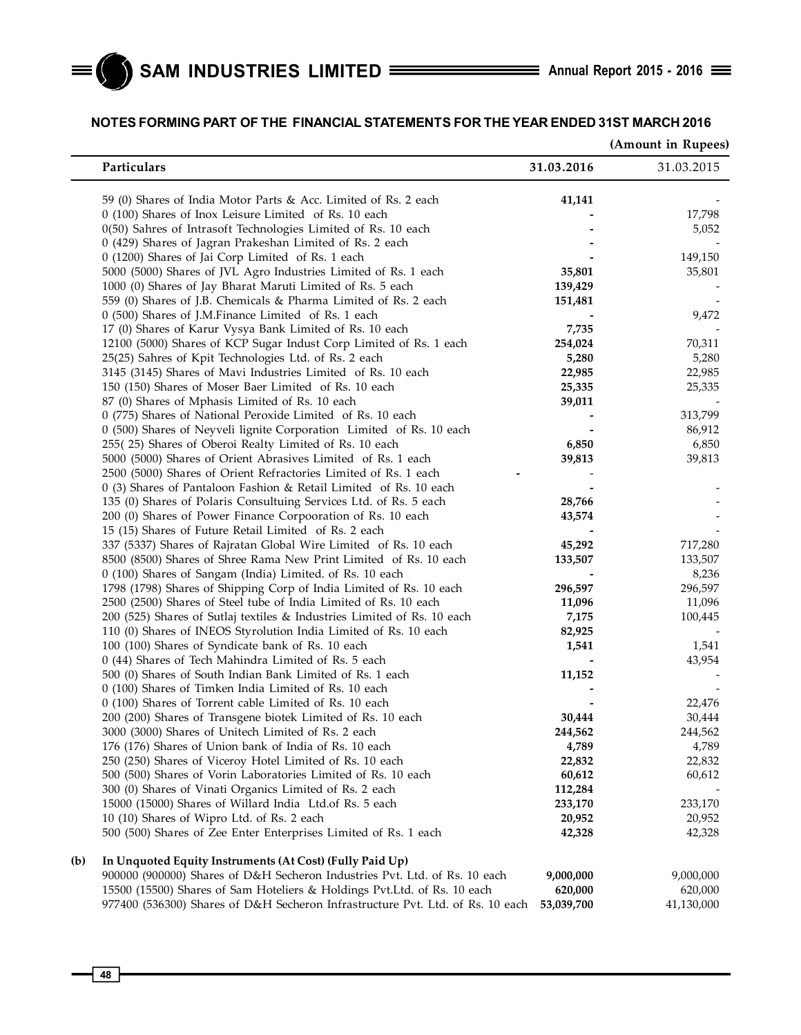## NOTES FORMING PART OF THE FINANCIAL STATEMENTS FOR THE YEAR ENDED 31ST MARCH 2016

(Amount in Rupees)

| | Particulars | 31.03.2016 | 31.03.2015 |
|---|---|---|---|
| | 59 (0) Shares of India Motor Parts & Acc. Limited of Rs. 2 each | **41,141** | - |
| | 0 (100) Shares of Inox Leisure Limited of Rs. 10 each | **-** | 17,798 |
| | 0(50) Sahres of Intrasoft Technologies Limited of Rs. 10 each | **-** | 5,052 |
| | 0 (429) Shares of Jagran Prakeshan Limited of Rs. 2 each | **-** | - |
| | 0 (1200) Shares of Jai Corp Limited of Rs. 1 each | **-** | 149,150 |
| | 5000 (5000) Shares of JVL Agro Industries Limited of Rs. 1 each | **35,801** | 35,801 |
| | 1000 (0) Shares of Jay Bharat Maruti Limited of Rs. 5 each | **139,429** | - |
| | 559 (0) Shares of J.B. Chemicals & Pharma Limited of Rs. 2 each | **151,481** | - |
| | 0 (500) Shares of J.M.Finance Limited of Rs. 1 each | **-** | 9,472 |
| | 17 (0) Shares of Karur Vysya Bank Limited of Rs. 10 each | **7,735** | - |
| | 12100 (5000) Shares of KCP Sugar Indust Corp Limited of Rs. 1 each | **254,024** | 70,311 |
| | 25(25) Sahres of Kpit Technologies Ltd. of Rs. 2 each | **5,280** | 5,280 |
| | 3145 (3145) Shares of Mavi Industries Limited of Rs. 10 each | **22,985** | 22,985 |
| | 150 (150) Shares of Moser Baer Limited of Rs. 10 each | **25,335** | 25,335 |
| | 87 (0) Shares of Mphasis Limited of Rs. 10 each | **39,011** | - |
| | 0 (775) Shares of National Peroxide Limited of Rs. 10 each | **-** | 313,799 |
| | 0 (500) Shares of Neyveli lignite Corporation Limited of Rs. 10 each | **-** | 86,912 |
| | 255( 25) Shares of Oberoi Realty Limited of Rs. 10 each | **6,850** | 6,850 |
| | 5000 (5000) Shares of Orient Abrasives Limited of Rs. 1 each | **39,813** | 39,813 |
| | 2500 (5000) Shares of Orient Refractories Limited of Rs. 1 each | **-** | - |
| | 0 (3) Shares of Pantaloon Fashion & Retail Limited of Rs. 10 each | **-** | - |
| | 135 (0) Shares of Polaris Consultuing Services Ltd. of Rs. 5 each | **28,766** | - |
| | 200 (0) Shares of Power Finance Corpooration of Rs. 10 each | **43,574** | - |
| | 15 (15) Shares of Future Retail Limited of Rs. 2 each | **-** | - |
| | 337 (5337) Shares of Rajratan Global Wire Limited of Rs. 10 each | **45,292** | 717,280 |
| | 8500 (8500) Shares of Shree Rama New Print Limited of Rs. 10 each | **133,507** | 133,507 |
| | 0 (100) Shares of Sangam (India) Limited. of Rs. 10 each | **-** | 8,236 |
| | 1798 (1798) Shares of Shipping Corp of India Limited of Rs. 10 each | **296,597** | 296,597 |
| | 2500 (2500) Shares of Steel tube of India Limited of Rs. 10 each | **11,096** | 11,096 |
| | 200 (525) Shares of Sutlaj textiles & Industries Limited of Rs. 10 each | **7,175** | 100,445 |
| | 110 (0) Shares of INEOS Styrolution India Limited of Rs. 10 each | **82,925** | - |
| | 100 (100) Shares of Syndicate bank of Rs. 10 each | **1,541** | 1,541 |
| | 0 (44) Shares of Tech Mahindra Limited of Rs. 5 each | **-** | 43,954 |
| | 500 (0) Shares of South Indian Bank Limited of Rs. 1 each | **11,152** | - |
| | 0 (100) Shares of Timken India Limited of Rs. 10 each | **-** | - |
| | 0 (100) Shares of Torrent cable Limited of Rs. 10 each | **-** | 22,476 |
| | 200 (200) Shares of Transgene biotek Limited of Rs. 10 each | **30,444** | 30,444 |
| | 3000 (3000) Shares of Unitech Limited of Rs. 2 each | **244,562** | 244,562 |
| | 176 (176) Shares of Union bank of India of Rs. 10 each | **4,789** | 4,789 |
| | 250 (250) Shares of Viceroy Hotel Limited of Rs. 10 each | **22,832** | 22,832 |
| | 500 (500) Shares of Vorin Laboratories Limited of Rs. 10 each | **60,612** | 60,612 |
| | 300 (0) Shares of Vinati Organics Limited of Rs. 2 each | **112,284** | - |
| | 15000 (15000) Shares of Willard India Ltd.of Rs. 5 each | **233,170** | 233,170 |
| | 10 (10) Shares of Wipro Ltd. of Rs. 2 each | **20,952** | 20,952 |
| | 500 (500) Shares of Zee Enter Enterprises Limited of Rs. 1 each | **42,328** | 42,328 |
| **(b)** | **In Unquoted Equity Instruments (At Cost) (Fully Paid Up)** | | |
| | 900000 (900000) Shares of D&H Secheron Industries Pvt. Ltd. of Rs. 10 each | **9,000,000** | 9,000,000 |
| | 15500 (15500) Shares of Sam Hoteliers & Holdings Pvt.Ltd. of Rs. 10 each | **620,000** | 620,000 |
| | 977400 (536300) Shares of D&H Secheron Infrastructure Pvt. Ltd. of Rs. 10 each | **53,039,700** | 41,130,000 |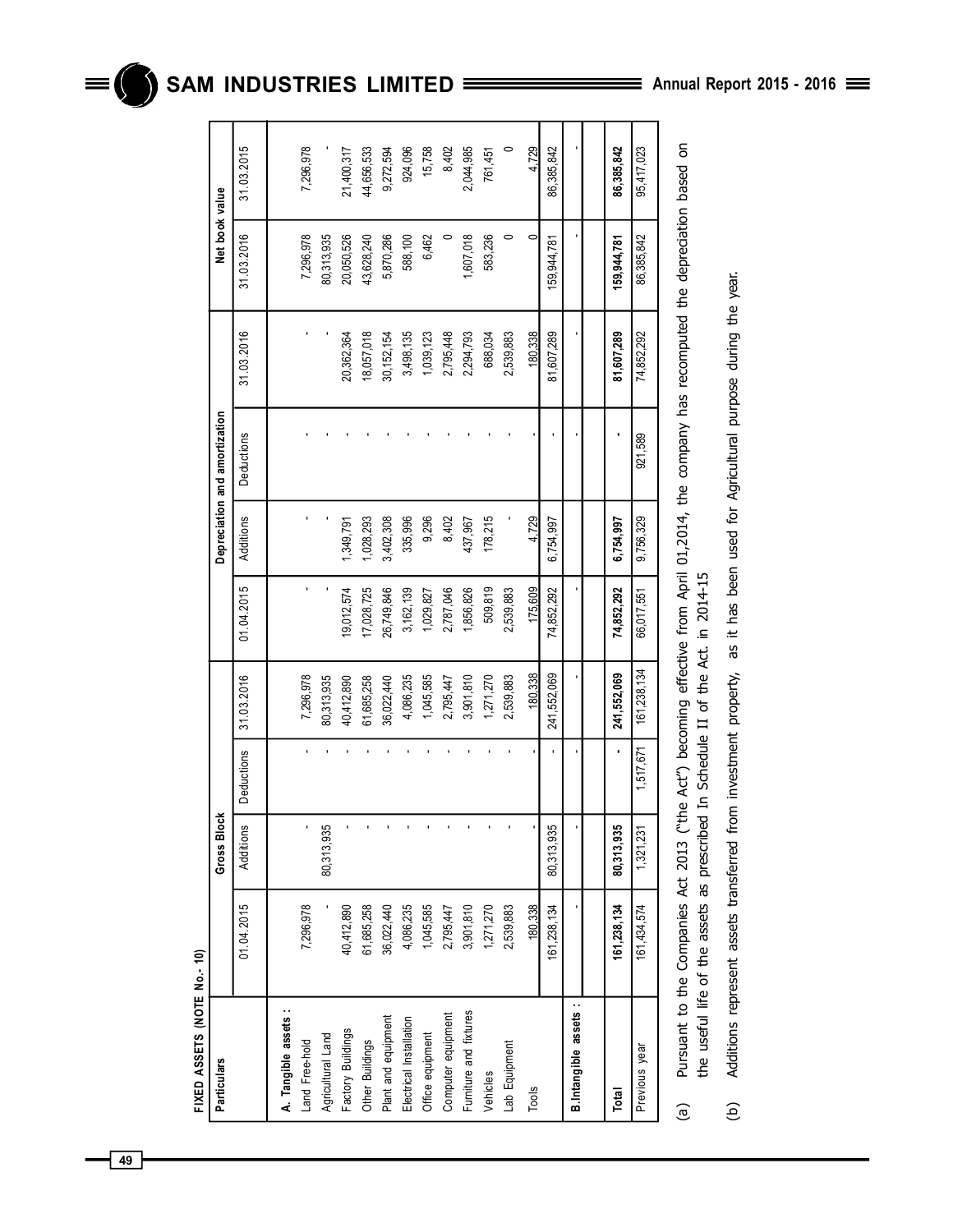FIXED ASSETS (NOTE No.- 10)

| Particulars | Gross Block | | | | Depreciation and amortization | | | | Net book value | |
|---|---|---|---|---|---|---|---|---|---|---|
| | 01.04.2015 | Additions | Deductions | 31.03.2016 | 01.04.2015 | Additions | Deductions | 31.03.2016 | 31.03.2016 | 31.03.2015 |
| **A. Tangible assets :** | | | | | | | | | | |
| Land Free-hold | 7,296,978 | - | - | 7,296,978 | - | - | - | - | 7,296,978 | 7,296,978 |
| Agricultural Land | - | 80,313,935 | - | 80,313,935 | - | - | - | - | 80,313,935 | - |
| Factory Buildings | 40,412,890 | - | - | 40,412,890 | 19,012,574 | 1,349,791 | - | 20,362,364 | 20,050,526 | 21,400,317 |
| Other Buildings | 61,685,258 | - | - | 61,685,258 | 17,028,725 | 1,028,293 | - | 18,057,018 | 43,628,240 | 44,656,533 |
| Plant and equipment | 36,022,440 | - | - | 36,022,440 | 26,749,846 | 3,402,308 | - | 30,152,154 | 5,870,286 | 9,272,594 |
| Electrical Installation | 4,086,235 | - | - | 4,086,235 | 3,162,139 | 335,996 | - | 3,498,135 | 588,100 | 924,096 |
| Office equipment | 1,045,585 | - | - | 1,045,585 | 1,029,827 | 9,296 | - | 1,039,123 | 6,462 | 15,758 |
| Computer equipment | 2,795,447 | - | - | 2,795,447 | 2,787,046 | 8,402 | - | 2,795,448 | 0 | 8,402 |
| Furniture and fixtures | 3,901,810 | - | - | 3,901,810 | 1,856,826 | 437,967 | - | 2,294,793 | 1,607,018 | 2,044,985 |
| Vehicles | 1,271,270 | - | - | 1,271,270 | 509,819 | 178,215 | - | 688,034 | 583,236 | 761,451 |
| Lab Equipment | 2,539,883 | - | - | 2,539,883 | 2,539,883 | - | - | 2,539,883 | 0 | 0 |
| Tools | 180,338 | - | - | 180,338 | 175,609 | 4,729 | - | 180,338 | 0 | 4,729 |
| | 161,238,134 | 80,313,935 | - | 241,552,069 | 74,852,292 | 6,754,997 | - | 81,607,289 | 159,944,781 | 86,385,842 |
| **B.Intangible assets :** | - | - | - | - | - | - | - | - | - | - |
| **Total** | **161,238,134** | **80,313,935** | **-** | **241,552,069** | **74,852,292** | **6,754,997** | **-** | **81,607,289** | **159,944,781** | **86,385,842** |
| Previous year | 161,434,574 | 1,321,231 | 1,517,671 | 161,238,134 | 66,017,551 | 9,756,329 | 921,589 | 74,852,292 | 86,385,842 | 95,417,023 |

(a) Pursuant to the Companies Act 2013 ("the Act") becoming effective from April 01,2014, the company has recomputed the depreciation based on the useful life of the assets as prescribed In Schedule II of the Act. in 2014-15

(b) Additions represent assets transferred from investment property, as it has been used for Agricultural purpose during the year.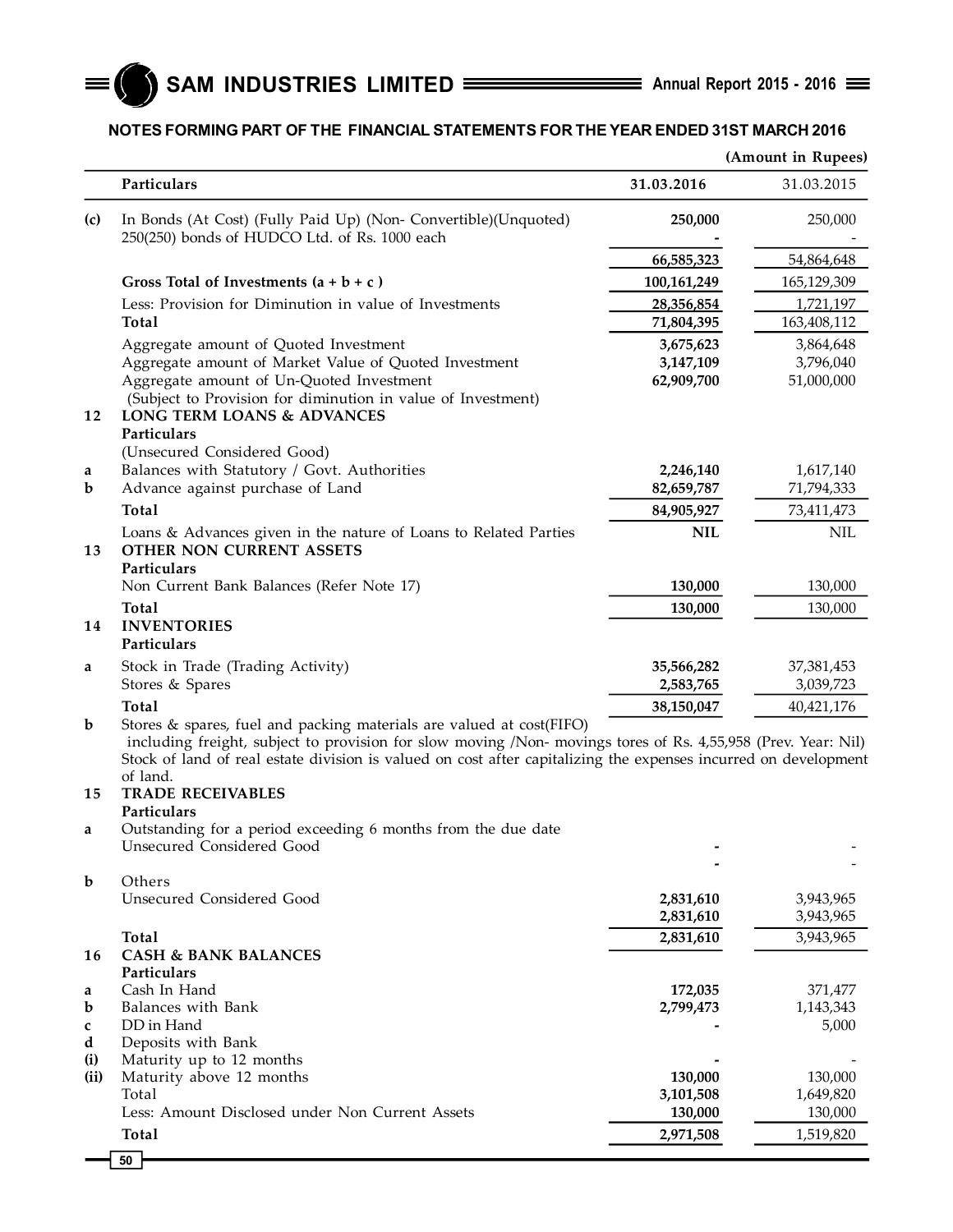## NOTES FORMING PART OF THE FINANCIAL STATEMENTS FOR THE YEAR ENDED 31ST MARCH 2016

(Amount in Rupees)

| | Particulars | 31.03.2016 | 31.03.2015 |
|---|---|---|---|
| (c) | In Bonds (At Cost) (Fully Paid Up) (Non- Convertible)(Unquoted) 250(250) bonds of HUDCO Ltd. of Rs. 1000 each | 250,000 | 250,000 |
| | | - | - |
| | | 66,585,323 | 54,864,648 |
| | **Gross Total of Investments (a + b + c )** | 100,161,249 | 165,129,309 |
| | Less: Provision for Diminution in value of Investments | 28,356,854 | 1,721,197 |
| | **Total** | 71,804,395 | 163,408,112 |
| | Aggregate amount of Quoted Investment | 3,675,623 | 3,864,648 |
| | Aggregate amount of Market Value of Quoted Investment | 3,147,109 | 3,796,040 |
| | Aggregate amount of Un-Quoted Investment | 62,909,700 | 51,000,000 |
| | (Subject to Provision for diminution in value of Investment) | | |
| **12** | **LONG TERM LOANS & ADVANCES** | | |
| | **Particulars** | | |
| | (Unsecured Considered Good) | | |
| a | Balances with Statutory / Govt. Authorities | 2,246,140 | 1,617,140 |
| b | Advance against purchase of Land | 82,659,787 | 71,794,333 |
| | **Total** | 84,905,927 | 73,411,473 |
| | Loans & Advances given in the nature of Loans to Related Parties | NIL | NIL |
| **13** | **OTHER NON CURRENT ASSETS** | | |
| | **Particulars** | | |
| | Non Current Bank Balances (Refer Note 17) | 130,000 | 130,000 |
| | **Total** | 130,000 | 130,000 |
| **14** | **INVENTORIES** | | |
| | **Particulars** | | |
| a | Stock in Trade (Trading Activity) | 35,566,282 | 37,381,453 |
| | Stores & Spares | 2,583,765 | 3,039,723 |
| | **Total** | 38,150,047 | 40,421,176 |

b Stores & spares, fuel and packing materials are valued at cost(FIFO) including freight, subject to provision for slow moving /Non- movings tores of Rs. 4,55,958 (Prev. Year: Nil) Stock of land of real estate division is valued on cost after capitalizing the expenses incurred on development of land.

| | Particulars | 31.03.2016 | 31.03.2015 |
|---|---|---|---|
| **15** | **TRADE RECEIVABLES** | | |
| | **Particulars** | | |
| a | Outstanding for a period exceeding 6 months from the due date | | |
| | Unsecured Considered Good | - | - |
| | | - | - |
| b | Others | | |
| | Unsecured Considered Good | 2,831,610 | 3,943,965 |
| | | 2,831,610 | 3,943,965 |
| | **Total** | 2,831,610 | 3,943,965 |
| **16** | **CASH & BANK BALANCES** | | |
| | **Particulars** | | |
| a | Cash In Hand | 172,035 | 371,477 |
| b | Balances with Bank | 2,799,473 | 1,143,343 |
| c | DD in Hand | - | 5,000 |
| d | Deposits with Bank | | |
| (i) | Maturity up to 12 months | - | - |
| (ii) | Maturity above 12 months | 130,000 | 130,000 |
| | Total | 3,101,508 | 1,649,820 |
| | Less: Amount Disclosed under Non Current Assets | 130,000 | 130,000 |
| | **Total** | 2,971,508 | 1,519,820 |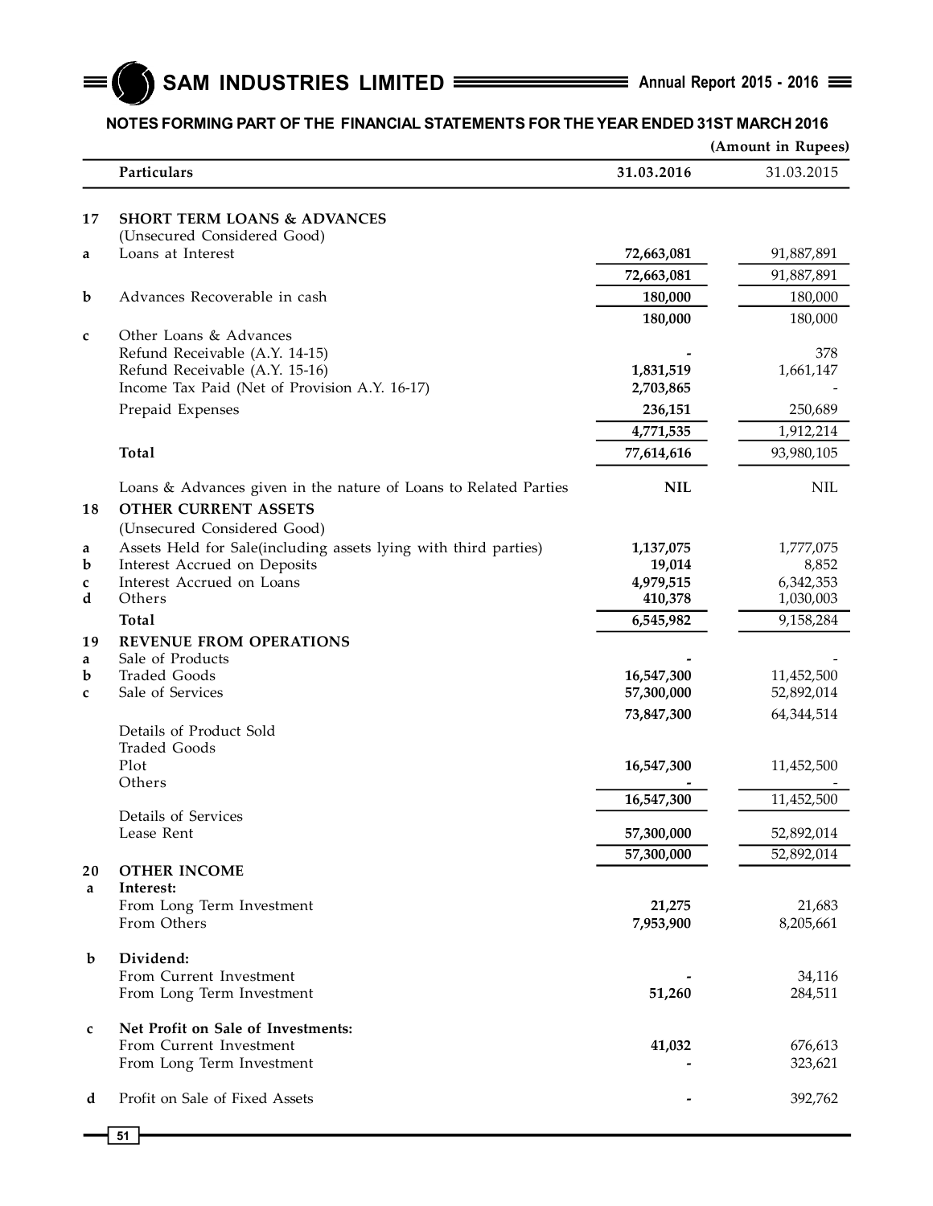## NOTES FORMING PART OF THE FINANCIAL STATEMENTS FOR THE YEAR ENDED 31ST MARCH 2016

(Amount in Rupees)

| | Particulars | 31.03.2016 | 31.03.2015 |
|---|---|---|---|
| **17** | **SHORT TERM LOANS & ADVANCES** | | |
| | (Unsecured Considered Good) | | |
| a | Loans at Interest | **72,663,081** | 91,887,891 |
| | | **72,663,081** | 91,887,891 |
| b | Advances Recoverable in cash | **180,000** | 180,000 |
| | | **180,000** | 180,000 |
| c | Other Loans & Advances | | |
| | Refund Receivable (A.Y. 14-15) | **-** | 378 |
| | Refund Receivable (A.Y. 15-16) | **1,831,519** | 1,661,147 |
| | Income Tax Paid (Net of Provision A.Y. 16-17) | **2,703,865** | - |
| | Prepaid Expenses | **236,151** | 250,689 |
| | | **4,771,535** | 1,912,214 |
| | **Total** | **77,614,616** | 93,980,105 |
| | Loans & Advances given in the nature of Loans to Related Parties | **NIL** | NIL |
| **18** | **OTHER CURRENT ASSETS** | | |
| | (Unsecured Considered Good) | | |
| a | Assets Held for Sale(including assets lying with third parties) | **1,137,075** | 1,777,075 |
| b | Interest Accrued on Deposits | **19,014** | 8,852 |
| c | Interest Accrued on Loans | **4,979,515** | 6,342,353 |
| d | Others | **410,378** | 1,030,003 |
| | **Total** | **6,545,982** | 9,158,284 |
| **19** | **REVENUE FROM OPERATIONS** | | |
| a | Sale of Products | **-** | - |
| b | Traded Goods | **16,547,300** | 11,452,500 |
| c | Sale of Services | **57,300,000** | 52,892,014 |
| | | **73,847,300** | 64,344,514 |
| | Details of Product Sold | | |
| | Traded Goods | | |
| | Plot | **16,547,300** | 11,452,500 |
| | Others | **-** | - |
| | | **16,547,300** | 11,452,500 |
| | Details of Services | | |
| | Lease Rent | **57,300,000** | 52,892,014 |
| | | **57,300,000** | 52,892,014 |
| **20** | **OTHER INCOME** | | |
| a | **Interest:** | | |
| | From Long Term Investment | **21,275** | 21,683 |
| | From Others | **7,953,900** | 8,205,661 |
| b | **Dividend:** | | |
| | From Current Investment | **-** | 34,116 |
| | From Long Term Investment | **51,260** | 284,511 |
| c | **Net Profit on Sale of Investments:** | | |
| | From Current Investment | **41,032** | 676,613 |
| | From Long Term Investment | **-** | 323,621 |
| d | Profit on Sale of Fixed Assets | **-** | 392,762 |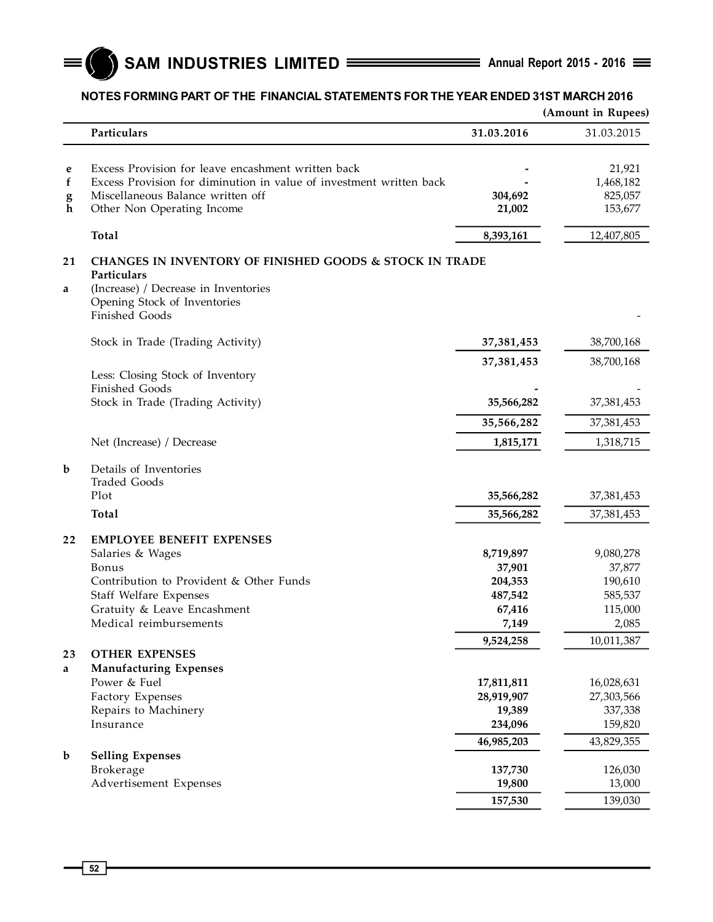## NOTES FORMING PART OF THE FINANCIAL STATEMENTS FOR THE YEAR ENDED 31ST MARCH 2016

(Amount in Rupees)

| | Particulars | 31.03.2016 | 31.03.2015 |
|---|---|---|---|
| e | Excess Provision for leave encashment written back | **-** | 21,921 |
| f | Excess Provision for diminution in value of investment written back | **-** | 1,468,182 |
| g | Miscellaneous Balance written off | **304,692** | 825,057 |
| h | Other Non Operating Income | **21,002** | 153,677 |
| | **Total** | **8,393,161** | 12,407,805 |
| **21** | **CHANGES IN INVENTORY OF FINISHED GOODS & STOCK IN TRADE** | | |
| | **Particulars** | | |
| a | (Increase) / Decrease in Inventories | | |
| | Opening Stock of Inventories | | |
| | Finished Goods | | - |
| | Stock in Trade (Trading Activity) | **37,381,453** | 38,700,168 |
| | | **37,381,453** | 38,700,168 |
| | Less: Closing Stock of Inventory | | |
| | Finished Goods | **-** | - |
| | Stock in Trade (Trading Activity) | **35,566,282** | 37,381,453 |
| | | **35,566,282** | 37,381,453 |
| | Net (Increase) / Decrease | **1,815,171** | 1,318,715 |
| b | Details of Inventories | | |
| | Traded Goods | | |
| | Plot | **35,566,282** | 37,381,453 |
| | **Total** | **35,566,282** | 37,381,453 |
| **22** | **EMPLOYEE BENEFIT EXPENSES** | | |
| | Salaries & Wages | **8,719,897** | 9,080,278 |
| | Bonus | **37,901** | 37,877 |
| | Contribution to Provident & Other Funds | **204,353** | 190,610 |
| | Staff Welfare Expenses | **487,542** | 585,537 |
| | Gratuity & Leave Encashment | **67,416** | 115,000 |
| | Medical reimbursements | **7,149** | 2,085 |
| | | **9,524,258** | 10,011,387 |
| **23** | **OTHER EXPENSES** | | |
| a | **Manufacturing Expenses** | | |
| | Power & Fuel | **17,811,811** | 16,028,631 |
| | Factory Expenses | **28,919,907** | 27,303,566 |
| | Repairs to Machinery | **19,389** | 337,338 |
| | Insurance | **234,096** | 159,820 |
| | | **46,985,203** | 43,829,355 |
| b | **Selling Expenses** | | |
| | Brokerage | **137,730** | 126,030 |
| | Advertisement Expenses | **19,800** | 13,000 |
| | | **157,530** | 139,030 |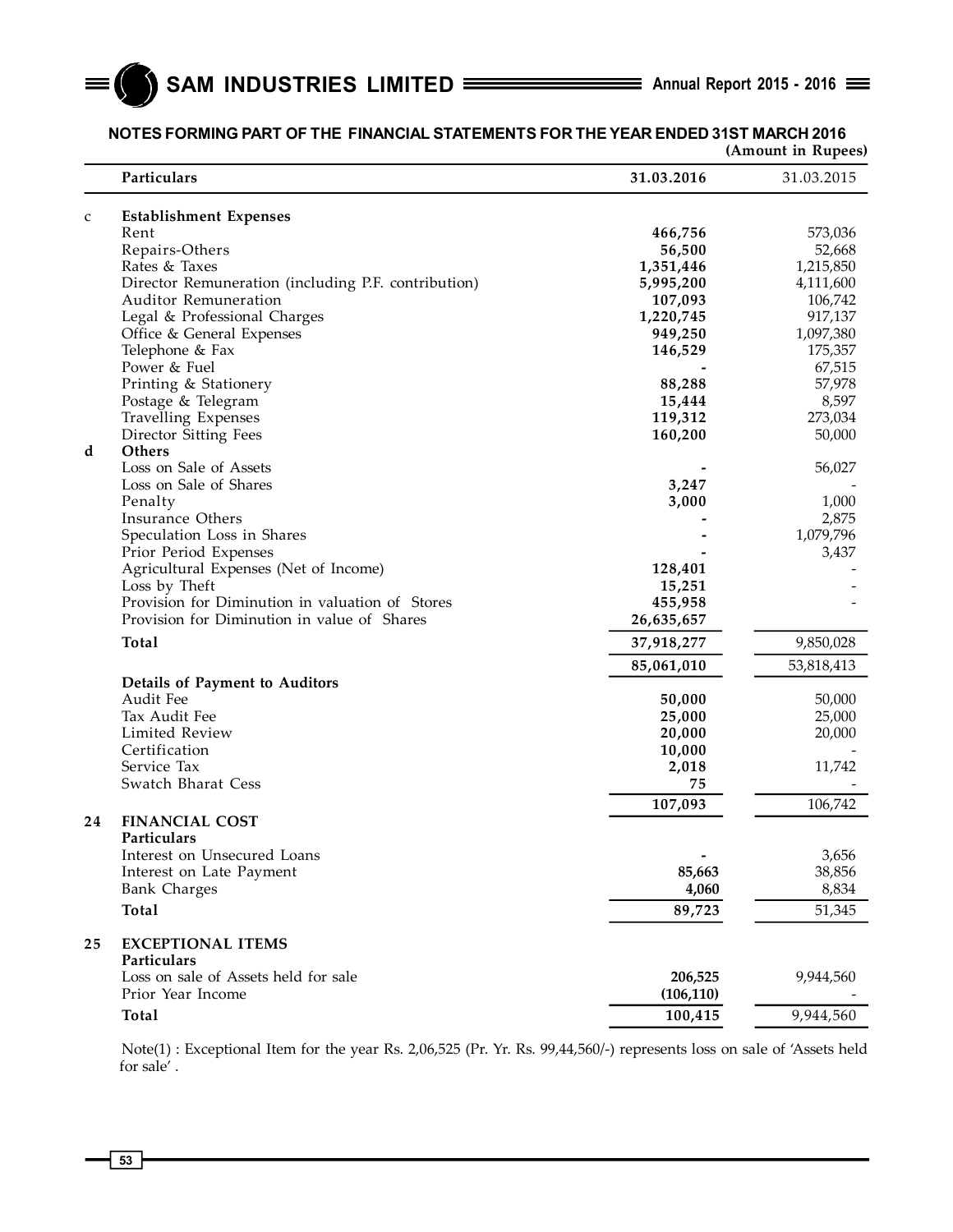## NOTES FORMING PART OF THE FINANCIAL STATEMENTS FOR THE YEAR ENDED 31ST MARCH 2016

(Amount in Rupees)

| | Particulars | 31.03.2016 | 31.03.2015 |
|---|---|---|---|
| c | **Establishment Expenses** | | |
| | Rent | **466,756** | 573,036 |
| | Repairs-Others | **56,500** | 52,668 |
| | Rates & Taxes | **1,351,446** | 1,215,850 |
| | Director Remuneration (including P.F. contribution) | **5,995,200** | 4,111,600 |
| | Auditor Remuneration | **107,093** | 106,742 |
| | Legal & Professional Charges | **1,220,745** | 917,137 |
| | Office & General Expenses | **949,250** | 1,097,380 |
| | Telephone & Fax | **146,529** | 175,357 |
| | Power & Fuel | **-** | 67,515 |
| | Printing & Stationery | **88,288** | 57,978 |
| | Postage & Telegram | **15,444** | 8,597 |
| | Travelling Expenses | **119,312** | 273,034 |
| | Director Sitting Fees | **160,200** | 50,000 |
| d | **Others** | | |
| | Loss on Sale of Assets | **-** | 56,027 |
| | Loss on Sale of Shares | **3,247** | - |
| | Penalty | **3,000** | 1,000 |
| | Insurance Others | **-** | 2,875 |
| | Speculation Loss in Shares | **-** | 1,079,796 |
| | Prior Period Expenses | **-** | 3,437 |
| | Agricultural Expenses (Net of Income) | **128,401** | - |
| | Loss by Theft | **15,251** | - |
| | Provision for Diminution in valuation of Stores | **455,958** | - |
| | Provision for Diminution in value of Shares | **26,635,657** | |
| | **Total** | **37,918,277** | 9,850,028 |
| | | **85,061,010** | 53,818,413 |
| | **Details of Payment to Auditors** | | |
| | Audit Fee | **50,000** | 50,000 |
| | Tax Audit Fee | **25,000** | 25,000 |
| | Limited Review | **20,000** | 20,000 |
| | Certification | **10,000** | - |
| | Service Tax | **2,018** | 11,742 |
| | Swatch Bharat Cess | **75** | - |
| | | **107,093** | 106,742 |
| **24** | **FINANCIAL COST** | | |
| | **Particulars** | | |
| | Interest on Unsecured Loans | **-** | 3,656 |
| | Interest on Late Payment | **85,663** | 38,856 |
| | Bank Charges | **4,060** | 8,834 |
| | **Total** | **89,723** | 51,345 |
| **25** | **EXCEPTIONAL ITEMS** | | |
| | **Particulars** | | |
| | Loss on sale of Assets held for sale | **206,525** | 9,944,560 |
| | Prior Year Income | **(106,110)** | - |
| | **Total** | **100,415** | 9,944,560 |

Note(1) : Exceptional Item for the year Rs. 2,06,525 (Pr. Yr. Rs. 99,44,560/-) represents loss on sale of 'Assets held for sale' .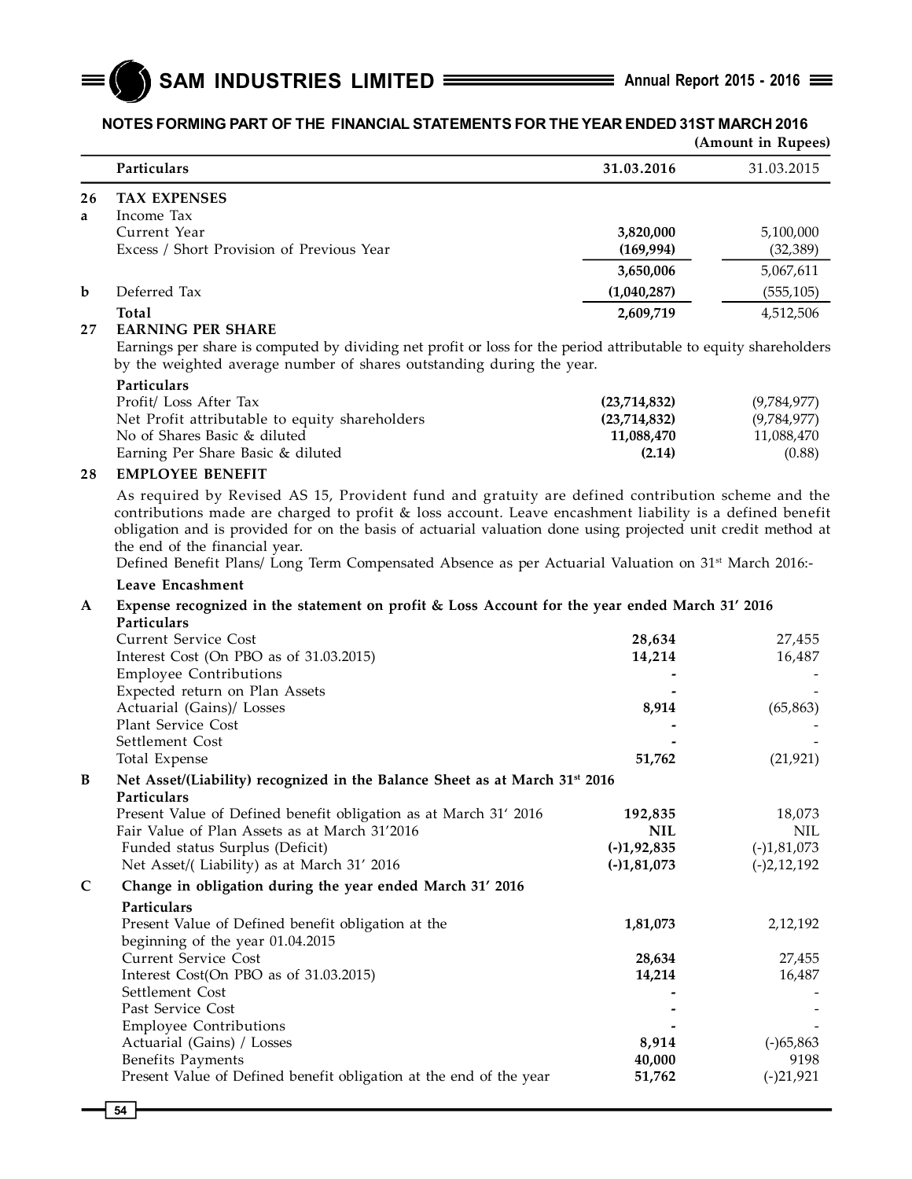## NOTES FORMING PART OF THE FINANCIAL STATEMENTS FOR THE YEAR ENDED 31ST MARCH 2016

(Amount in Rupees)

| | Particulars | 31.03.2016 | 31.03.2015 |
|---|---|---|---|
| **26** | **TAX EXPENSES** | | |
| **a** | Income Tax | | |
| | Current Year | **3,820,000** | 5,100,000 |
| | Excess / Short Provision of Previous Year | **(169,994)** | (32,389) |
| | | **3,650,006** | 5,067,611 |
| **b** | Deferred Tax | **(1,040,287)** | (555,105) |
| | **Total** | **2,609,719** | 4,512,506 |

### 27 EARNING PER SHARE

Earnings per share is computed by dividing net profit or loss for the period attributable to equity shareholders by the weighted average number of shares outstanding during the year.

| Particulars | | |
|---|---|---|
| Profit/ Loss After Tax | **(23,714,832)** | (9,784,977) |
| Net Profit attributable to equity shareholders | **(23,714,832)** | (9,784,977) |
| No of Shares Basic & diluted | **11,088,470** | 11,088,470 |
| Earning Per Share Basic & diluted | **(2.14)** | (0.88) |

### 28 EMPLOYEE BENEFIT

As required by Revised AS 15, Provident fund and gratuity are defined contribution scheme and the contributions made are charged to profit & loss account. Leave encashment liability is a defined benefit obligation and is provided for on the basis of actuarial valuation done using projected unit credit method at the end of the financial year.

Defined Benefit Plans/ Long Term Compensated Absence as per Actuarial Valuation on 31st March 2016:-

**Leave Encashment**

**A Expense recognized in the statement on profit & Loss Account for the year ended March 31' 2016**

| Particulars | | |
|---|---|---|
| Current Service Cost | **28,634** | 27,455 |
| Interest Cost (On PBO as of 31.03.2015) | **14,214** | 16,487 |
| Employee Contributions | **-** | - |
| Expected return on Plan Assets | **-** | - |
| Actuarial (Gains)/ Losses | **8,914** | (65,863) |
| Plant Service Cost | **-** | - |
| Settlement Cost | **-** | - |
| Total Expense | **51,762** | (21,921) |

**B Net Asset/(Liability) recognized in the Balance Sheet as at March 31st 2016**

| Particulars | | |
|---|---|---|
| Present Value of Defined benefit obligation as at March 31' 2016 | **192,835** | 18,073 |
| Fair Value of Plan Assets as at March 31'2016 | **NIL** | NIL |
| Funded status Surplus (Deficit) | **(-)1,92,835** | (-)1,81,073 |
| Net Asset/( Liability) as at March 31' 2016 | **(-)1,81,073** | (-)2,12,192 |

**C Change in obligation during the year ended March 31' 2016**

| Particulars | | |
|---|---|---|
| Present Value of Defined benefit obligation at the beginning of the year 01.04.2015 | **1,81,073** | 2,12,192 |
| Current Service Cost | **28,634** | 27,455 |
| Interest Cost(On PBO as of 31.03.2015) | **14,214** | 16,487 |
| Settlement Cost | **-** | - |
| Past Service Cost | **-** | - |
| Employee Contributions | **-** | - |
| Actuarial (Gains) / Losses | **8,914** | (-)65,863 |
| Benefits Payments | **40,000** | 9198 |
| Present Value of Defined benefit obligation at the end of the year | **51,762** | (-)21,921 |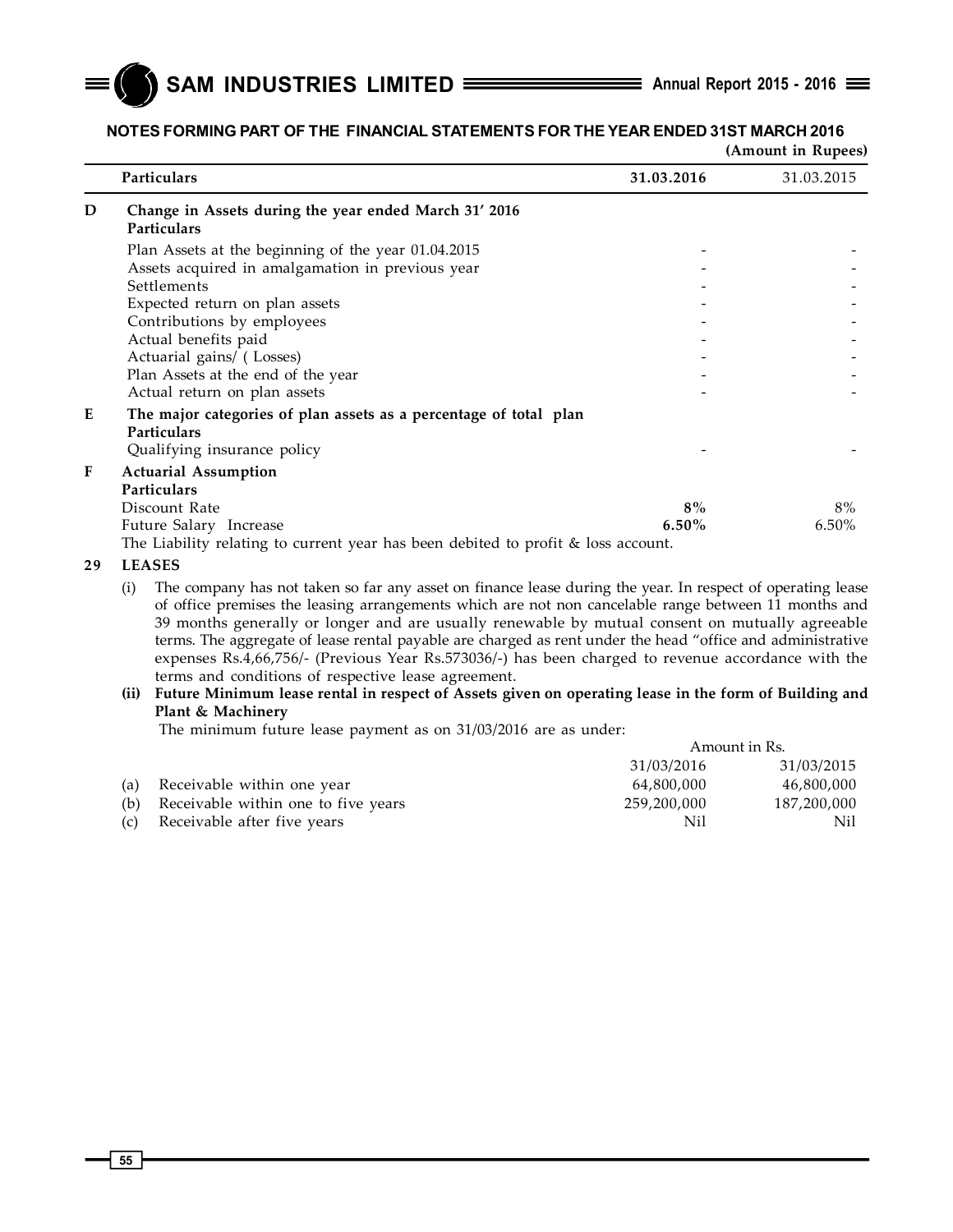## NOTES FORMING PART OF THE FINANCIAL STATEMENTS FOR THE YEAR ENDED 31ST MARCH 2016

(Amount in Rupees)

| | Particulars | 31.03.2016 | 31.03.2015 |
|---|---|---|---|
| **D** | **Change in Assets during the year ended March 31' 2016** | | |
| | **Particulars** | | |
| | Plan Assets at the beginning of the year 01.04.2015 | - | - |
| | Assets acquired in amalgamation in previous year | - | - |
| | Settlements | - | - |
| | Expected return on plan assets | - | - |
| | Contributions by employees | - | - |
| | Actual benefits paid | - | - |
| | Actuarial gains/ ( Losses) | - | - |
| | Plan Assets at the end of the year | - | - |
| | Actual return on plan assets | - | - |
| **E** | **The major categories of plan assets as a percentage of total plan** | | |
| | **Particulars** | | |
| | Qualifying insurance policy | - | - |
| **F** | **Actuarial Assumption** | | |
| | **Particulars** | | |
| | Discount Rate | **8%** | 8% |
| | Future Salary Increase | **6.50%** | 6.50% |

The Liability relating to current year has been debited to profit & loss account.

### 29 LEASES

(i) The company has not taken so far any asset on finance lease during the year. In respect of operating lease of office premises the leasing arrangements which are not non cancelable range between 11 months and 39 months generally or longer and are usually renewable by mutual consent on mutually agreeable terms. The aggregate of lease rental payable are charged as rent under the head "office and administrative expenses Rs.4,66,756/- (Previous Year Rs.573036/-) has been charged to revenue accordance with the terms and conditions of respective lease agreement.

**(ii) Future Minimum lease rental in respect of Assets given on operating lease in the form of Building and Plant & Machinery**

The minimum future lease payment as on 31/03/2016 are as under:

| | | Amount in Rs. | |
|---|---|---|---|
| | | 31/03/2016 | 31/03/2015 |
| (a) | Receivable within one year | 64,800,000 | 46,800,000 |
| (b) | Receivable within one to five years | 259,200,000 | 187,200,000 |
| (c) | Receivable after five years | Nil | Nil |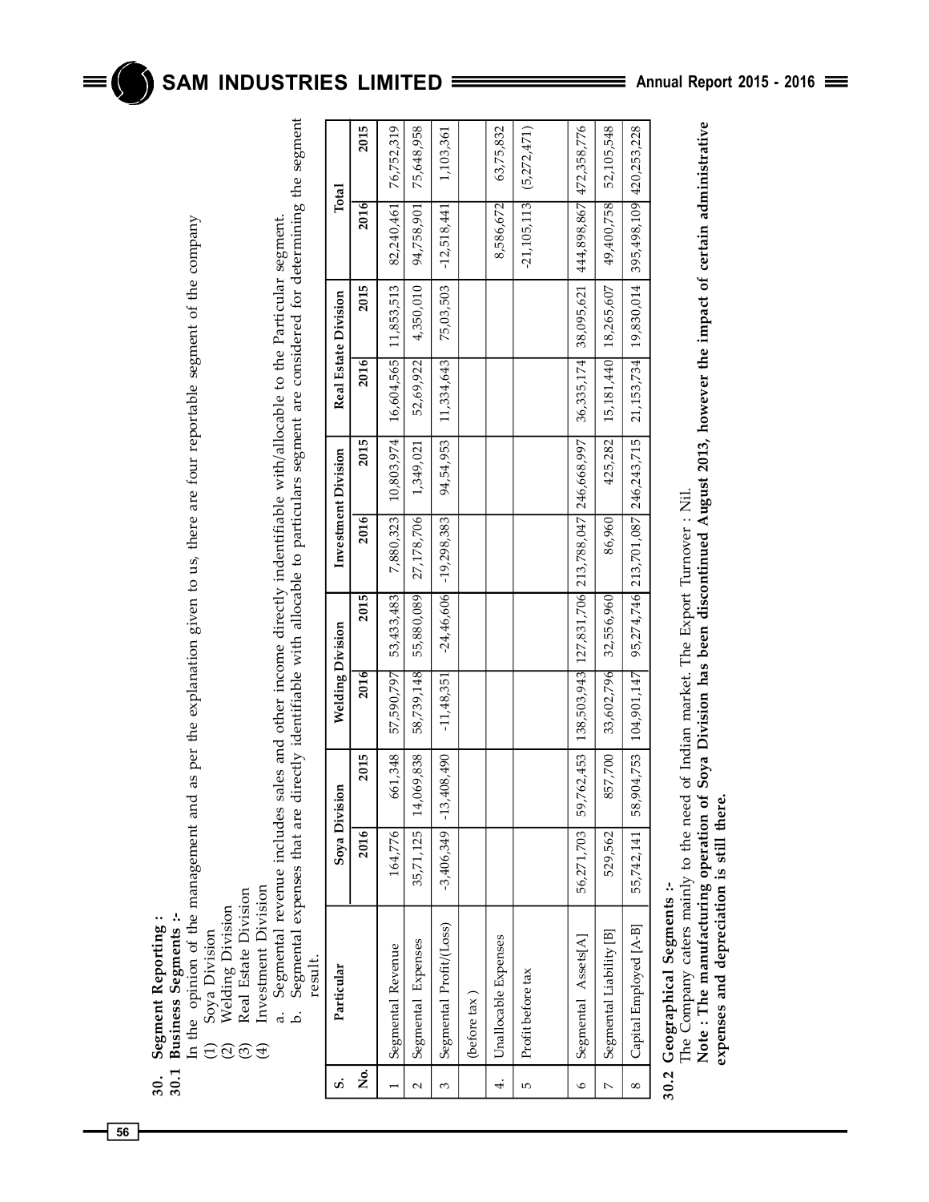## 30. Segment Reporting :

### 30.1 Business Segments :-

In the opinion of the management and as per the explanation given to us, there are four reportable segment of the company

(1) Soya Division
(2) Welding Division
(3) Real Estate Division
(4) Investment Division

a. Segmental revenue includes sales and other income directly indentifiable with/allocable to the Particular segment.
b. Segmental expenses that are directly identifiable with allocable to particulars segment are considered for determining the segment result.

| S. No. | Particular | Soya Division | | Welding Division | | Investment Division | | Real Estate Division | | Total | |
|---|---|---|---|---|---|---|---|---|---|---|---|
| | | 2016 | 2015 | 2016 | 2015 | 2016 | 2015 | 2016 | 2015 | 2016 | 2015 |
| 1 | Segmental Revenue | 164,776 | 661,348 | 57,590,797 | 53,433,483 | 7,880,323 | 10,803,974 | 16,604,565 | 11,853,513 | 82,240,461 | 76,752,319 |
| 2 | Segmental Expenses | 35,71,125 | 14,069,838 | 58,739,148 | 55,880,089 | 27,178,706 | 1,349,021 | 52,69,922 | 4,350,010 | 94,758,901 | 75,648,958 |
| 3 | Segmental Profit/(Loss) (before tax ) | -3,406,349 | -13,408,490 | -11,48,351 | -24,46,606 | -19,298,383 | 94,54,953 | 11,334,643 | 75,03,503 | -12,518,441 | 1,103,361 |
| 4. | Unallocable Expenses | | | | | | | | | 8,586,672 | 63,75,832 |
| 5 | Profit before tax | | | | | | | | | -21,105,113 | (5,272,471) |
| 6 | Segmental Assets[A] | 56,271,703 | 59,762,453 | 138,503,943 | 127,831,706 | 213,788,047 | 246,668,997 | 36,335,174 | 38,095,621 | 444,898,867 | 472,358,776 |
| 7 | Segmental Liability [B] | 529,562 | 857,700 | 33,602,796 | 32,556,960 | 86,960 | 425,282 | 15,181,440 | 18,265,607 | 49,400,758 | 52,105,548 |
| 8 | Capital Employed [A-B] | 55,742,141 | 58,904,753 | 104,901,147 | 95,274,746 | 213,701,087 | 246,243,715 | 21,153,734 | 19,830,014 | 395,498,109 | 420,253,228 |

### 30.2 Geographical Segments :-

The Company caters mainly to the need of Indian market. The Export Turnover : Nil.

**Note : The manufacturing operation of Soya Division has been discontinued August 2013, however the impact of certain administrative expenses and depreciation is still there.**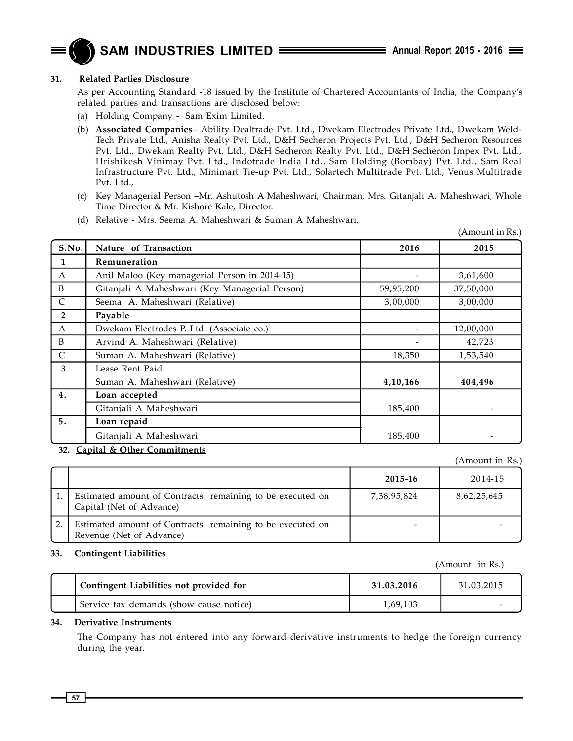**31. Related Parties Disclosure**

As per Accounting Standard -18 issued by the Institute of Chartered Accountants of India, the Company's related parties and transactions are disclosed below:

(a) Holding Company - Sam Exim Limited.

(b) **Associated Companies**– Ability Dealtrade Pvt. Ltd., Dwekam Electrodes Private Ltd., Dwekam Weld-Tech Private Ltd., Anisha Realty Pvt. Ltd., D&H Secheron Projects Pvt. Ltd., D&H Secheron Resources Pvt. Ltd., Dwekam Realty Pvt. Ltd., D&H Secheron Realty Pvt. Ltd., D&H Secheron Impex Pvt. Ltd., Hrishikesh Vinimay Pvt. Ltd., Indotrade India Ltd., Sam Holding (Bombay) Pvt. Ltd., Sam Real Infrastructure Pvt. Ltd., Minimart Tie-up Pvt. Ltd., Solartech Multitrade Pvt. Ltd., Venus Multitrade Pvt. Ltd.,

(c) Key Managerial Person –Mr. Ashutosh A Maheshwari, Chairman, Mrs. Gitanjali A. Maheshwari, Whole Time Director & Mr. Kishore Kale, Director.

(d) Relative - Mrs. Seema A. Maheshwari & Suman A Maheshwari.

(Amount in Rs.)

| S.No. | Nature of Transaction | 2016 | 2015 |
|---|---|---|---|
| **1** | **Remuneration** | | |
| A | Anil Maloo (Key managerial Person in 2014-15) | - | 3,61,600 |
| B | Gitanjali A Maheshwari (Key Managerial Person) | 59,95,200 | 37,50,000 |
| C | Seema A. Maheshwari (Relative) | 3,00,000 | 3,00,000 |
| **2** | **Payable** | | |
| A | Dwekam Electrodes P. Ltd. (Associate co.) | - | 12,00,000 |
| B | Arvind A. Maheshwari (Relative) | - | 42,723 |
| C | Suman A. Maheshwari (Relative) | 18,350 | 1,53,540 |
| 3 | Lease Rent Paid | | |
| | Suman A. Maheshwari (Relative) | **4,10,166** | **404,496** |
| **4.** | **Loan accepted** | | |
| | Gitanjali A Maheshwari | 185,400 | - |
| **5.** | **Loan repaid** | | |
| | Gitanjali A Maheshwari | 185,400 | - |

**32. Capital & Other Commitments**

(Amount in Rs.)

| | | 2015-16 | 2014-15 |
|---|---|---|---|
| 1. | Estimated amount of Contracts remaining to be executed on Capital (Net of Advance) | 7,38,95,824 | 8,62,25,645 |
| 2. | Estimated amount of Contracts remaining to be executed on Revenue (Net of Advance) | - | - |

**33. Contingent Liabilities**

(Amount in Rs.)

| | Contingent Liabilities not provided for | 31.03.2016 | 31.03.2015 |
|---|---|---|---|
| | Service tax demands (show cause notice) | 1,69,103 | - |

**34. Derivative Instruments**

The Company has not entered into any forward derivative instruments to hedge the foreign currency during the year.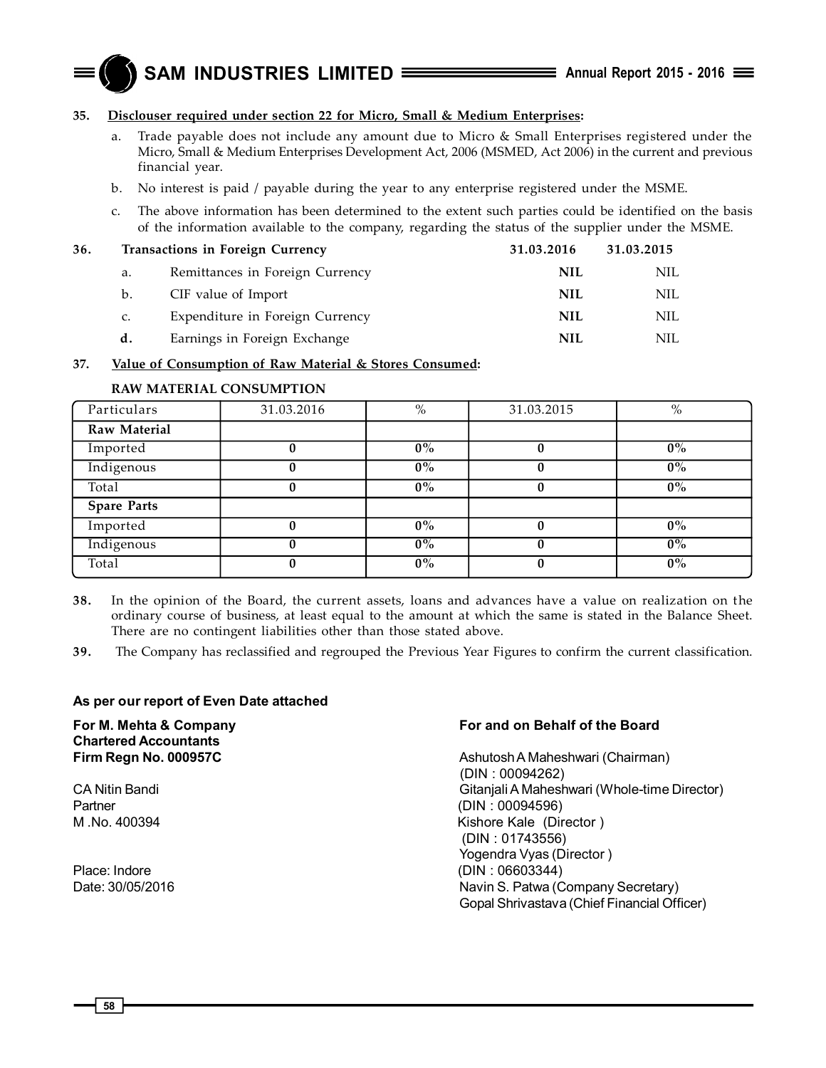**35. Disclouser required under section 22 for Micro, Small & Medium Enterprises:**

a. Trade payable does not include any amount due to Micro & Small Enterprises registered under the Micro, Small & Medium Enterprises Development Act, 2006 (MSMED, Act 2006) in the current and previous financial year.

b. No interest is paid / payable during the year to any enterprise registered under the MSME.

c. The above information has been determined to the extent such parties could be identified on the basis of the information available to the company, regarding the status of the supplier under the MSME.

**36. Transactions in Foreign Currency**

| | Transactions in Foreign Currency | 31.03.2016 | 31.03.2015 |
|---|---|---|---|
| a. | Remittances in Foreign Currency | **NIL** | NIL |
| b. | CIF value of Import | **NIL** | NIL |
| c. | Expenditure in Foreign Currency | **NIL** | NIL |
| **d.** | Earnings in Foreign Exchange | **NIL** | NIL |

**37. Value of Consumption of Raw Material & Stores Consumed:**

**RAW MATERIAL CONSUMPTION**

| Particulars | 31.03.2016 | % | 31.03.2015 | % |
|---|---|---|---|---|
| **Raw Material** | | | | |
| Imported | **0** | **0%** | **0** | **0%** |
| Indigenous | **0** | **0%** | **0** | **0%** |
| Total | **0** | **0%** | **0** | **0%** |
| **Spare Parts** | | | | |
| Imported | **0** | **0%** | **0** | **0%** |
| Indigenous | **0** | **0%** | **0** | **0%** |
| Total | **0** | **0%** | **0** | **0%** |

**38.** In the opinion of the Board, the current assets, loans and advances have a value on realization on the ordinary course of business, at least equal to the amount at which the same is stated in the Balance Sheet. There are no contingent liabilities other than those stated above.

**39.** The Company has reclassified and regrouped the Previous Year Figures to confirm the current classification.

**As per our report of Even Date attached**

**For M. Mehta & Company**
**Chartered Accountants**
**Firm Regn No. 000957C**

CA Nitin Bandi
Partner
M .No. 400394

Place: Indore
Date: 30/05/2016

**For and on Behalf of the Board**

Ashutosh A Maheshwari (Chairman)
(DIN : 00094262)
Gitanjali A Maheshwari (Whole-time Director)
(DIN : 00094596)
Kishore Kale (Director )
(DIN : 01743556)
Yogendra Vyas (Director )
(DIN : 06603344)
Navin S. Patwa (Company Secretary)
Gopal Shrivastava (Chief Financial Officer)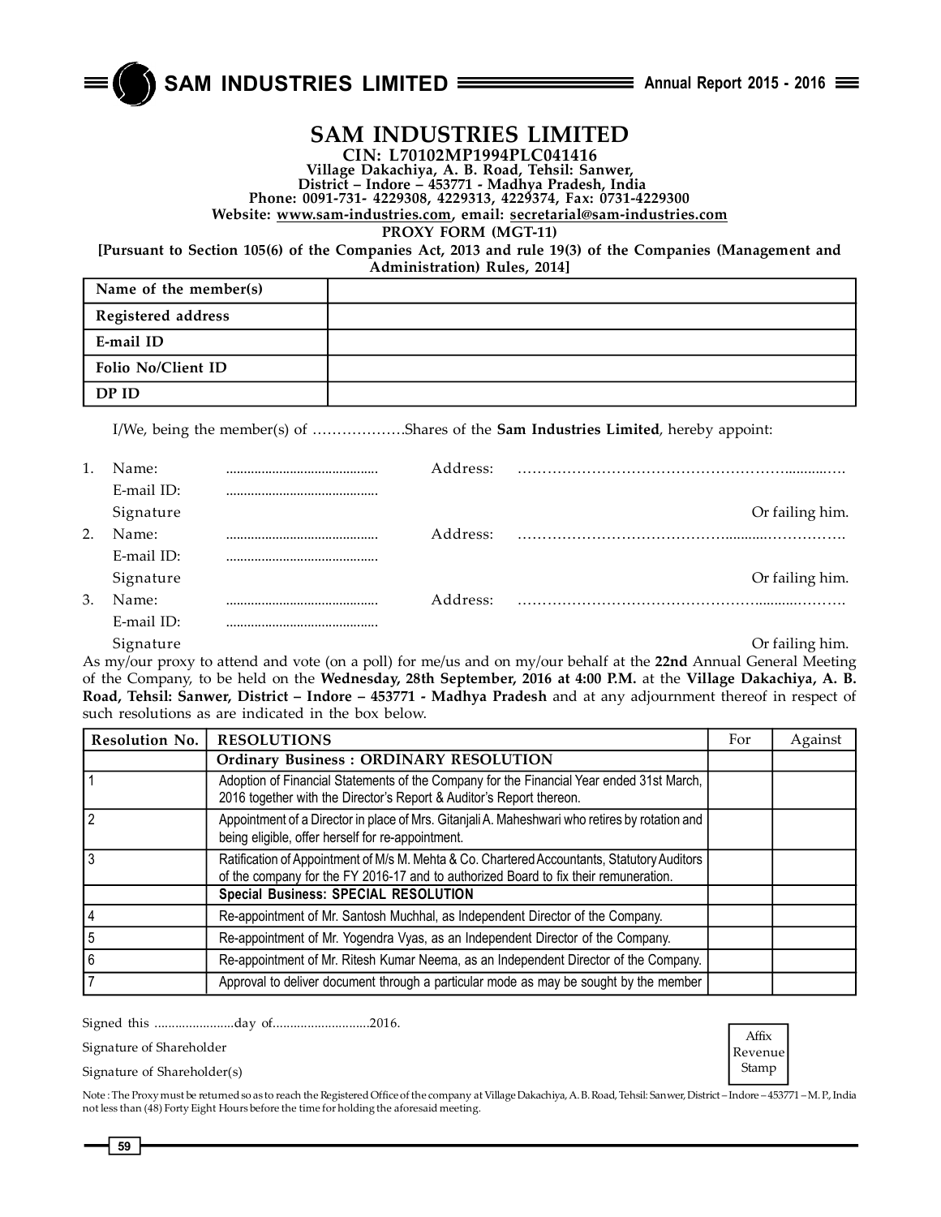# SAM INDUSTRIES LIMITED

**CIN: L70102MP1994PLC041416**
**Village Dakachiya, A. B. Road, Tehsil: Sanwer,**
**District – Indore – 453771 - Madhya Pradesh, India**
**Phone: 0091-731- 4229308, 4229313, 4229374, Fax: 0731-4229300**
**Website: www.sam-industries.com, email: secretarial@sam-industries.com**

**PROXY FORM (MGT-11)**

**[Pursuant to Section 105(6) of the Companies Act, 2013 and rule 19(3) of the Companies (Management and Administration) Rules, 2014]**

| Name of the member(s) | |
|---|---|
| Registered address | |
| E-mail ID | |
| Folio No/Client ID | |
| DP ID | |

I/We, being the member(s) of ………………Shares of the **Sam Industries Limited**, hereby appoint:

1. Name: .......................................... Address: …………………………………………………..........….
   E-mail ID: ..........................................
   Signature Or failing him.
2. Name: .......................................... Address: ……………………………………..........…………….
   E-mail ID: ..........................................
   Signature Or failing him.
3. Name: .......................................... Address: …………………………………………........…….….
   E-mail ID: ..........................................
   Signature Or failing him.

As my/our proxy to attend and vote (on a poll) for me/us and on my/our behalf at the **22nd** Annual General Meeting of the Company, to be held on the **Wednesday, 28th September, 2016 at 4:00 P.M.** at the **Village Dakachiya, A. B. Road, Tehsil: Sanwer, District – Indore – 453771 - Madhya Pradesh** and at any adjournment thereof in respect of such resolutions as are indicated in the box below.

| Resolution No. | RESOLUTIONS | For | Against |
|---|---|---|---|
| | **Ordinary Business : ORDINARY RESOLUTION** | | |
| 1 | Adoption of Financial Statements of the Company for the Financial Year ended 31st March, 2016 together with the Director's Report & Auditor's Report thereon. | | |
| 2 | Appointment of a Director in place of Mrs. Gitanjali A. Maheshwari who retires by rotation and being eligible, offer herself for re-appointment. | | |
| 3 | Ratification of Appointment of M/s M. Mehta & Co. Chartered Accountants, Statutory Auditors of the company for the FY 2016-17 and to authorized Board to fix their remuneration. | | |
| | **Special Business: SPECIAL RESOLUTION** | | |
| 4 | Re-appointment of Mr. Santosh Muchhal, as Independent Director of the Company. | | |
| 5 | Re-appointment of Mr. Yogendra Vyas, as an Independent Director of the Company. | | |
| 6 | Re-appointment of Mr. Ritesh Kumar Neema, as an Independent Director of the Company. | | |
| 7 | Approval to deliver document through a particular mode as may be sought by the member | | |

Signed this .......................day of...........................2016.

Signature of Shareholder

Signature of Shareholder(s)

Affix Revenue Stamp

Note : The Proxy must be returned so as to reach the Registered Office of the company at Village Dakachiya, A. B. Road, Tehsil: Sanwer, District – Indore – 453771 – M. P., India not less than (48) Forty Eight Hours before the time for holding the aforesaid meeting.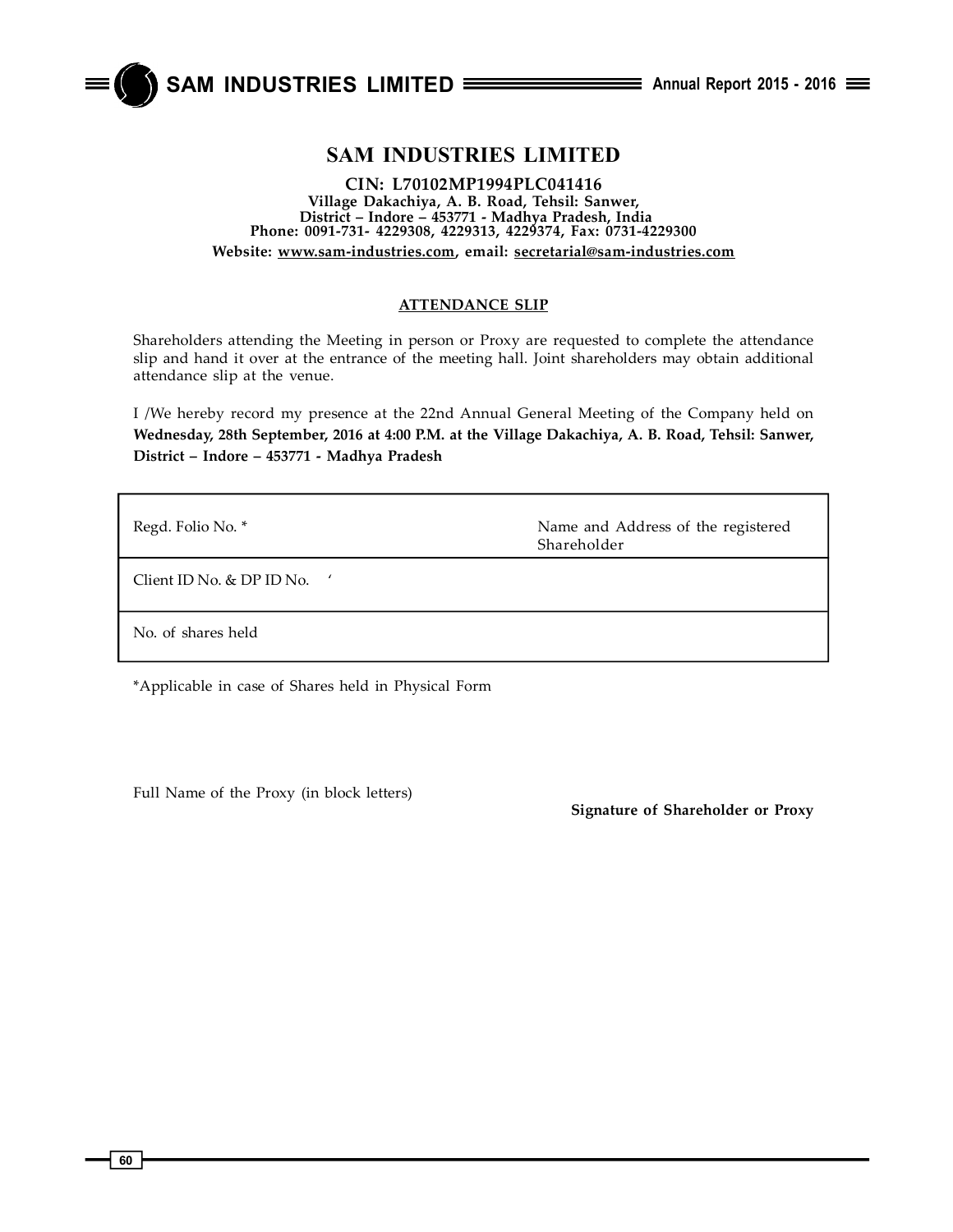# SAM INDUSTRIES LIMITED

**CIN: L70102MP1994PLC041416**
**Village Dakachiya, A. B. Road, Tehsil: Sanwer,**
**District – Indore – 453771 - Madhya Pradesh, India**
**Phone: 0091-731- 4229308, 4229313, 4229374, Fax: 0731-4229300**
**Website: www.sam-industries.com, email: secretarial@sam-industries.com**

## ATTENDANCE SLIP

Shareholders attending the Meeting in person or Proxy are requested to complete the attendance slip and hand it over at the entrance of the meeting hall. Joint shareholders may obtain additional attendance slip at the venue.

I /We hereby record my presence at the 22nd Annual General Meeting of the Company held on **Wednesday, 28th September, 2016 at 4:00 P.M. at the Village Dakachiya, A. B. Road, Tehsil: Sanwer, District – Indore – 453771 - Madhya Pradesh**

| Regd. Folio No. * | Name and Address of the registered Shareholder |
|---|---|
| Client ID No. & DP ID No. ' | |
| No. of shares held | |

*Applicable in case of Shares held in Physical Form

Full Name of the Proxy (in block letters)

**Signature of Shareholder or Proxy**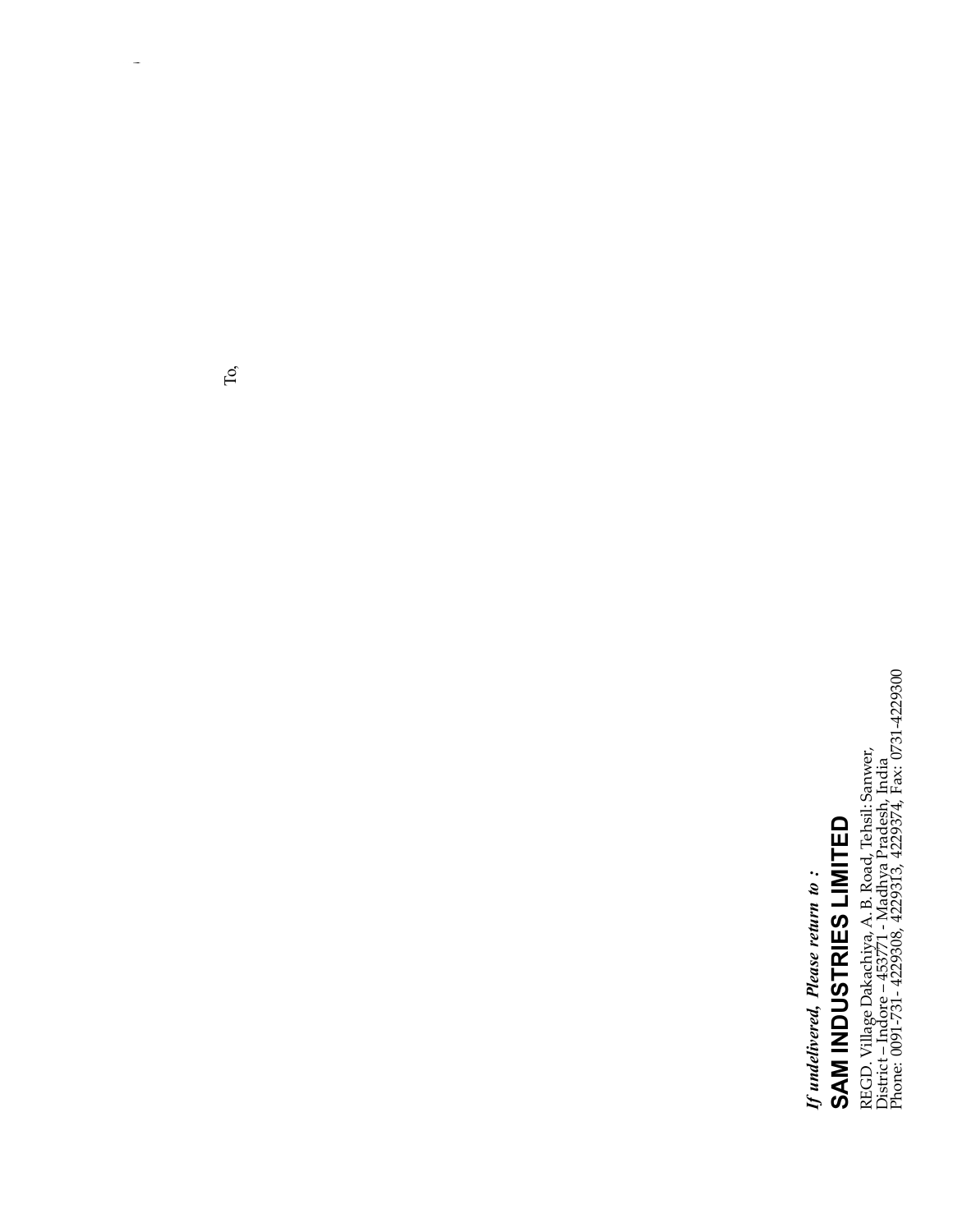To,

*If undelivered, Please return to :*

**SAM INDUSTRIES LIMITED**

REGD. Village Dakachiya, A. B. Road, Tehsil: Sanwer,
District – Indore – 453771 - Madhya Pradesh, India
Phone: 0091-731- 4229308, 4229313, 4229374, Fax: 0731-4229300